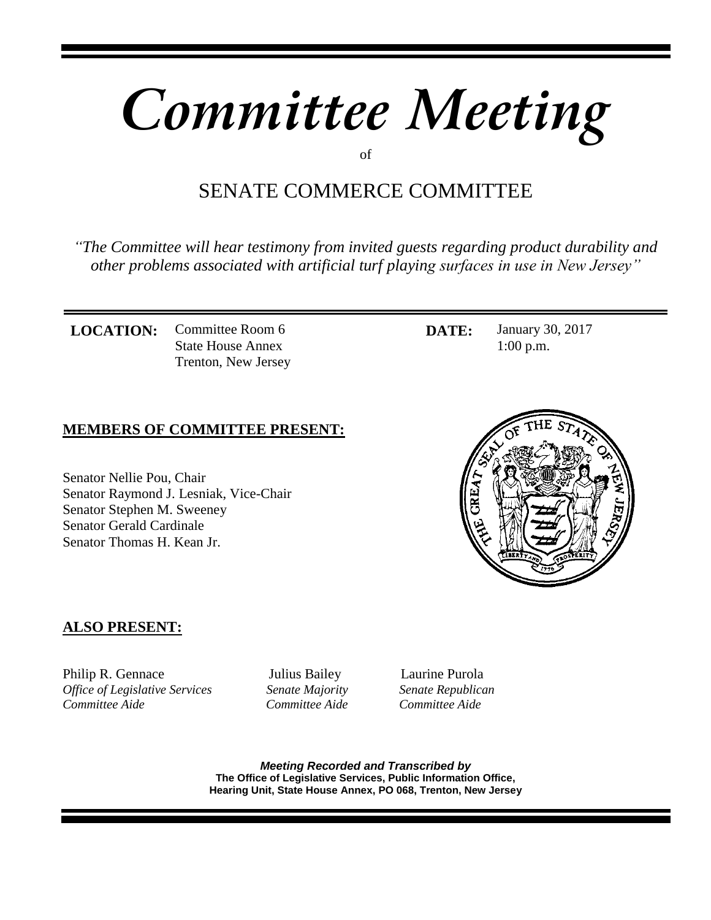# *Committee Meeting*

of

## SENATE COMMERCE COMMITTEE

*"The Committee will hear testimony from invited guests regarding product durability and other problems associated with artificial turf playing surfaces in use in New Jersey"*

**LOCATION:** Committee Room 6
State House Annex
Trenton, New Jersey

**DATE:** January 30, 2017
1:00 p.m.

**MEMBERS OF COMMITTEE PRESENT:**

Senator Nellie Pou, Chair
Senator Raymond J. Lesniak, Vice-Chair
Senator Stephen M. Sweeney
Senator Gerald Cardinale
Senator Thomas H. Kean Jr.

**ALSO PRESENT:**

Philip R. Gennace
*Office of Legislative Services*
*Committee Aide*

Julius Bailey
*Senate Majority*
*Committee Aide*

Laurine Purola
*Senate Republican*
*Committee Aide*

***Meeting Recorded and Transcribed by***
**The Office of Legislative Services, Public Information Office,**
**Hearing Unit, State House Annex, PO 068, Trenton, New Jersey**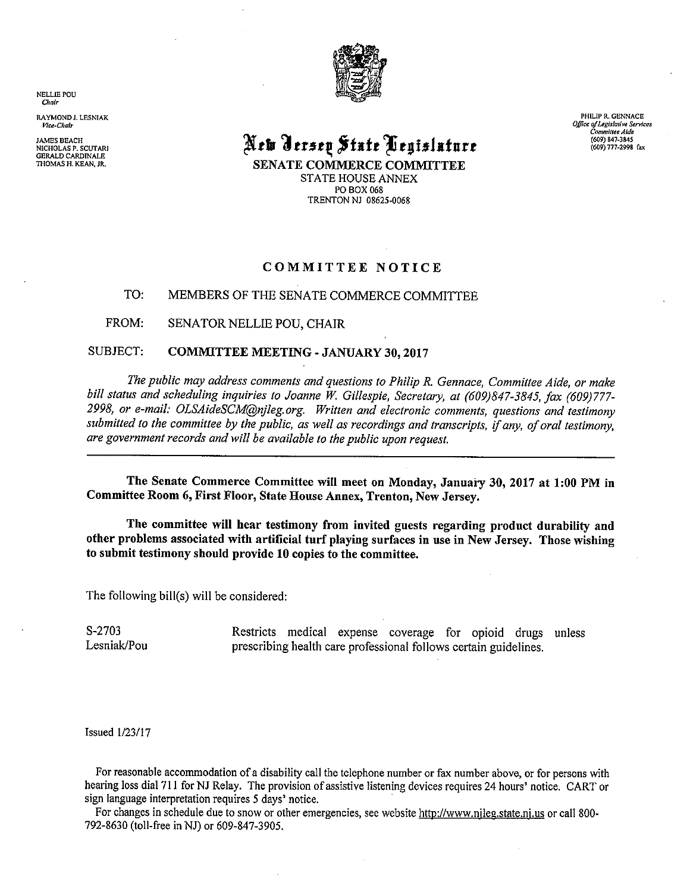NELLIE POU
*Chair*

RAYMOND J. LESNIAK
*Vice-Chair*

JAMES BEACH
NICHOLAS P. SCUTARI
GERALD CARDINALE
THOMAS H. KEAN, JR.

# New Jersey State Legislature

## SENATE COMMERCE COMMITTEE

STATE HOUSE ANNEX
PO BOX 068
TRENTON NJ 08625-0068

PHILIP R. GENNACE
*Office of Legislative Services*
*Committee Aide*
(609) 847-3845
(609) 777-2998 fax

## COMMITTEE NOTICE

TO: MEMBERS OF THE SENATE COMMERCE COMMITTEE

FROM: SENATOR NELLIE POU, CHAIR

SUBJECT: **COMMITTEE MEETING - JANUARY 30, 2017**

*The public may address comments and questions to Philip R. Gennace, Committee Aide, or make bill status and scheduling inquiries to Joanne W. Gillespie, Secretary, at (609)847-3845, fax (609)777-2998, or e-mail: OLSAideSCM@njleg.org. Written and electronic comments, questions and testimony submitted to the committee by the public, as well as recordings and transcripts, if any, of oral testimony, are government records and will be available to the public upon request.*

---

**The Senate Commerce Committee will meet on Monday, January 30, 2017 at 1:00 PM in Committee Room 6, First Floor, State House Annex, Trenton, New Jersey.**

**The committee will hear testimony from invited guests regarding product durability and other problems associated with artificial turf playing surfaces in use in New Jersey. Those wishing to submit testimony should provide 10 copies to the committee.**

The following bill(s) will be considered:

S-2703
Lesniak/Pou

Restricts medical expense coverage for opioid drugs unless prescribing health care professional follows certain guidelines.

Issued 1/23/17

For reasonable accommodation of a disability call the telephone number or fax number above, or for persons with hearing loss dial 711 for NJ Relay. The provision of assistive listening devices requires 24 hours' notice. CART or sign language interpretation requires 5 days' notice.

For changes in schedule due to snow or other emergencies, see website http://www.njleg.state.nj.us or call 800-792-8630 (toll-free in NJ) or 609-847-3905.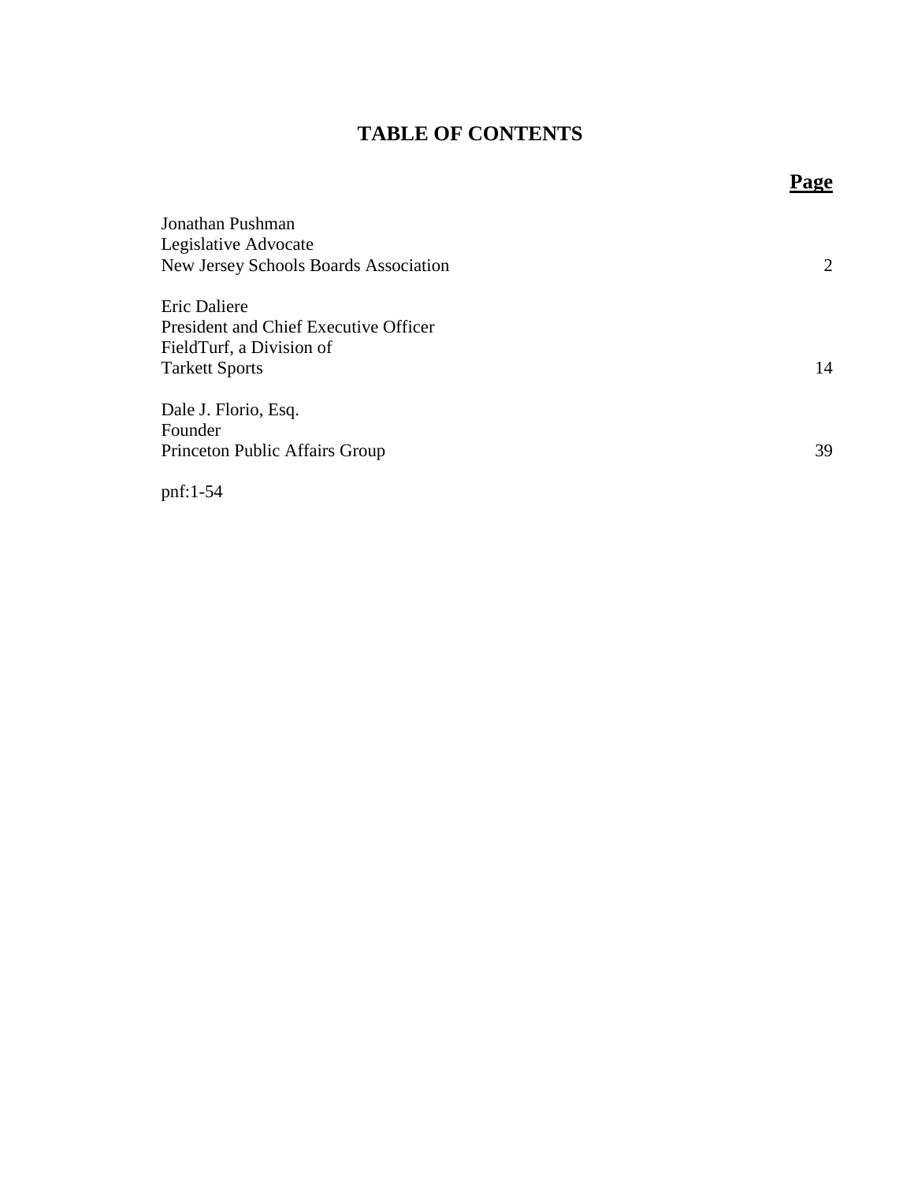# TABLE OF CONTENTS

| | **Page** |
|---|---|
| Jonathan Pushman<br>Legislative Advocate<br>New Jersey Schools Boards Association | 2 |
| Eric Daliere<br>President and Chief Executive Officer<br>FieldTurf, a Division of<br>Tarkett Sports | 14 |
| Dale J. Florio, Esq.<br>Founder<br>Princeton Public Affairs Group | 39 |

pnf:1-54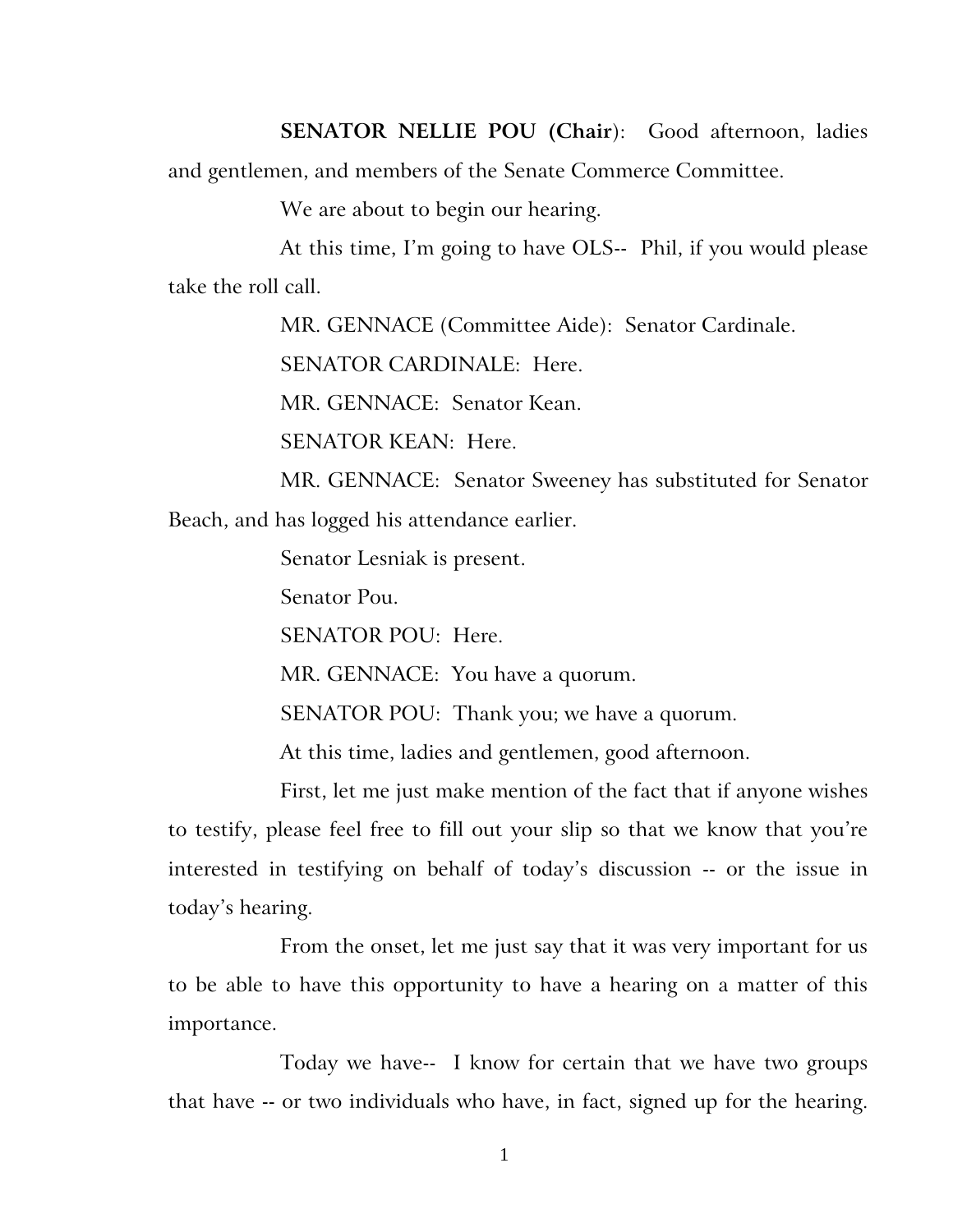**SENATOR NELLIE POU (Chair**): Good afternoon, ladies and gentlemen, and members of the Senate Commerce Committee.

We are about to begin our hearing.

At this time, I'm going to have OLS-- Phil, if you would please take the roll call.

MR. GENNACE (Committee Aide): Senator Cardinale.

SENATOR CARDINALE: Here.

MR. GENNACE: Senator Kean.

SENATOR KEAN: Here.

MR. GENNACE: Senator Sweeney has substituted for Senator Beach, and has logged his attendance earlier.

Senator Lesniak is present.

Senator Pou.

SENATOR POU: Here.

MR. GENNACE: You have a quorum.

SENATOR POU: Thank you; we have a quorum.

At this time, ladies and gentlemen, good afternoon.

First, let me just make mention of the fact that if anyone wishes to testify, please feel free to fill out your slip so that we know that you're interested in testifying on behalf of today's discussion -- or the issue in today's hearing.

From the onset, let me just say that it was very important for us to be able to have this opportunity to have a hearing on a matter of this importance.

Today we have-- I know for certain that we have two groups that have -- or two individuals who have, in fact, signed up for the hearing.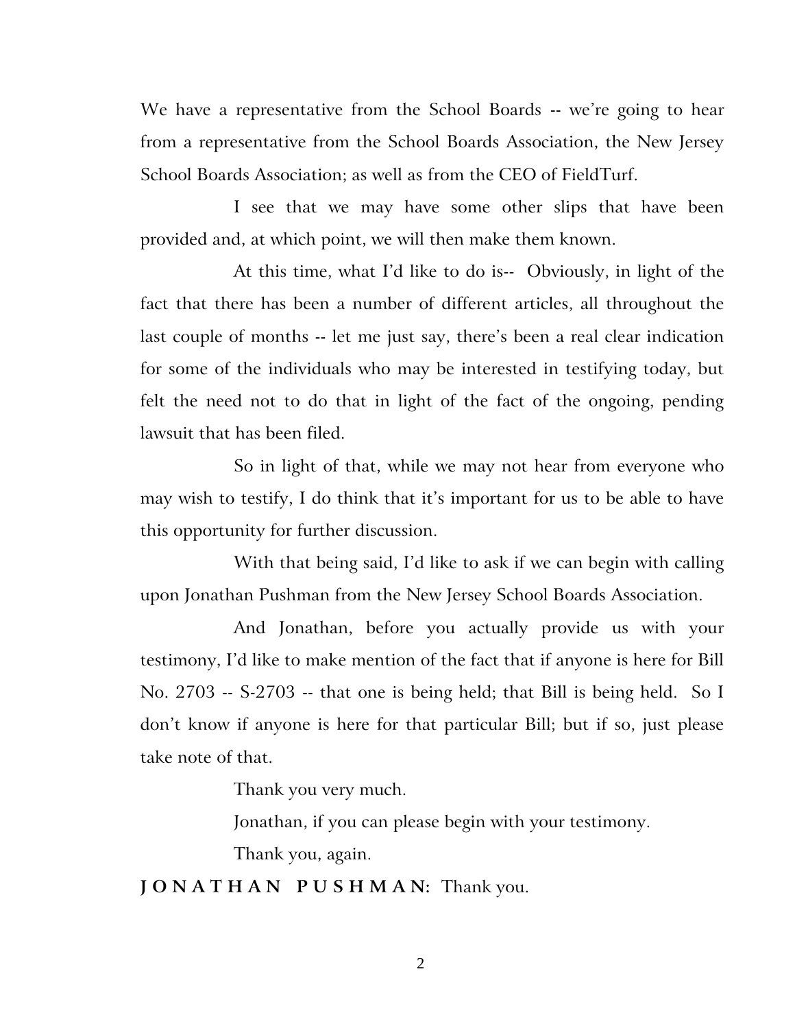We have a representative from the School Boards -- we're going to hear from a representative from the School Boards Association, the New Jersey School Boards Association; as well as from the CEO of FieldTurf.

I see that we may have some other slips that have been provided and, at which point, we will then make them known.

At this time, what I'd like to do is-- Obviously, in light of the fact that there has been a number of different articles, all throughout the last couple of months -- let me just say, there's been a real clear indication for some of the individuals who may be interested in testifying today, but felt the need not to do that in light of the fact of the ongoing, pending lawsuit that has been filed.

So in light of that, while we may not hear from everyone who may wish to testify, I do think that it's important for us to be able to have this opportunity for further discussion.

With that being said, I'd like to ask if we can begin with calling upon Jonathan Pushman from the New Jersey School Boards Association.

And Jonathan, before you actually provide us with your testimony, I'd like to make mention of the fact that if anyone is here for Bill No. 2703 -- S-2703 -- that one is being held; that Bill is being held. So I don't know if anyone is here for that particular Bill; but if so, just please take note of that.

Thank you very much.

Jonathan, if you can please begin with your testimony.

Thank you, again.

**J O N A T H A N   P U S H M A N:** Thank you.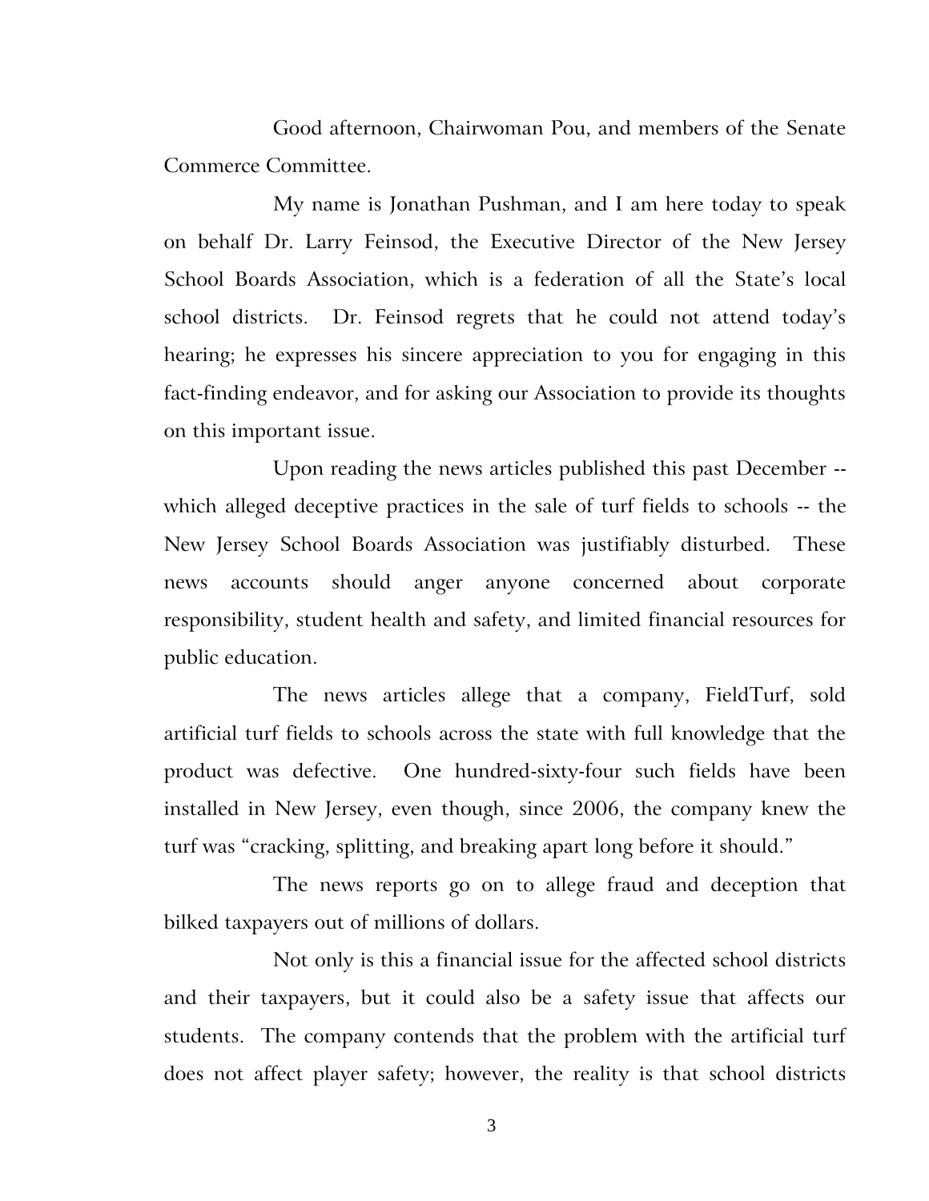Good afternoon, Chairwoman Pou, and members of the Senate Commerce Committee.

My name is Jonathan Pushman, and I am here today to speak on behalf Dr. Larry Feinsod, the Executive Director of the New Jersey School Boards Association, which is a federation of all the State's local school districts. Dr. Feinsod regrets that he could not attend today's hearing; he expresses his sincere appreciation to you for engaging in this fact-finding endeavor, and for asking our Association to provide its thoughts on this important issue.

Upon reading the news articles published this past December -- which alleged deceptive practices in the sale of turf fields to schools -- the New Jersey School Boards Association was justifiably disturbed. These news accounts should anger anyone concerned about corporate responsibility, student health and safety, and limited financial resources for public education.

The news articles allege that a company, FieldTurf, sold artificial turf fields to schools across the state with full knowledge that the product was defective. One hundred-sixty-four such fields have been installed in New Jersey, even though, since 2006, the company knew the turf was "cracking, splitting, and breaking apart long before it should."

The news reports go on to allege fraud and deception that bilked taxpayers out of millions of dollars.

Not only is this a financial issue for the affected school districts and their taxpayers, but it could also be a safety issue that affects our students. The company contends that the problem with the artificial turf does not affect player safety; however, the reality is that school districts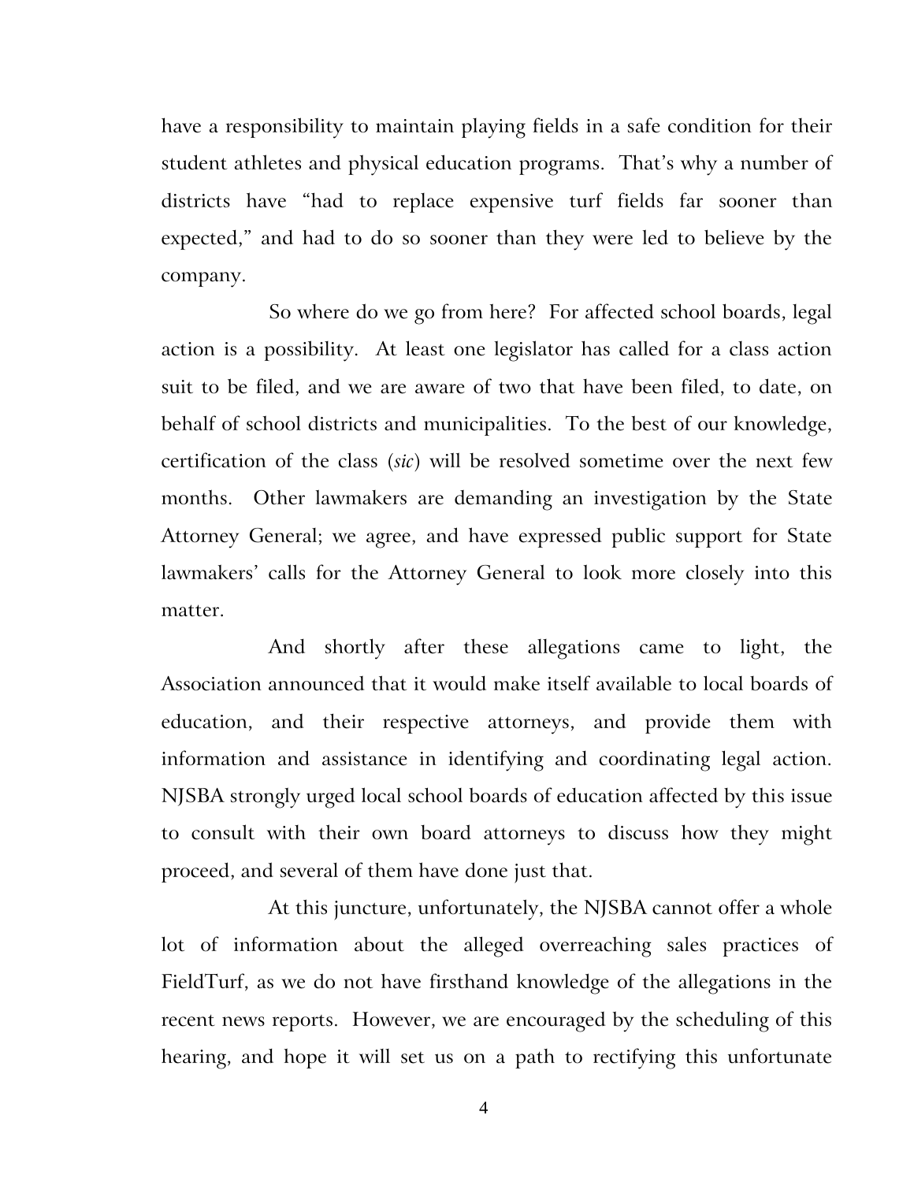have a responsibility to maintain playing fields in a safe condition for their student athletes and physical education programs. That's why a number of districts have "had to replace expensive turf fields far sooner than expected," and had to do so sooner than they were led to believe by the company.

So where do we go from here? For affected school boards, legal action is a possibility. At least one legislator has called for a class action suit to be filed, and we are aware of two that have been filed, to date, on behalf of school districts and municipalities. To the best of our knowledge, certification of the class (*sic*) will be resolved sometime over the next few months. Other lawmakers are demanding an investigation by the State Attorney General; we agree, and have expressed public support for State lawmakers' calls for the Attorney General to look more closely into this matter.

And shortly after these allegations came to light, the Association announced that it would make itself available to local boards of education, and their respective attorneys, and provide them with information and assistance in identifying and coordinating legal action. NJSBA strongly urged local school boards of education affected by this issue to consult with their own board attorneys to discuss how they might proceed, and several of them have done just that.

At this juncture, unfortunately, the NJSBA cannot offer a whole lot of information about the alleged overreaching sales practices of FieldTurf, as we do not have firsthand knowledge of the allegations in the recent news reports. However, we are encouraged by the scheduling of this hearing, and hope it will set us on a path to rectifying this unfortunate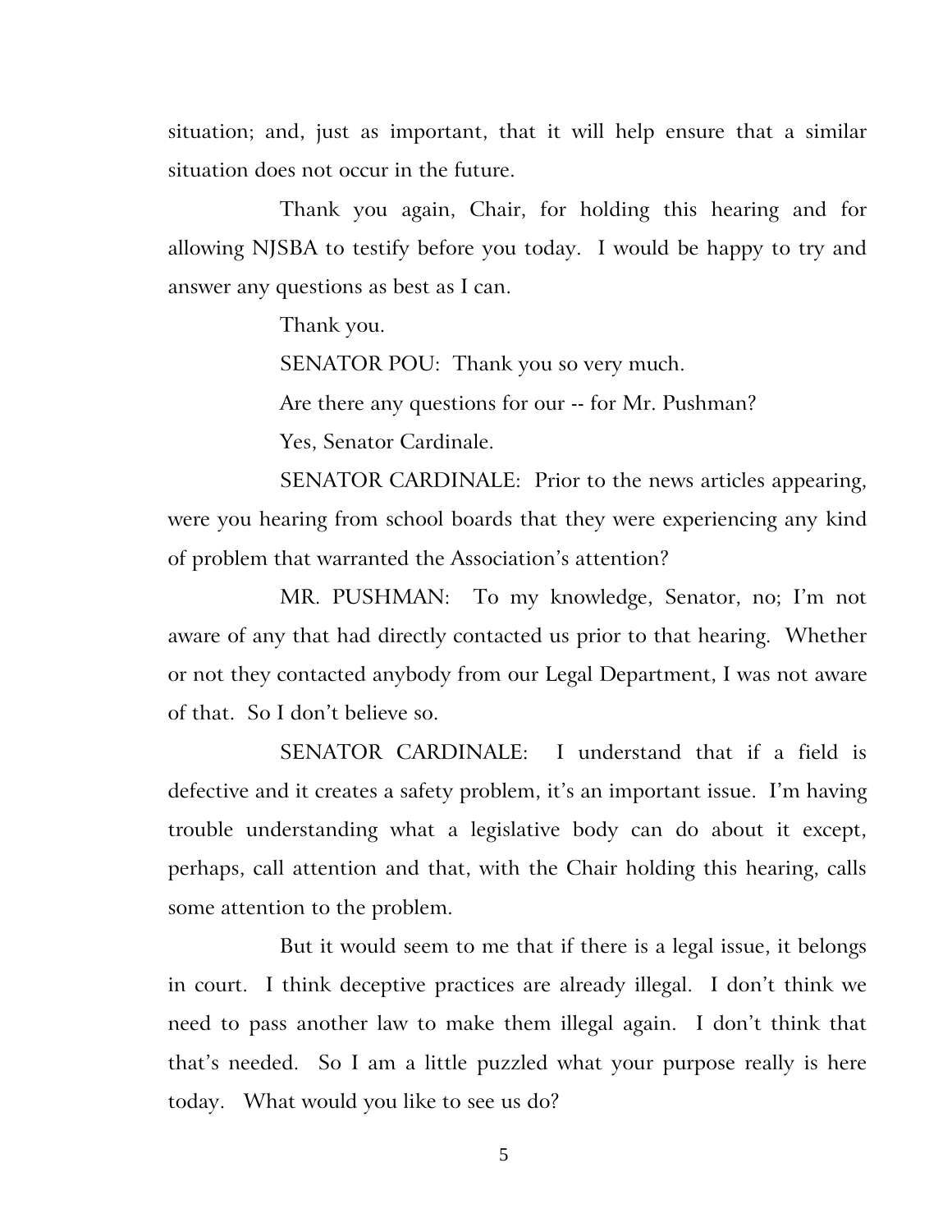situation; and, just as important, that it will help ensure that a similar situation does not occur in the future.

Thank you again, Chair, for holding this hearing and for allowing NJSBA to testify before you today. I would be happy to try and answer any questions as best as I can.

Thank you.

SENATOR POU: Thank you so very much.

Are there any questions for our -- for Mr. Pushman?

Yes, Senator Cardinale.

SENATOR CARDINALE: Prior to the news articles appearing, were you hearing from school boards that they were experiencing any kind of problem that warranted the Association's attention?

MR. PUSHMAN: To my knowledge, Senator, no; I'm not aware of any that had directly contacted us prior to that hearing. Whether or not they contacted anybody from our Legal Department, I was not aware of that. So I don't believe so.

SENATOR CARDINALE: I understand that if a field is defective and it creates a safety problem, it's an important issue. I'm having trouble understanding what a legislative body can do about it except, perhaps, call attention and that, with the Chair holding this hearing, calls some attention to the problem.

But it would seem to me that if there is a legal issue, it belongs in court. I think deceptive practices are already illegal. I don't think we need to pass another law to make them illegal again. I don't think that that's needed. So I am a little puzzled what your purpose really is here today. What would you like to see us do?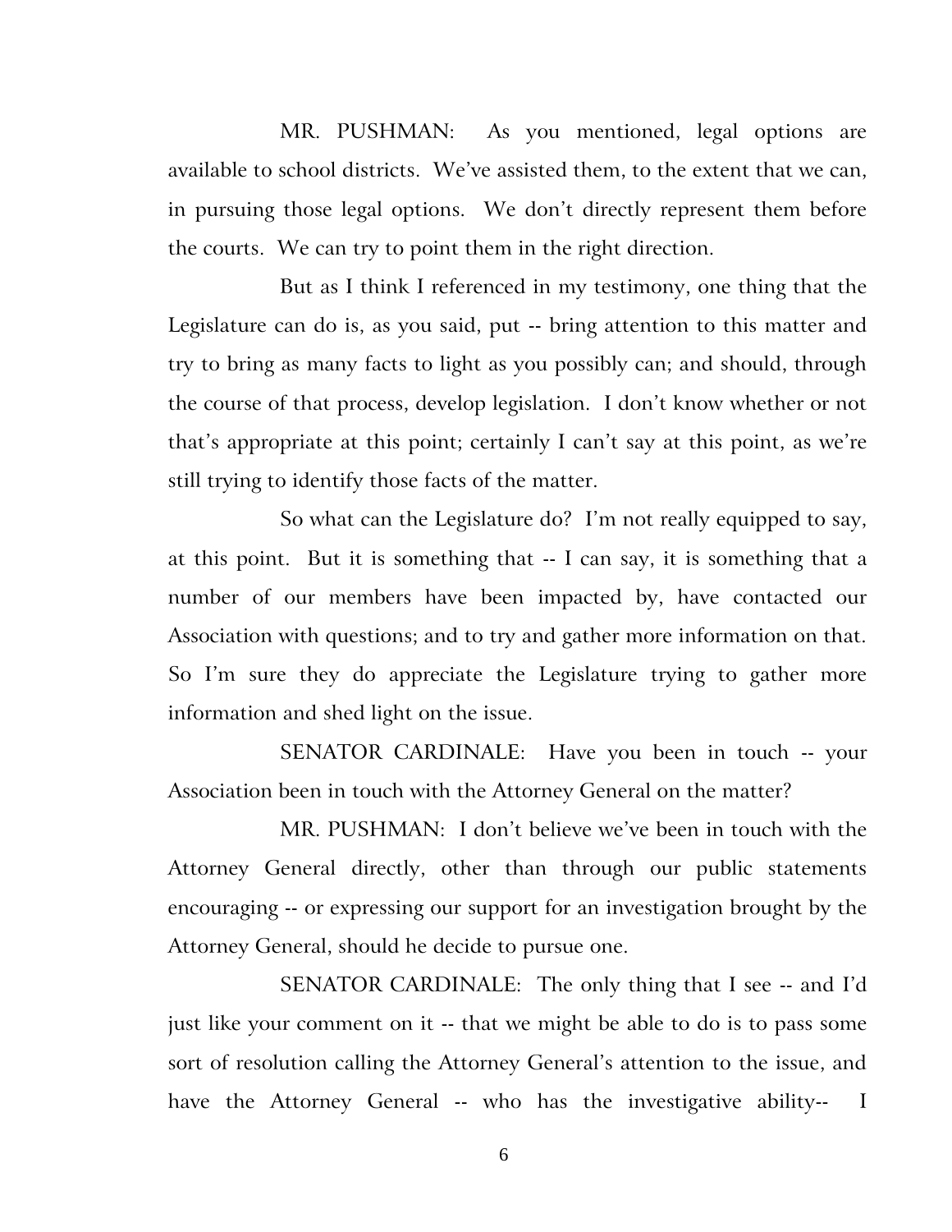MR. PUSHMAN: As you mentioned, legal options are available to school districts. We've assisted them, to the extent that we can, in pursuing those legal options. We don't directly represent them before the courts. We can try to point them in the right direction.

But as I think I referenced in my testimony, one thing that the Legislature can do is, as you said, put -- bring attention to this matter and try to bring as many facts to light as you possibly can; and should, through the course of that process, develop legislation. I don't know whether or not that's appropriate at this point; certainly I can't say at this point, as we're still trying to identify those facts of the matter.

So what can the Legislature do? I'm not really equipped to say, at this point. But it is something that -- I can say, it is something that a number of our members have been impacted by, have contacted our Association with questions; and to try and gather more information on that. So I'm sure they do appreciate the Legislature trying to gather more information and shed light on the issue.

SENATOR CARDINALE: Have you been in touch -- your Association been in touch with the Attorney General on the matter?

MR. PUSHMAN: I don't believe we've been in touch with the Attorney General directly, other than through our public statements encouraging -- or expressing our support for an investigation brought by the Attorney General, should he decide to pursue one.

SENATOR CARDINALE: The only thing that I see -- and I'd just like your comment on it -- that we might be able to do is to pass some sort of resolution calling the Attorney General's attention to the issue, and have the Attorney General -- who has the investigative ability-- I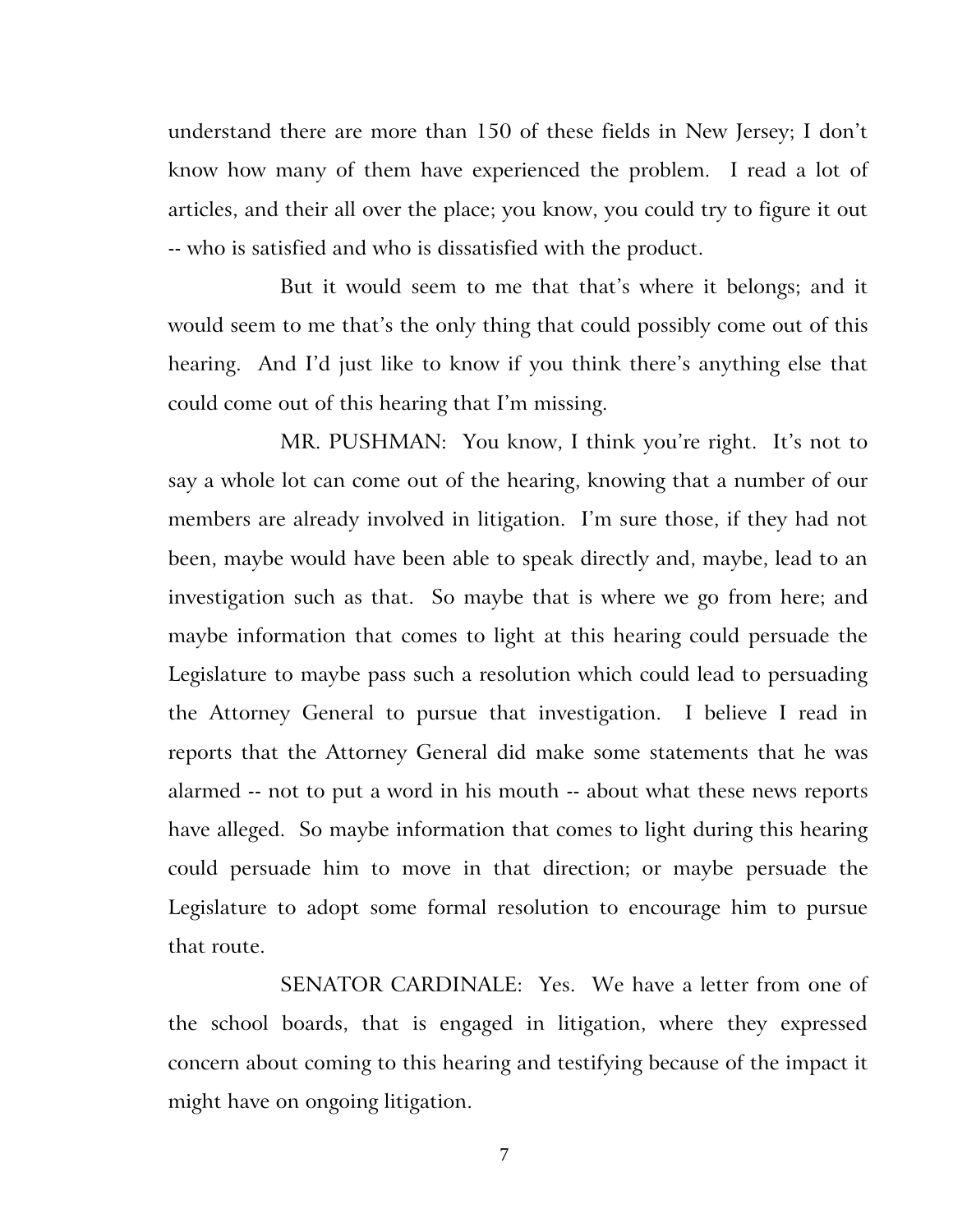understand there are more than 150 of these fields in New Jersey; I don't know how many of them have experienced the problem. I read a lot of articles, and their all over the place; you know, you could try to figure it out -- who is satisfied and who is dissatisfied with the product.

But it would seem to me that that's where it belongs; and it would seem to me that's the only thing that could possibly come out of this hearing. And I'd just like to know if you think there's anything else that could come out of this hearing that I'm missing.

MR. PUSHMAN: You know, I think you're right. It's not to say a whole lot can come out of the hearing, knowing that a number of our members are already involved in litigation. I'm sure those, if they had not been, maybe would have been able to speak directly and, maybe, lead to an investigation such as that. So maybe that is where we go from here; and maybe information that comes to light at this hearing could persuade the Legislature to maybe pass such a resolution which could lead to persuading the Attorney General to pursue that investigation. I believe I read in reports that the Attorney General did make some statements that he was alarmed -- not to put a word in his mouth -- about what these news reports have alleged. So maybe information that comes to light during this hearing could persuade him to move in that direction; or maybe persuade the Legislature to adopt some formal resolution to encourage him to pursue that route.

SENATOR CARDINALE: Yes. We have a letter from one of the school boards, that is engaged in litigation, where they expressed concern about coming to this hearing and testifying because of the impact it might have on ongoing litigation.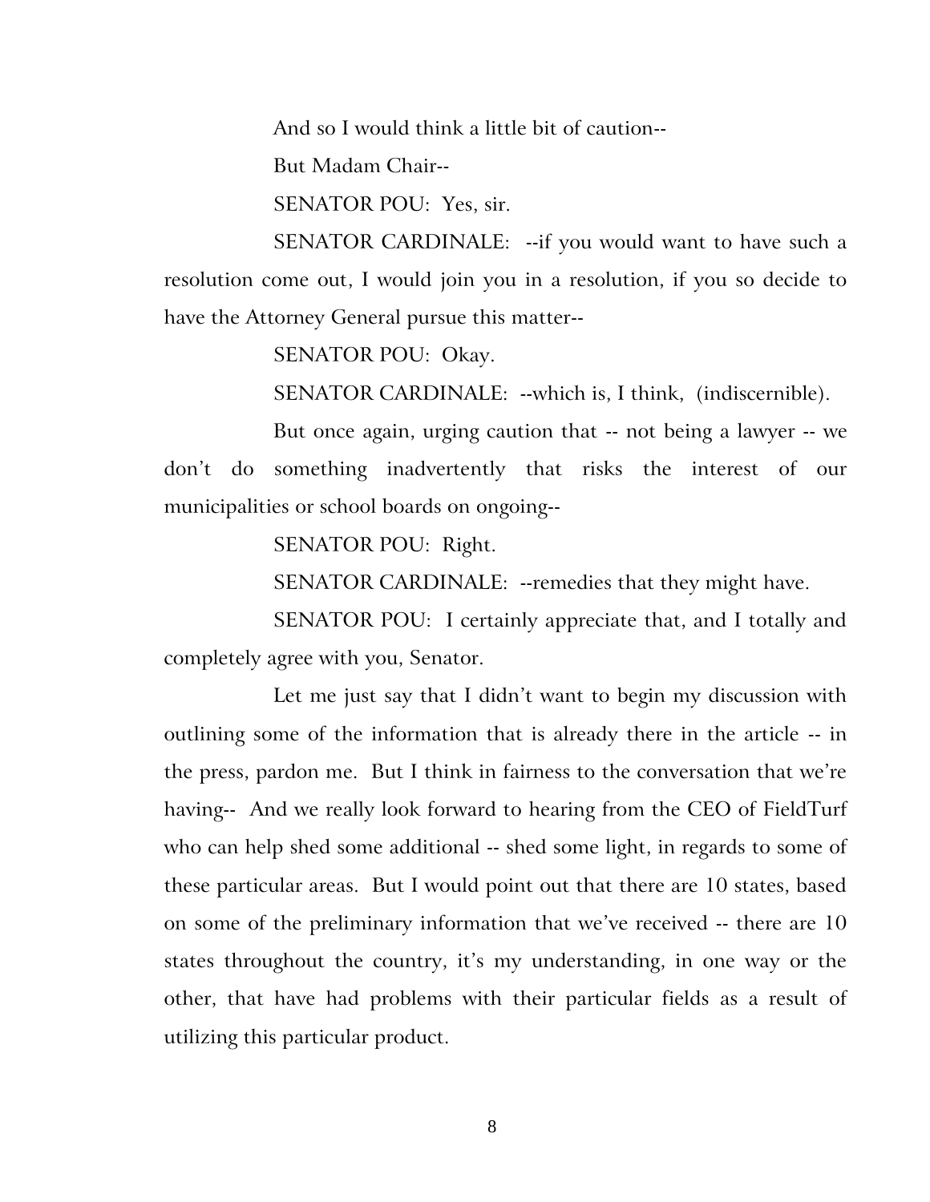And so I would think a little bit of caution--

But Madam Chair--

SENATOR POU: Yes, sir.

SENATOR CARDINALE: --if you would want to have such a resolution come out, I would join you in a resolution, if you so decide to have the Attorney General pursue this matter--

SENATOR POU: Okay.

SENATOR CARDINALE: --which is, I think, (indiscernible).

But once again, urging caution that -- not being a lawyer -- we don't do something inadvertently that risks the interest of our municipalities or school boards on ongoing--

SENATOR POU: Right.

SENATOR CARDINALE: --remedies that they might have.

SENATOR POU: I certainly appreciate that, and I totally and completely agree with you, Senator.

Let me just say that I didn't want to begin my discussion with outlining some of the information that is already there in the article -- in the press, pardon me. But I think in fairness to the conversation that we're having-- And we really look forward to hearing from the CEO of FieldTurf who can help shed some additional -- shed some light, in regards to some of these particular areas. But I would point out that there are 10 states, based on some of the preliminary information that we've received -- there are 10 states throughout the country, it's my understanding, in one way or the other, that have had problems with their particular fields as a result of utilizing this particular product.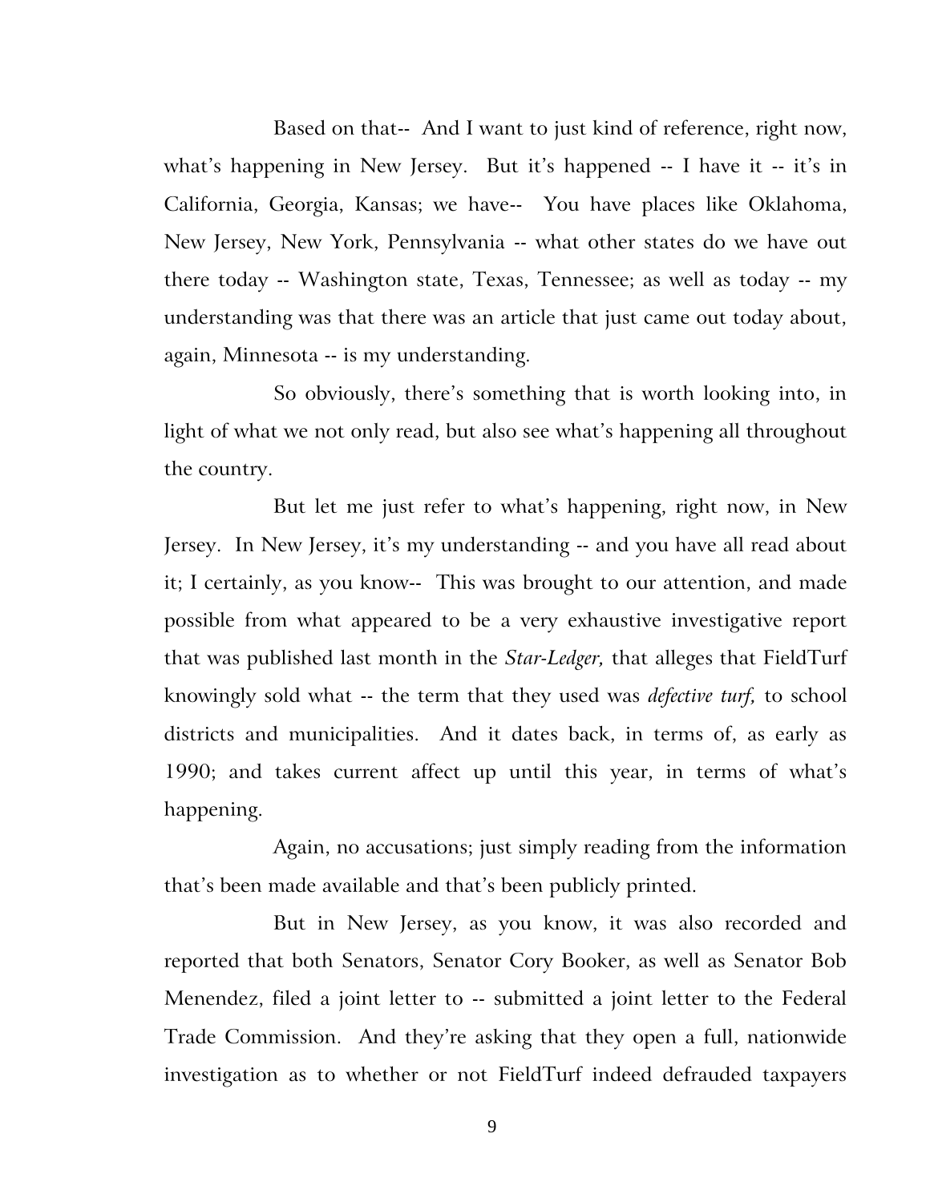Based on that-- And I want to just kind of reference, right now, what's happening in New Jersey. But it's happened -- I have it -- it's in California, Georgia, Kansas; we have-- You have places like Oklahoma, New Jersey, New York, Pennsylvania -- what other states do we have out there today -- Washington state, Texas, Tennessee; as well as today -- my understanding was that there was an article that just came out today about, again, Minnesota -- is my understanding.

So obviously, there's something that is worth looking into, in light of what we not only read, but also see what's happening all throughout the country.

But let me just refer to what's happening, right now, in New Jersey. In New Jersey, it's my understanding -- and you have all read about it; I certainly, as you know-- This was brought to our attention, and made possible from what appeared to be a very exhaustive investigative report that was published last month in the *Star-Ledger,* that alleges that FieldTurf knowingly sold what -- the term that they used was *defective turf,* to school districts and municipalities. And it dates back, in terms of, as early as 1990; and takes current affect up until this year, in terms of what's happening.

Again, no accusations; just simply reading from the information that's been made available and that's been publicly printed.

But in New Jersey, as you know, it was also recorded and reported that both Senators, Senator Cory Booker, as well as Senator Bob Menendez, filed a joint letter to -- submitted a joint letter to the Federal Trade Commission. And they're asking that they open a full, nationwide investigation as to whether or not FieldTurf indeed defrauded taxpayers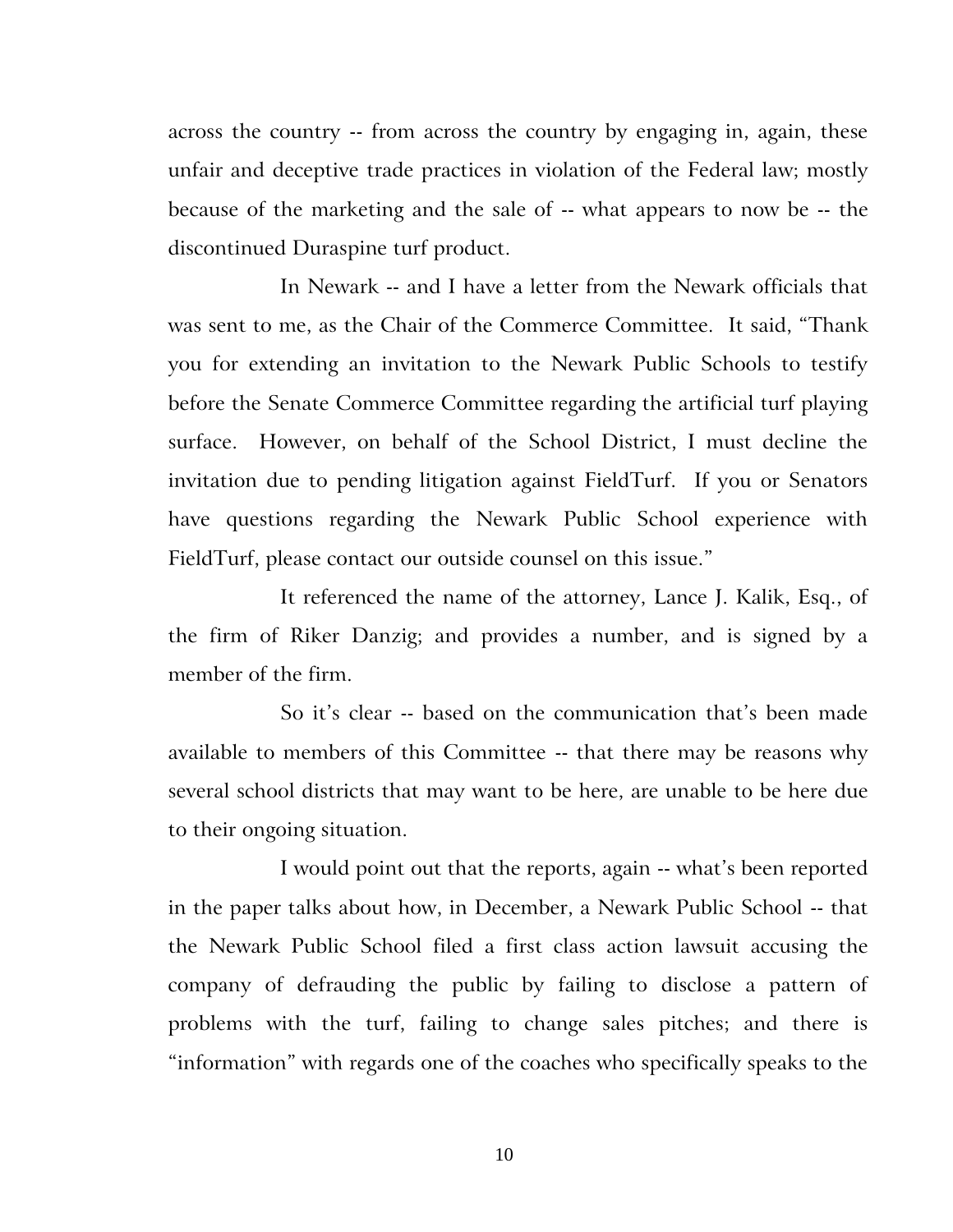across the country -- from across the country by engaging in, again, these unfair and deceptive trade practices in violation of the Federal law; mostly because of the marketing and the sale of -- what appears to now be -- the discontinued Duraspine turf product.

In Newark -- and I have a letter from the Newark officials that was sent to me, as the Chair of the Commerce Committee. It said, "Thank you for extending an invitation to the Newark Public Schools to testify before the Senate Commerce Committee regarding the artificial turf playing surface. However, on behalf of the School District, I must decline the invitation due to pending litigation against FieldTurf. If you or Senators have questions regarding the Newark Public School experience with FieldTurf, please contact our outside counsel on this issue."

It referenced the name of the attorney, Lance J. Kalik, Esq., of the firm of Riker Danzig; and provides a number, and is signed by a member of the firm.

So it's clear -- based on the communication that's been made available to members of this Committee -- that there may be reasons why several school districts that may want to be here, are unable to be here due to their ongoing situation.

I would point out that the reports, again -- what's been reported in the paper talks about how, in December, a Newark Public School -- that the Newark Public School filed a first class action lawsuit accusing the company of defrauding the public by failing to disclose a pattern of problems with the turf, failing to change sales pitches; and there is "information" with regards one of the coaches who specifically speaks to the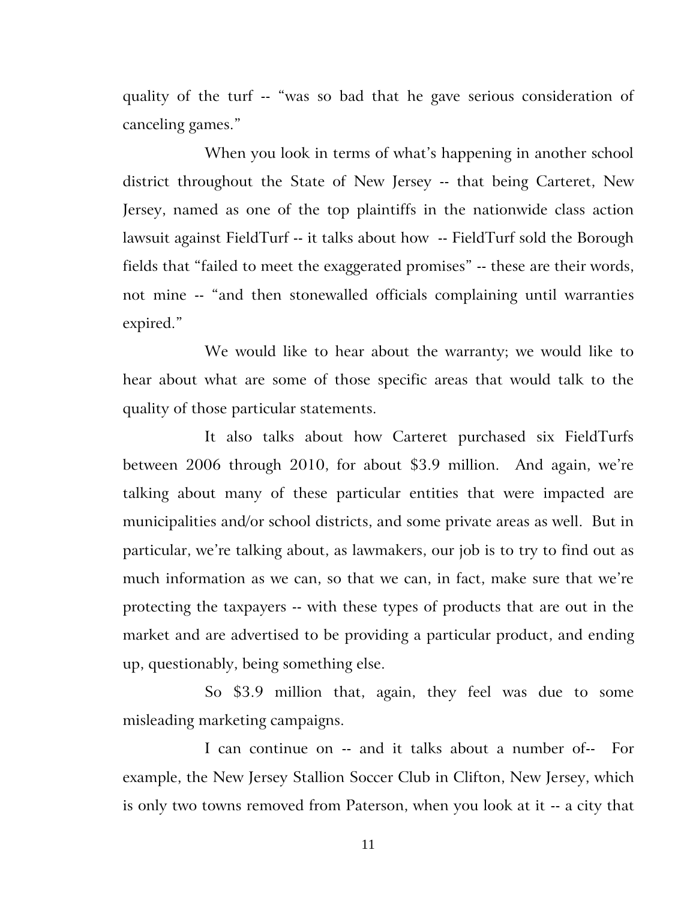quality of the turf -- "was so bad that he gave serious consideration of canceling games."

When you look in terms of what's happening in another school district throughout the State of New Jersey -- that being Carteret, New Jersey, named as one of the top plaintiffs in the nationwide class action lawsuit against FieldTurf -- it talks about how -- FieldTurf sold the Borough fields that "failed to meet the exaggerated promises" -- these are their words, not mine -- "and then stonewalled officials complaining until warranties expired."

We would like to hear about the warranty; we would like to hear about what are some of those specific areas that would talk to the quality of those particular statements.

It also talks about how Carteret purchased six FieldTurfs between 2006 through 2010, for about $3.9 million. And again, we're talking about many of these particular entities that were impacted are municipalities and/or school districts, and some private areas as well. But in particular, we're talking about, as lawmakers, our job is to try to find out as much information as we can, so that we can, in fact, make sure that we're protecting the taxpayers -- with these types of products that are out in the market and are advertised to be providing a particular product, and ending up, questionably, being something else.

So $3.9 million that, again, they feel was due to some misleading marketing campaigns.

I can continue on -- and it talks about a number of-- For example, the New Jersey Stallion Soccer Club in Clifton, New Jersey, which is only two towns removed from Paterson, when you look at it -- a city that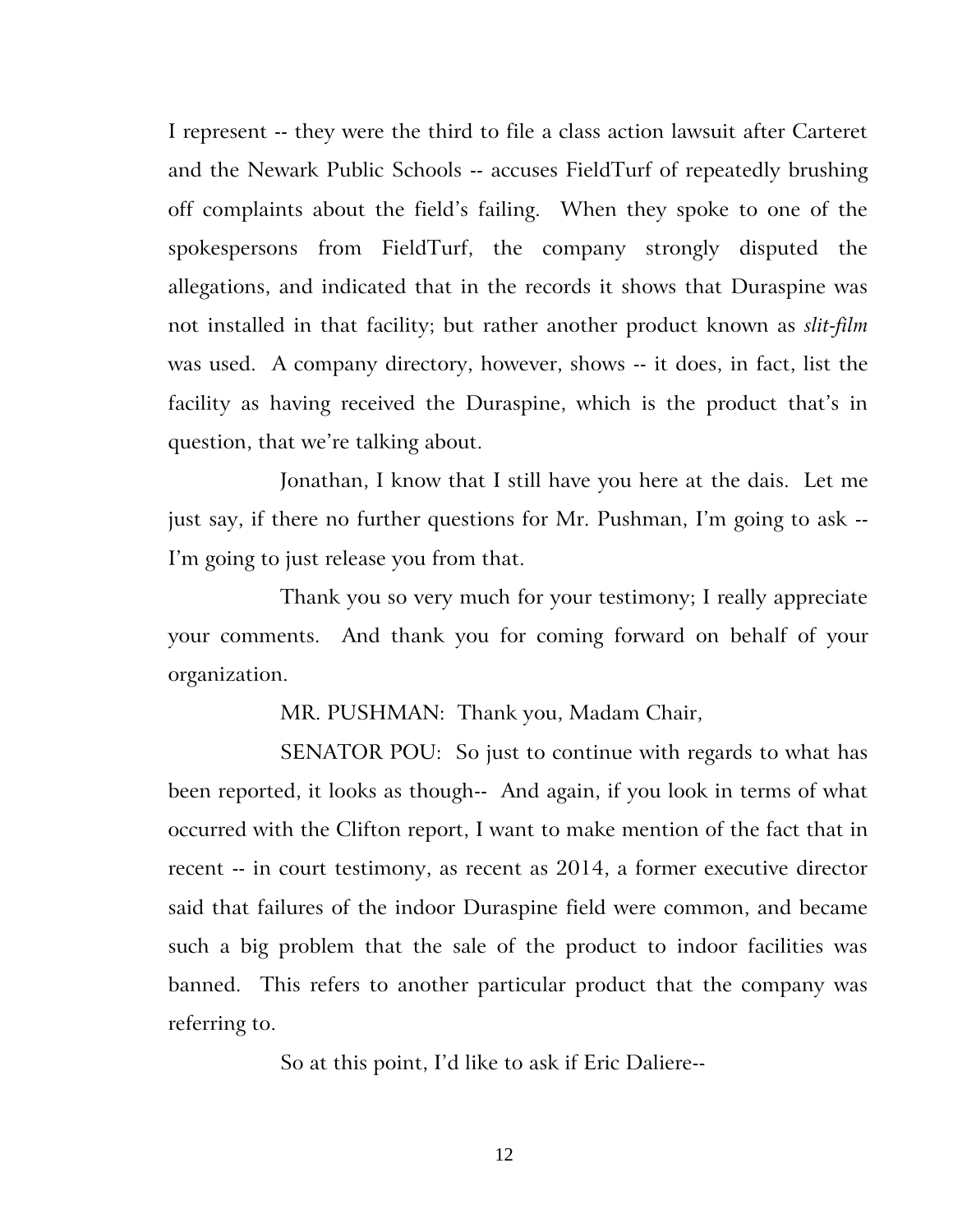I represent -- they were the third to file a class action lawsuit after Carteret and the Newark Public Schools -- accuses FieldTurf of repeatedly brushing off complaints about the field's failing. When they spoke to one of the spokespersons from FieldTurf, the company strongly disputed the allegations, and indicated that in the records it shows that Duraspine was not installed in that facility; but rather another product known as *slit-film* was used. A company directory, however, shows -- it does, in fact, list the facility as having received the Duraspine, which is the product that's in question, that we're talking about.

Jonathan, I know that I still have you here at the dais. Let me just say, if there no further questions for Mr. Pushman, I'm going to ask -- I'm going to just release you from that.

Thank you so very much for your testimony; I really appreciate your comments. And thank you for coming forward on behalf of your organization.

MR. PUSHMAN: Thank you, Madam Chair,

SENATOR POU: So just to continue with regards to what has been reported, it looks as though-- And again, if you look in terms of what occurred with the Clifton report, I want to make mention of the fact that in recent -- in court testimony, as recent as 2014, a former executive director said that failures of the indoor Duraspine field were common, and became such a big problem that the sale of the product to indoor facilities was banned. This refers to another particular product that the company was referring to.

So at this point, I'd like to ask if Eric Daliere--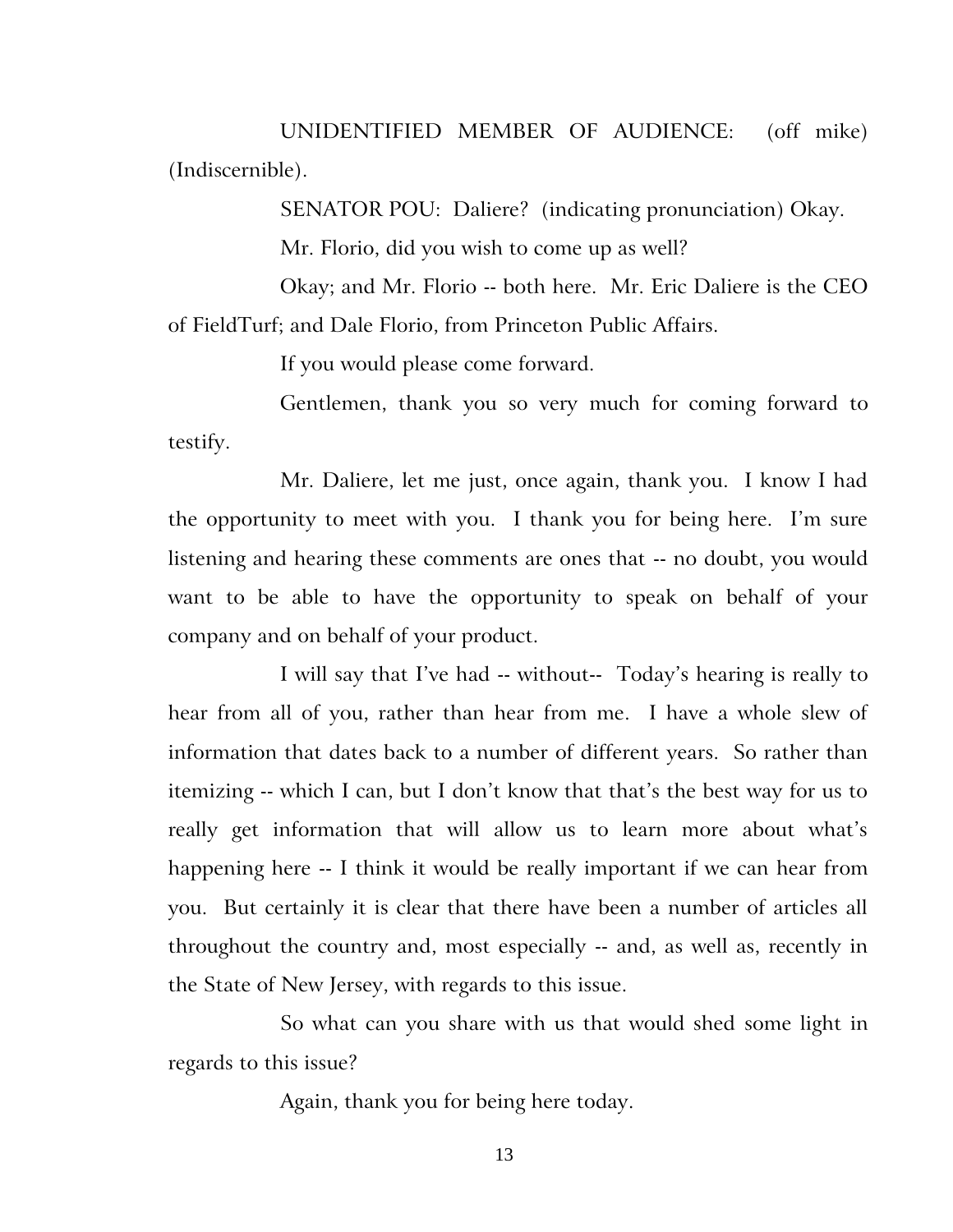UNIDENTIFIED MEMBER OF AUDIENCE: (off mike) (Indiscernible).

SENATOR POU: Daliere? (indicating pronunciation) Okay.

Mr. Florio, did you wish to come up as well?

Okay; and Mr. Florio -- both here. Mr. Eric Daliere is the CEO of FieldTurf; and Dale Florio, from Princeton Public Affairs.

If you would please come forward.

Gentlemen, thank you so very much for coming forward to testify.

Mr. Daliere, let me just, once again, thank you. I know I had the opportunity to meet with you. I thank you for being here. I'm sure listening and hearing these comments are ones that -- no doubt, you would want to be able to have the opportunity to speak on behalf of your company and on behalf of your product.

I will say that I've had -- without-- Today's hearing is really to hear from all of you, rather than hear from me. I have a whole slew of information that dates back to a number of different years. So rather than itemizing -- which I can, but I don't know that that's the best way for us to really get information that will allow us to learn more about what's happening here -- I think it would be really important if we can hear from you. But certainly it is clear that there have been a number of articles all throughout the country and, most especially -- and, as well as, recently in the State of New Jersey, with regards to this issue.

So what can you share with us that would shed some light in regards to this issue?

Again, thank you for being here today.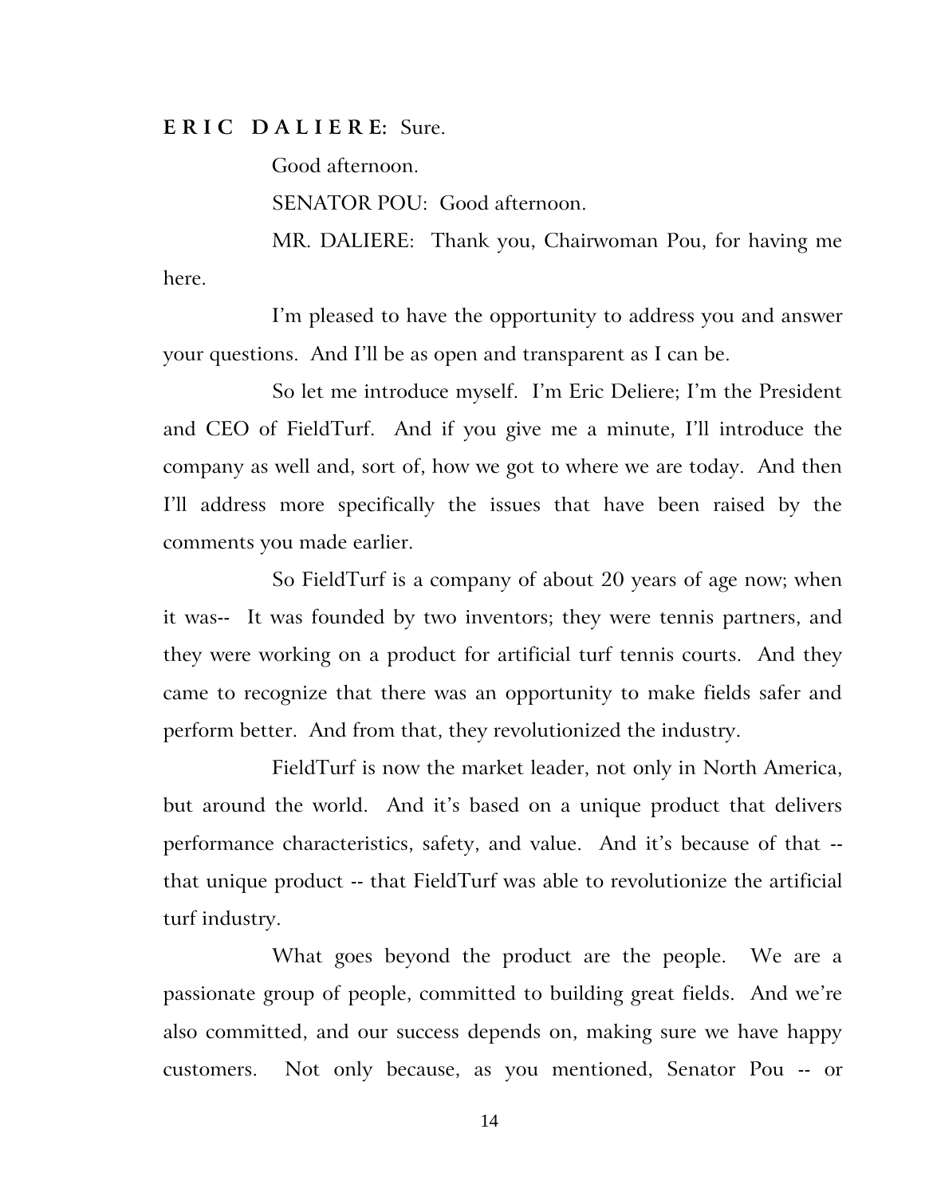**E R I C D A L I E R E:** Sure.

Good afternoon.

SENATOR POU: Good afternoon.

MR. DALIERE: Thank you, Chairwoman Pou, for having me here.

I'm pleased to have the opportunity to address you and answer your questions. And I'll be as open and transparent as I can be.

So let me introduce myself. I'm Eric Deliere; I'm the President and CEO of FieldTurf. And if you give me a minute, I'll introduce the company as well and, sort of, how we got to where we are today. And then I'll address more specifically the issues that have been raised by the comments you made earlier.

So FieldTurf is a company of about 20 years of age now; when it was-- It was founded by two inventors; they were tennis partners, and they were working on a product for artificial turf tennis courts. And they came to recognize that there was an opportunity to make fields safer and perform better. And from that, they revolutionized the industry.

FieldTurf is now the market leader, not only in North America, but around the world. And it's based on a unique product that delivers performance characteristics, safety, and value. And it's because of that -- that unique product -- that FieldTurf was able to revolutionize the artificial turf industry.

What goes beyond the product are the people. We are a passionate group of people, committed to building great fields. And we're also committed, and our success depends on, making sure we have happy customers. Not only because, as you mentioned, Senator Pou -- or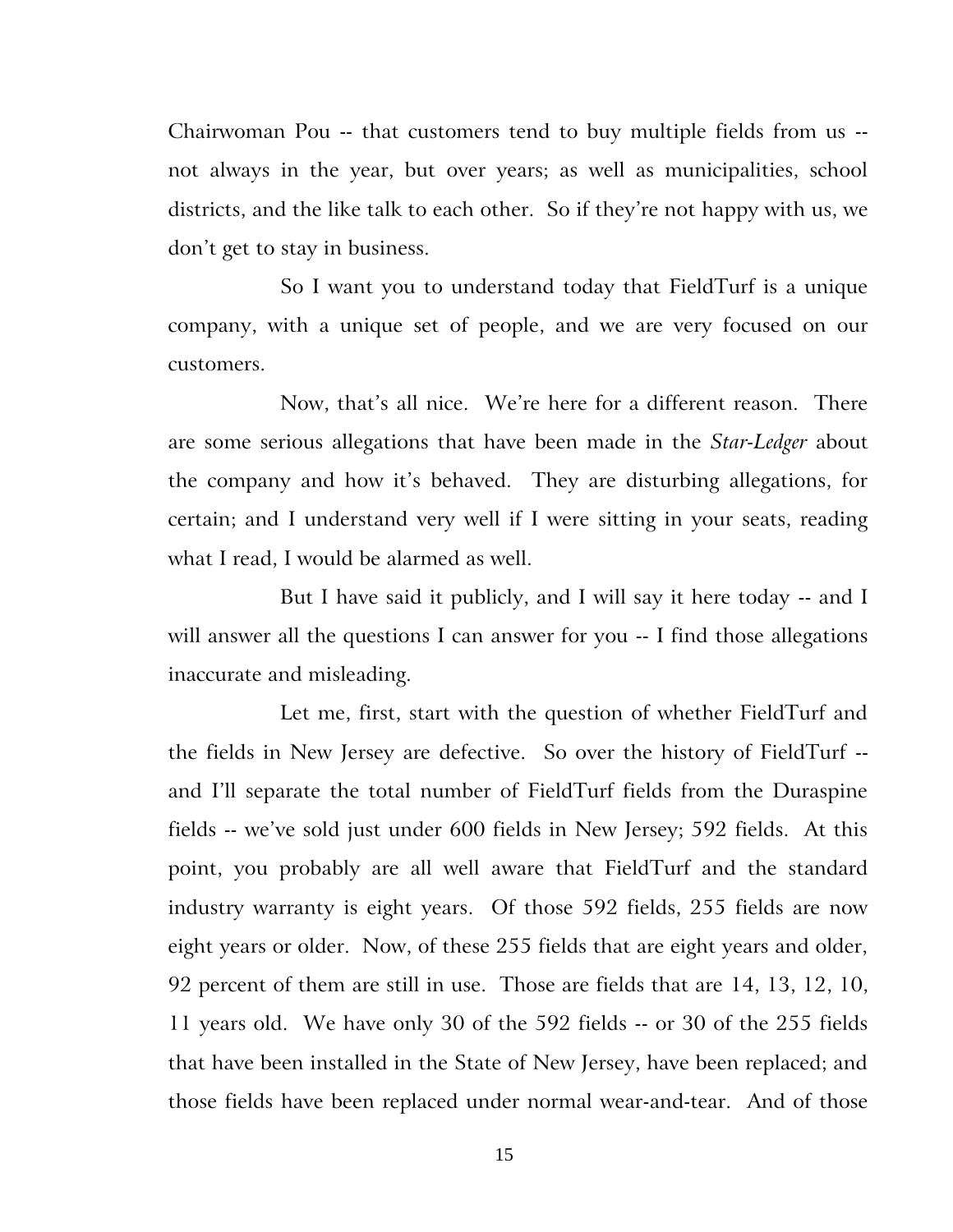Chairwoman Pou -- that customers tend to buy multiple fields from us -- not always in the year, but over years; as well as municipalities, school districts, and the like talk to each other. So if they're not happy with us, we don't get to stay in business.

So I want you to understand today that FieldTurf is a unique company, with a unique set of people, and we are very focused on our customers.

Now, that's all nice. We're here for a different reason. There are some serious allegations that have been made in the *Star-Ledger* about the company and how it's behaved. They are disturbing allegations, for certain; and I understand very well if I were sitting in your seats, reading what I read, I would be alarmed as well.

But I have said it publicly, and I will say it here today -- and I will answer all the questions I can answer for you -- I find those allegations inaccurate and misleading.

Let me, first, start with the question of whether FieldTurf and the fields in New Jersey are defective. So over the history of FieldTurf -- and I'll separate the total number of FieldTurf fields from the Duraspine fields -- we've sold just under 600 fields in New Jersey; 592 fields. At this point, you probably are all well aware that FieldTurf and the standard industry warranty is eight years. Of those 592 fields, 255 fields are now eight years or older. Now, of these 255 fields that are eight years and older, 92 percent of them are still in use. Those are fields that are 14, 13, 12, 10, 11 years old. We have only 30 of the 592 fields -- or 30 of the 255 fields that have been installed in the State of New Jersey, have been replaced; and those fields have been replaced under normal wear-and-tear. And of those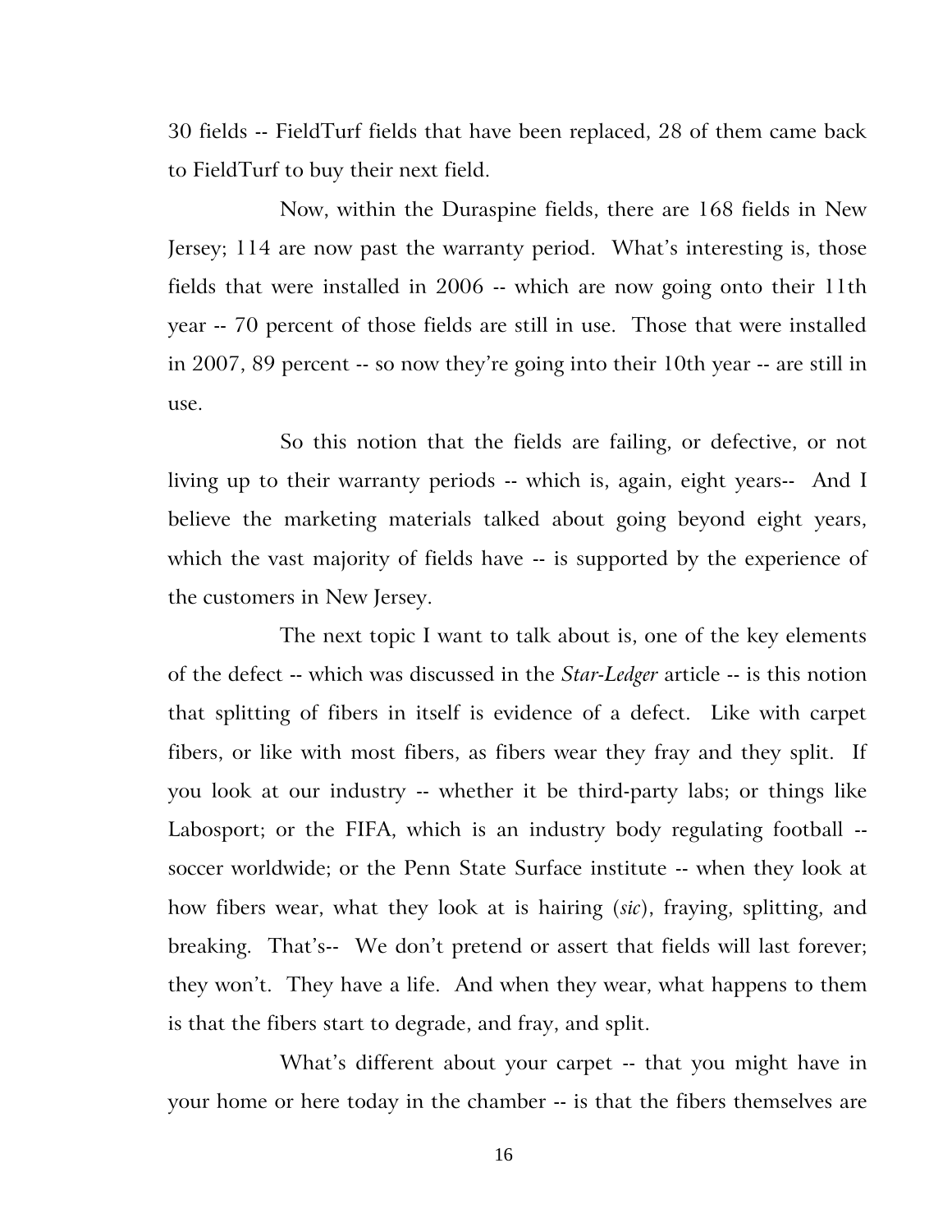30 fields -- FieldTurf fields that have been replaced, 28 of them came back to FieldTurf to buy their next field.

Now, within the Duraspine fields, there are 168 fields in New Jersey; 114 are now past the warranty period. What's interesting is, those fields that were installed in 2006 -- which are now going onto their 11th year -- 70 percent of those fields are still in use. Those that were installed in 2007, 89 percent -- so now they're going into their 10th year -- are still in use.

So this notion that the fields are failing, or defective, or not living up to their warranty periods -- which is, again, eight years-- And I believe the marketing materials talked about going beyond eight years, which the vast majority of fields have -- is supported by the experience of the customers in New Jersey.

The next topic I want to talk about is, one of the key elements of the defect -- which was discussed in the *Star-Ledger* article -- is this notion that splitting of fibers in itself is evidence of a defect. Like with carpet fibers, or like with most fibers, as fibers wear they fray and they split. If you look at our industry -- whether it be third-party labs; or things like Labosport; or the FIFA, which is an industry body regulating football -- soccer worldwide; or the Penn State Surface institute -- when they look at how fibers wear, what they look at is hairing (*sic*), fraying, splitting, and breaking. That's-- We don't pretend or assert that fields will last forever; they won't. They have a life. And when they wear, what happens to them is that the fibers start to degrade, and fray, and split.

What's different about your carpet -- that you might have in your home or here today in the chamber -- is that the fibers themselves are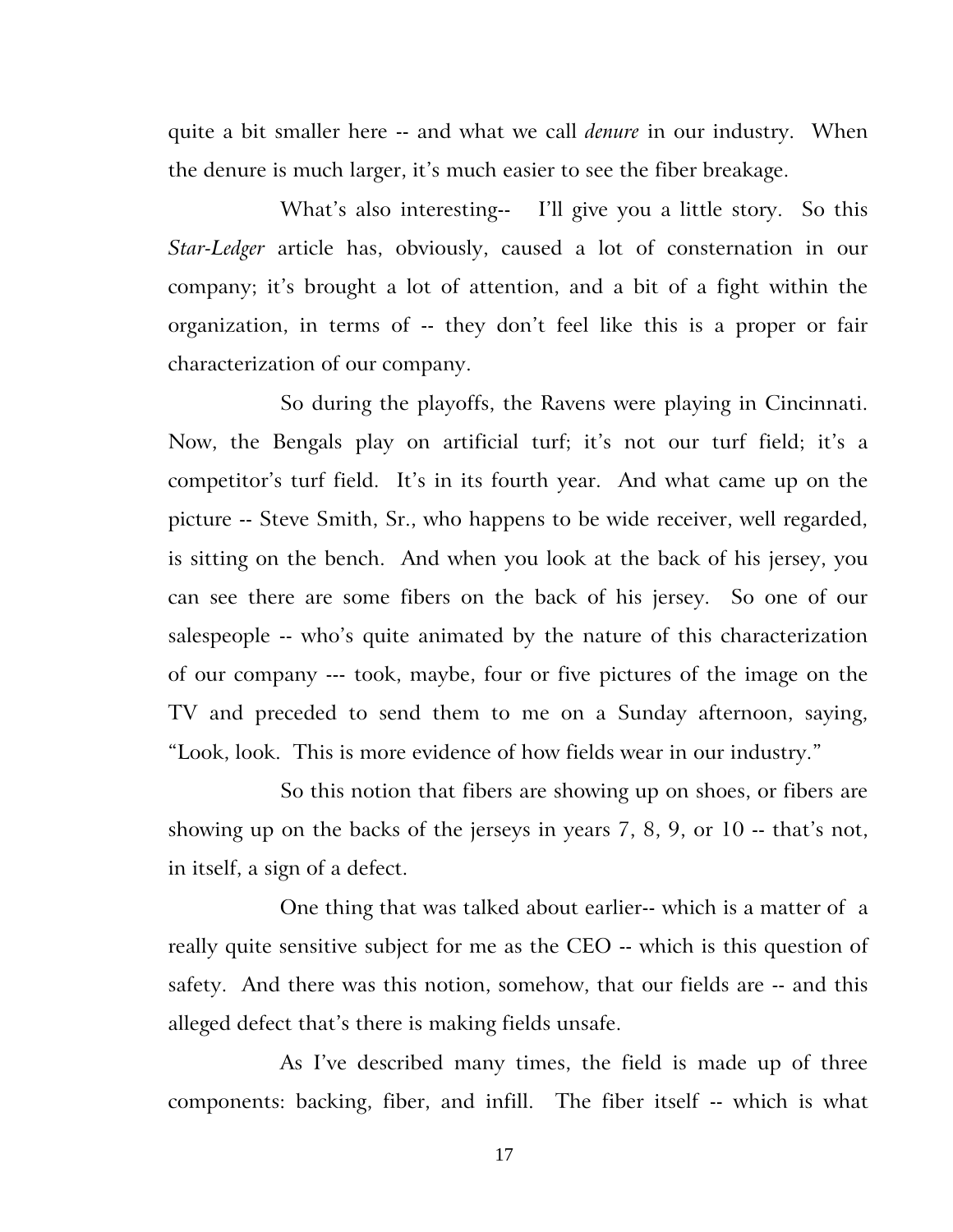quite a bit smaller here -- and what we call *denure* in our industry. When the denure is much larger, it's much easier to see the fiber breakage.

What's also interesting-- I'll give you a little story. So this *Star-Ledger* article has, obviously, caused a lot of consternation in our company; it's brought a lot of attention, and a bit of a fight within the organization, in terms of -- they don't feel like this is a proper or fair characterization of our company.

So during the playoffs, the Ravens were playing in Cincinnati. Now, the Bengals play on artificial turf; it's not our turf field; it's a competitor's turf field. It's in its fourth year. And what came up on the picture -- Steve Smith, Sr., who happens to be wide receiver, well regarded, is sitting on the bench. And when you look at the back of his jersey, you can see there are some fibers on the back of his jersey. So one of our salespeople -- who's quite animated by the nature of this characterization of our company --- took, maybe, four or five pictures of the image on the TV and preceded to send them to me on a Sunday afternoon, saying, "Look, look. This is more evidence of how fields wear in our industry."

So this notion that fibers are showing up on shoes, or fibers are showing up on the backs of the jerseys in years 7, 8, 9, or 10 -- that's not, in itself, a sign of a defect.

One thing that was talked about earlier-- which is a matter of a really quite sensitive subject for me as the CEO -- which is this question of safety. And there was this notion, somehow, that our fields are -- and this alleged defect that's there is making fields unsafe.

As I've described many times, the field is made up of three components: backing, fiber, and infill. The fiber itself -- which is what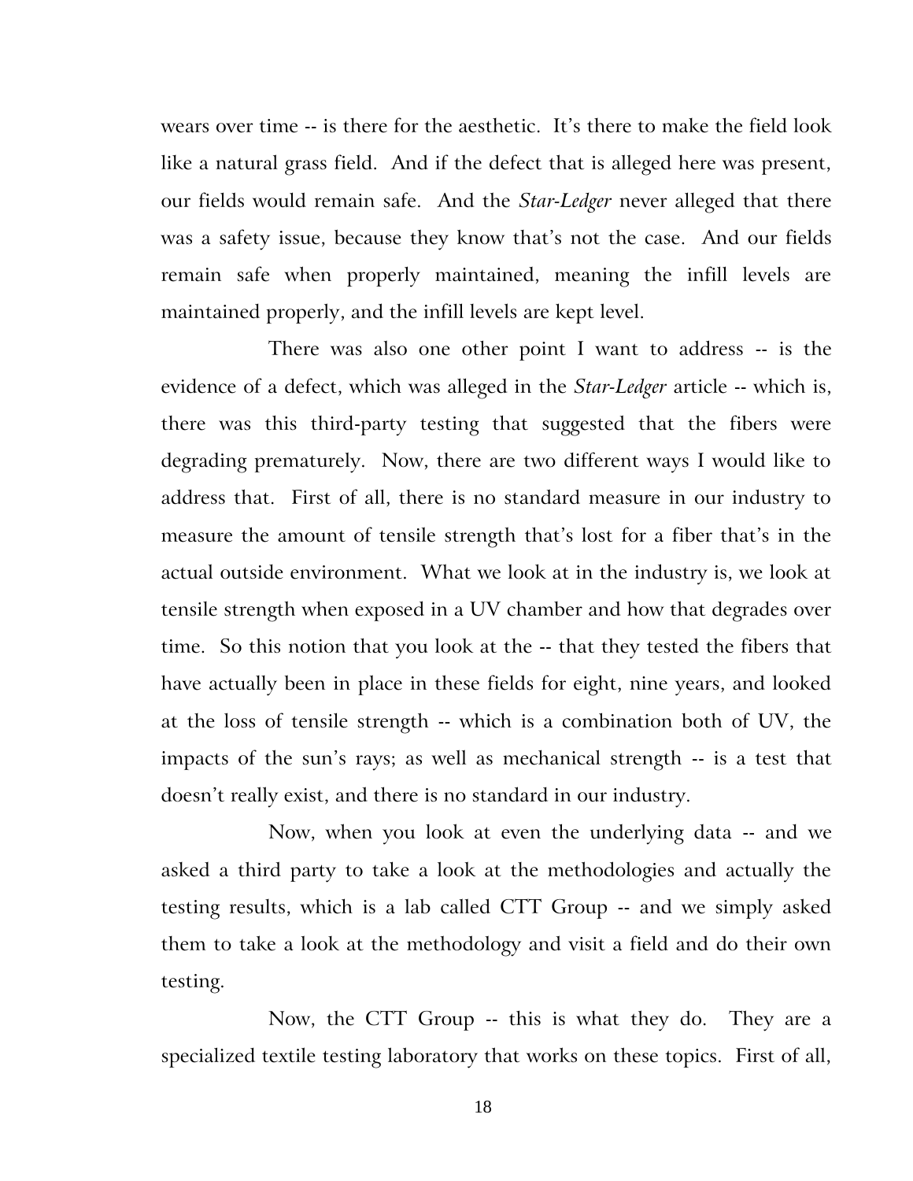wears over time -- is there for the aesthetic. It's there to make the field look like a natural grass field. And if the defect that is alleged here was present, our fields would remain safe. And the *Star-Ledger* never alleged that there was a safety issue, because they know that's not the case. And our fields remain safe when properly maintained, meaning the infill levels are maintained properly, and the infill levels are kept level.

There was also one other point I want to address -- is the evidence of a defect, which was alleged in the *Star-Ledger* article -- which is, there was this third-party testing that suggested that the fibers were degrading prematurely. Now, there are two different ways I would like to address that. First of all, there is no standard measure in our industry to measure the amount of tensile strength that's lost for a fiber that's in the actual outside environment. What we look at in the industry is, we look at tensile strength when exposed in a UV chamber and how that degrades over time. So this notion that you look at the -- that they tested the fibers that have actually been in place in these fields for eight, nine years, and looked at the loss of tensile strength -- which is a combination both of UV, the impacts of the sun's rays; as well as mechanical strength -- is a test that doesn't really exist, and there is no standard in our industry.

Now, when you look at even the underlying data -- and we asked a third party to take a look at the methodologies and actually the testing results, which is a lab called CTT Group -- and we simply asked them to take a look at the methodology and visit a field and do their own testing.

Now, the CTT Group -- this is what they do. They are a specialized textile testing laboratory that works on these topics. First of all,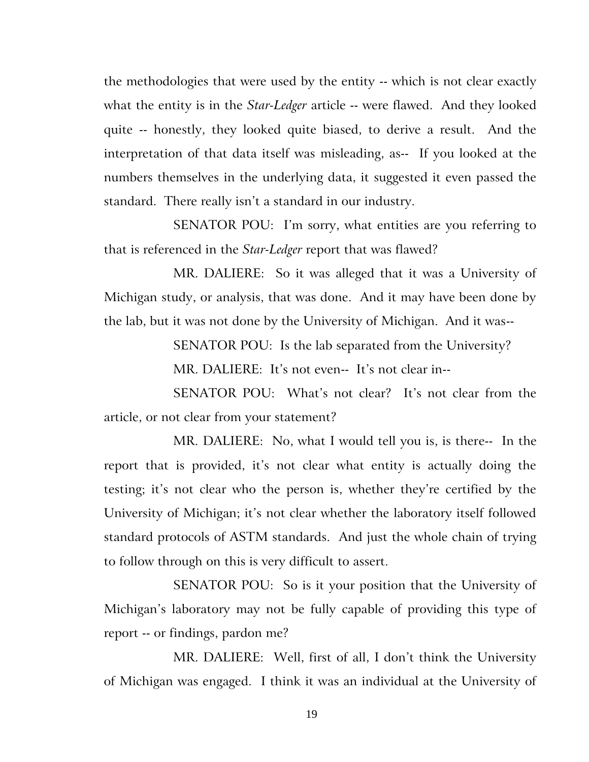the methodologies that were used by the entity -- which is not clear exactly what the entity is in the *Star-Ledger* article -- were flawed. And they looked quite -- honestly, they looked quite biased, to derive a result. And the interpretation of that data itself was misleading, as-- If you looked at the numbers themselves in the underlying data, it suggested it even passed the standard. There really isn't a standard in our industry.

SENATOR POU: I'm sorry, what entities are you referring to that is referenced in the *Star-Ledger* report that was flawed?

MR. DALIERE: So it was alleged that it was a University of Michigan study, or analysis, that was done. And it may have been done by the lab, but it was not done by the University of Michigan. And it was--

SENATOR POU: Is the lab separated from the University?

MR. DALIERE: It's not even-- It's not clear in--

SENATOR POU: What's not clear? It's not clear from the article, or not clear from your statement?

MR. DALIERE: No, what I would tell you is, is there-- In the report that is provided, it's not clear what entity is actually doing the testing; it's not clear who the person is, whether they're certified by the University of Michigan; it's not clear whether the laboratory itself followed standard protocols of ASTM standards. And just the whole chain of trying to follow through on this is very difficult to assert.

SENATOR POU: So is it your position that the University of Michigan's laboratory may not be fully capable of providing this type of report -- or findings, pardon me?

MR. DALIERE: Well, first of all, I don't think the University of Michigan was engaged. I think it was an individual at the University of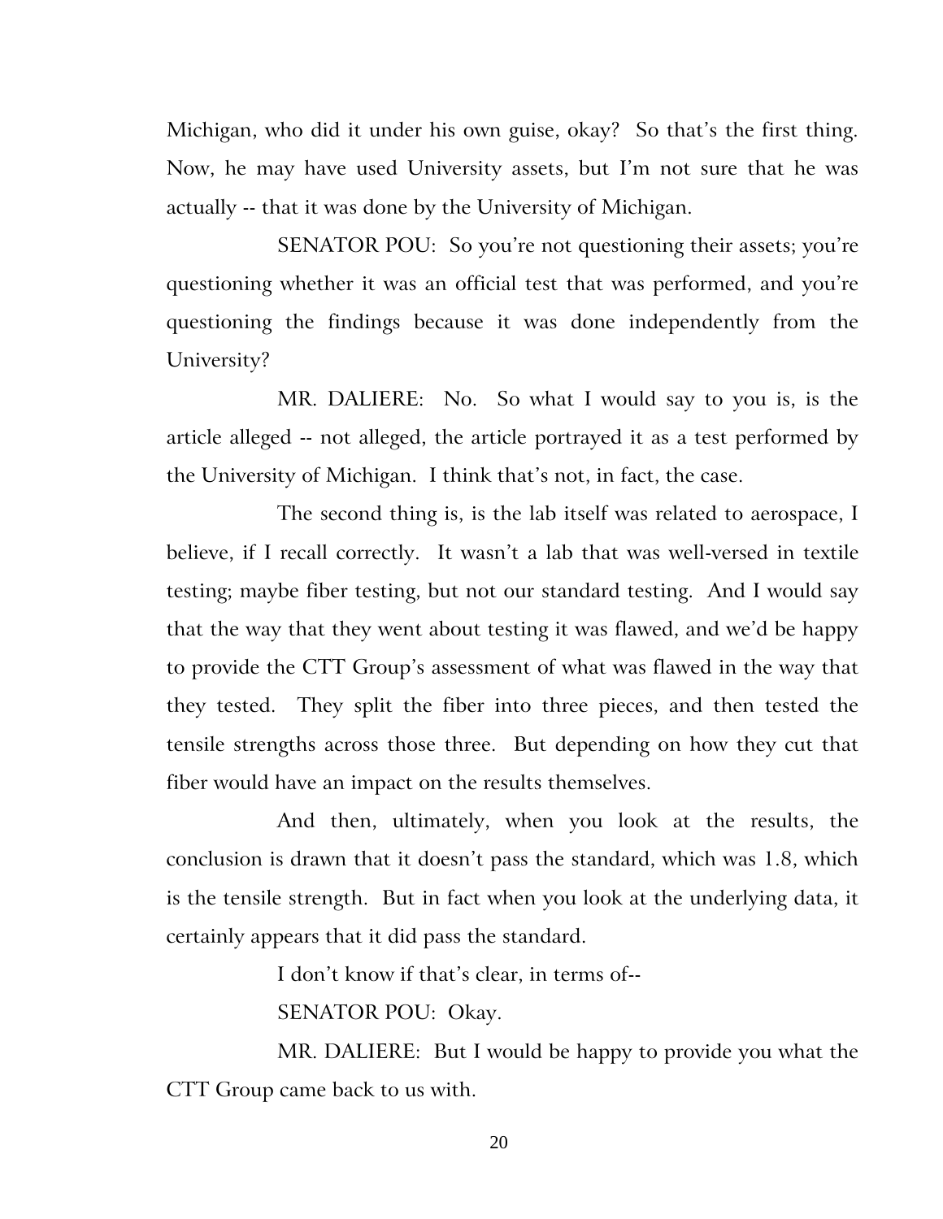Michigan, who did it under his own guise, okay? So that's the first thing. Now, he may have used University assets, but I'm not sure that he was actually -- that it was done by the University of Michigan.

SENATOR POU: So you're not questioning their assets; you're questioning whether it was an official test that was performed, and you're questioning the findings because it was done independently from the University?

MR. DALIERE: No. So what I would say to you is, is the article alleged -- not alleged, the article portrayed it as a test performed by the University of Michigan. I think that's not, in fact, the case.

The second thing is, is the lab itself was related to aerospace, I believe, if I recall correctly. It wasn't a lab that was well-versed in textile testing; maybe fiber testing, but not our standard testing. And I would say that the way that they went about testing it was flawed, and we'd be happy to provide the CTT Group's assessment of what was flawed in the way that they tested. They split the fiber into three pieces, and then tested the tensile strengths across those three. But depending on how they cut that fiber would have an impact on the results themselves.

And then, ultimately, when you look at the results, the conclusion is drawn that it doesn't pass the standard, which was 1.8, which is the tensile strength. But in fact when you look at the underlying data, it certainly appears that it did pass the standard.

I don't know if that's clear, in terms of--

SENATOR POU: Okay.

MR. DALIERE: But I would be happy to provide you what the CTT Group came back to us with.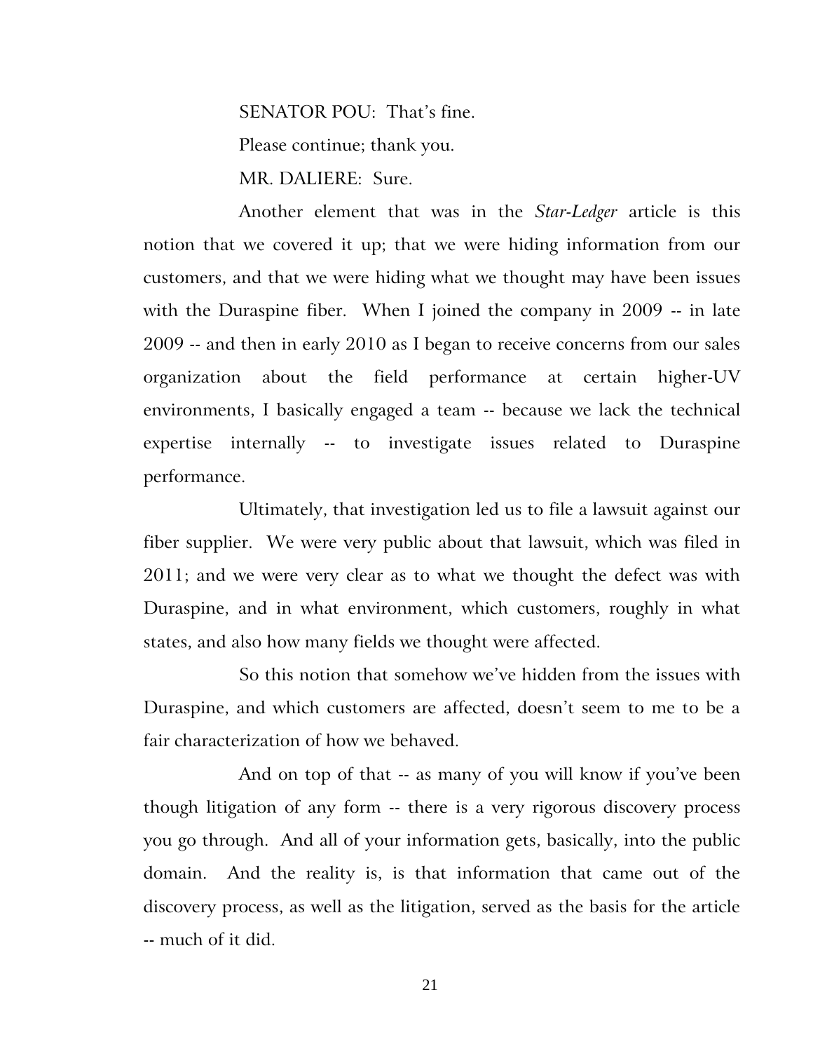SENATOR POU: That's fine.

Please continue; thank you.

MR. DALIERE: Sure.

Another element that was in the *Star-Ledger* article is this notion that we covered it up; that we were hiding information from our customers, and that we were hiding what we thought may have been issues with the Duraspine fiber. When I joined the company in 2009 -- in late 2009 -- and then in early 2010 as I began to receive concerns from our sales organization about the field performance at certain higher-UV environments, I basically engaged a team -- because we lack the technical expertise internally -- to investigate issues related to Duraspine performance.

Ultimately, that investigation led us to file a lawsuit against our fiber supplier. We were very public about that lawsuit, which was filed in 2011; and we were very clear as to what we thought the defect was with Duraspine, and in what environment, which customers, roughly in what states, and also how many fields we thought were affected.

So this notion that somehow we've hidden from the issues with Duraspine, and which customers are affected, doesn't seem to me to be a fair characterization of how we behaved.

And on top of that -- as many of you will know if you've been though litigation of any form -- there is a very rigorous discovery process you go through. And all of your information gets, basically, into the public domain. And the reality is, is that information that came out of the discovery process, as well as the litigation, served as the basis for the article -- much of it did.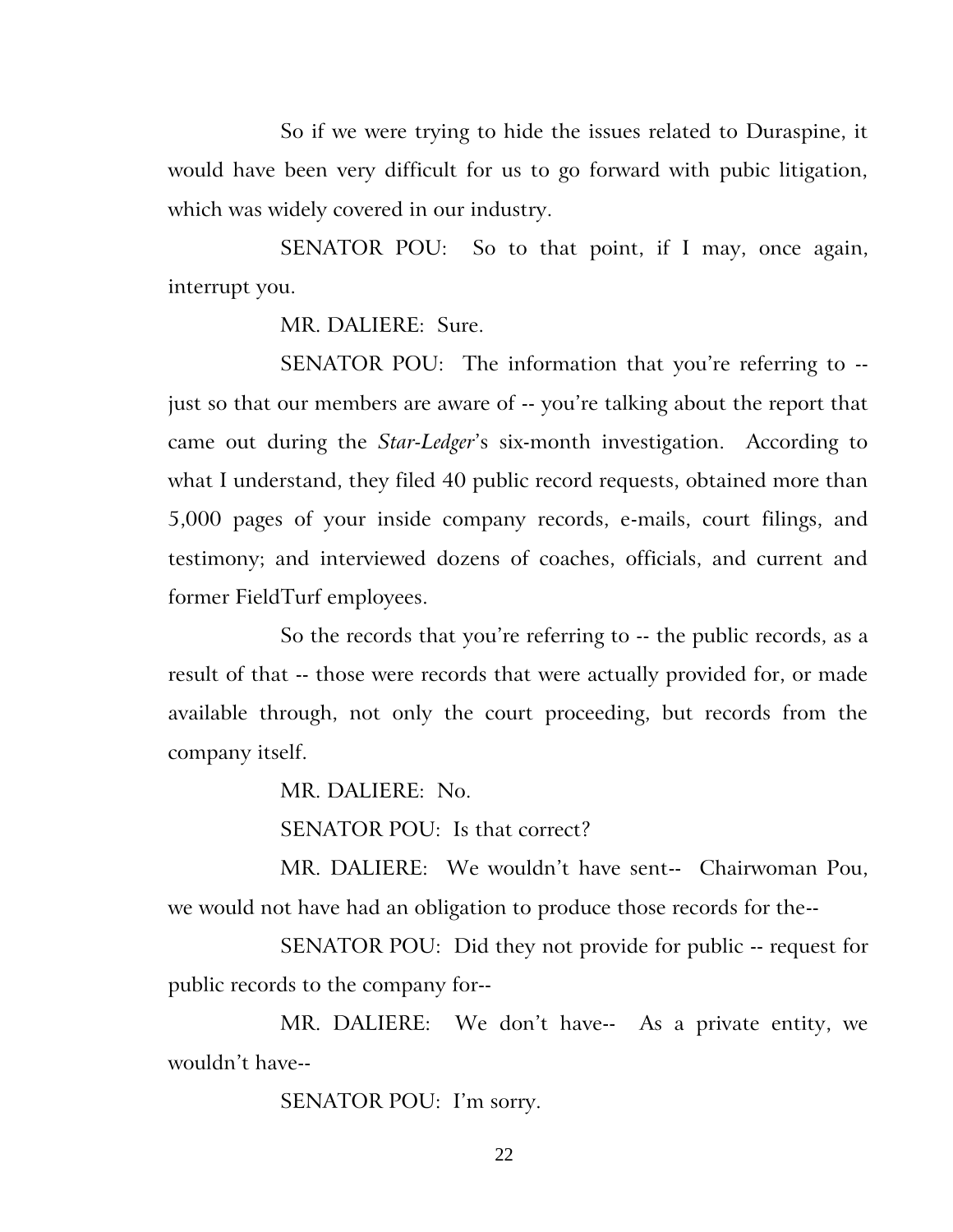So if we were trying to hide the issues related to Duraspine, it would have been very difficult for us to go forward with pubic litigation, which was widely covered in our industry.

SENATOR POU: So to that point, if I may, once again, interrupt you.

MR. DALIERE: Sure.

SENATOR POU: The information that you're referring to -- just so that our members are aware of -- you're talking about the report that came out during the *Star-Ledger*'s six-month investigation. According to what I understand, they filed 40 public record requests, obtained more than 5,000 pages of your inside company records, e-mails, court filings, and testimony; and interviewed dozens of coaches, officials, and current and former FieldTurf employees.

So the records that you're referring to -- the public records, as a result of that -- those were records that were actually provided for, or made available through, not only the court proceeding, but records from the company itself.

MR. DALIERE: No.

SENATOR POU: Is that correct?

MR. DALIERE: We wouldn't have sent-- Chairwoman Pou, we would not have had an obligation to produce those records for the--

SENATOR POU: Did they not provide for public -- request for public records to the company for--

MR. DALIERE: We don't have-- As a private entity, we wouldn't have--

SENATOR POU: I'm sorry.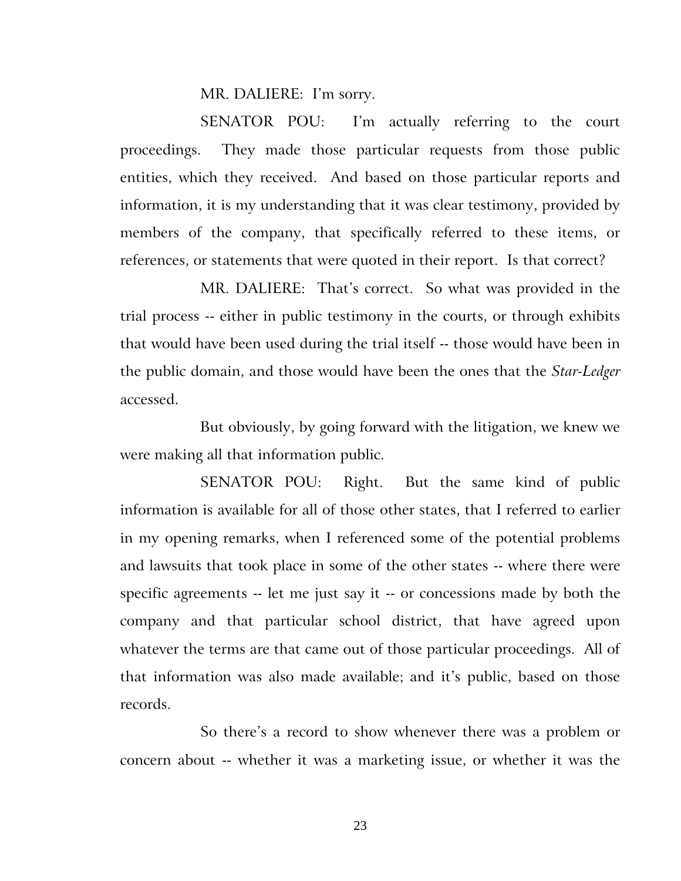MR. DALIERE: I'm sorry.

SENATOR POU: I'm actually referring to the court proceedings. They made those particular requests from those public entities, which they received. And based on those particular reports and information, it is my understanding that it was clear testimony, provided by members of the company, that specifically referred to these items, or references, or statements that were quoted in their report. Is that correct?

MR. DALIERE: That's correct. So what was provided in the trial process -- either in public testimony in the courts, or through exhibits that would have been used during the trial itself -- those would have been in the public domain, and those would have been the ones that the *Star-Ledger* accessed.

But obviously, by going forward with the litigation, we knew we were making all that information public.

SENATOR POU: Right. But the same kind of public information is available for all of those other states, that I referred to earlier in my opening remarks, when I referenced some of the potential problems and lawsuits that took place in some of the other states -- where there were specific agreements -- let me just say it -- or concessions made by both the company and that particular school district, that have agreed upon whatever the terms are that came out of those particular proceedings. All of that information was also made available; and it's public, based on those records.

So there's a record to show whenever there was a problem or concern about -- whether it was a marketing issue, or whether it was the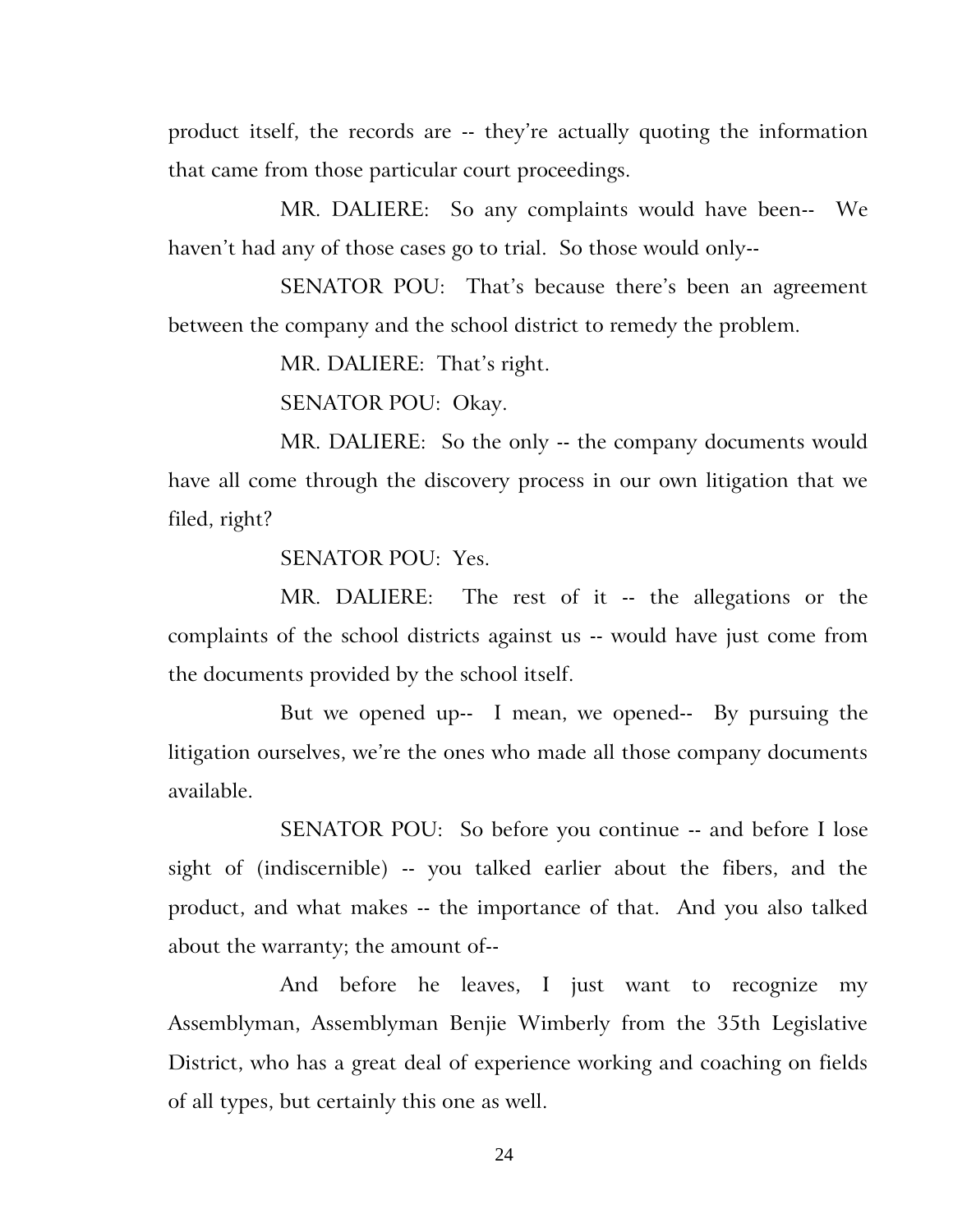product itself, the records are -- they're actually quoting the information that came from those particular court proceedings.

MR. DALIERE: So any complaints would have been-- We haven't had any of those cases go to trial. So those would only--

SENATOR POU: That's because there's been an agreement between the company and the school district to remedy the problem.

MR. DALIERE: That's right.

SENATOR POU: Okay.

MR. DALIERE: So the only -- the company documents would have all come through the discovery process in our own litigation that we filed, right?

SENATOR POU: Yes.

MR. DALIERE: The rest of it -- the allegations or the complaints of the school districts against us -- would have just come from the documents provided by the school itself.

But we opened up-- I mean, we opened-- By pursuing the litigation ourselves, we're the ones who made all those company documents available.

SENATOR POU: So before you continue -- and before I lose sight of (indiscernible) -- you talked earlier about the fibers, and the product, and what makes -- the importance of that. And you also talked about the warranty; the amount of--

And before he leaves, I just want to recognize my Assemblyman, Assemblyman Benjie Wimberly from the 35th Legislative District, who has a great deal of experience working and coaching on fields of all types, but certainly this one as well.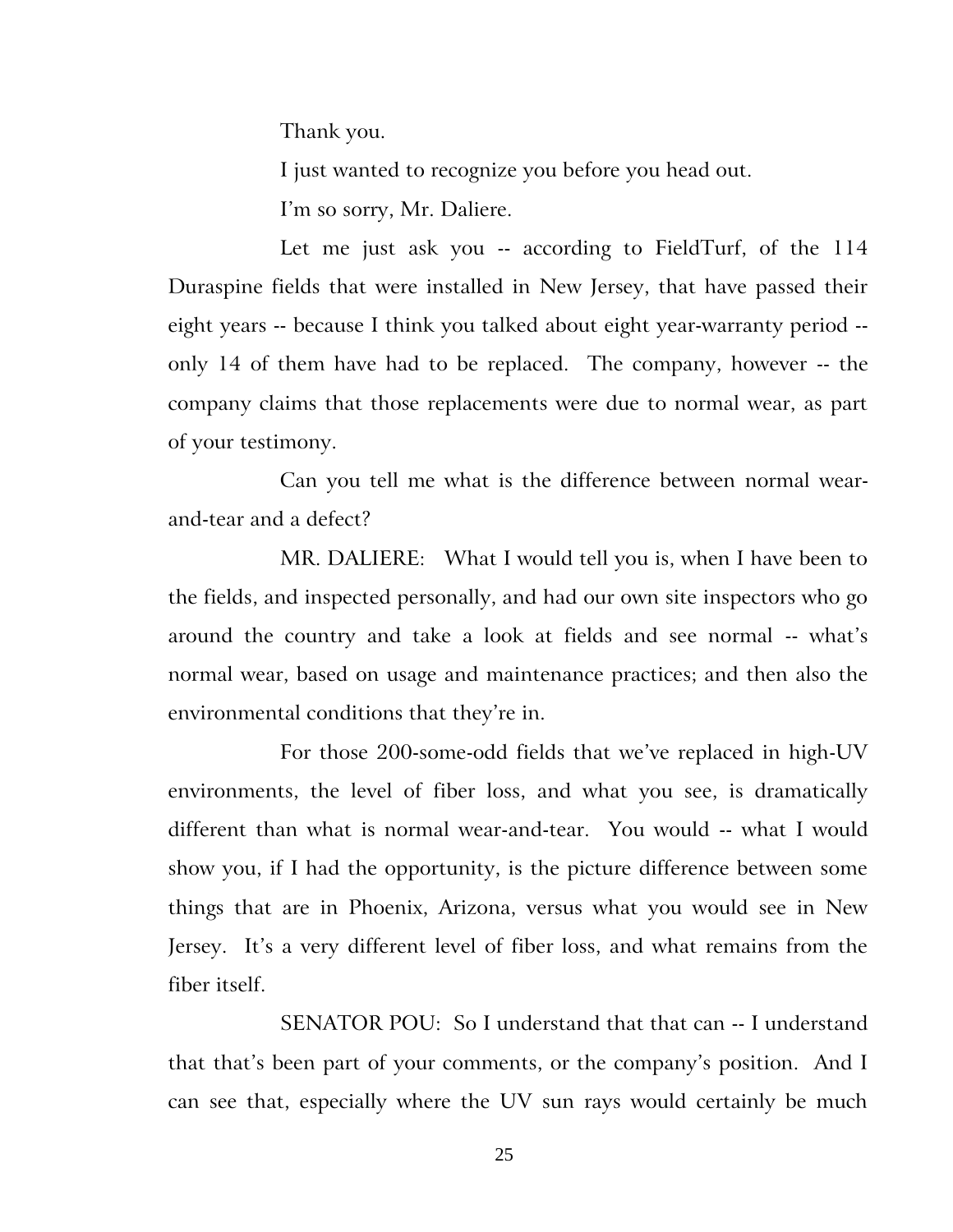Thank you.

I just wanted to recognize you before you head out.

I'm so sorry, Mr. Daliere.

Let me just ask you -- according to FieldTurf, of the 114 Duraspine fields that were installed in New Jersey, that have passed their eight years -- because I think you talked about eight year-warranty period -- only 14 of them have had to be replaced. The company, however -- the company claims that those replacements were due to normal wear, as part of your testimony.

Can you tell me what is the difference between normal wear-and-tear and a defect?

MR. DALIERE: What I would tell you is, when I have been to the fields, and inspected personally, and had our own site inspectors who go around the country and take a look at fields and see normal -- what's normal wear, based on usage and maintenance practices; and then also the environmental conditions that they're in.

For those 200-some-odd fields that we've replaced in high-UV environments, the level of fiber loss, and what you see, is dramatically different than what is normal wear-and-tear. You would -- what I would show you, if I had the opportunity, is the picture difference between some things that are in Phoenix, Arizona, versus what you would see in New Jersey. It's a very different level of fiber loss, and what remains from the fiber itself.

SENATOR POU: So I understand that that can -- I understand that that's been part of your comments, or the company's position. And I can see that, especially where the UV sun rays would certainly be much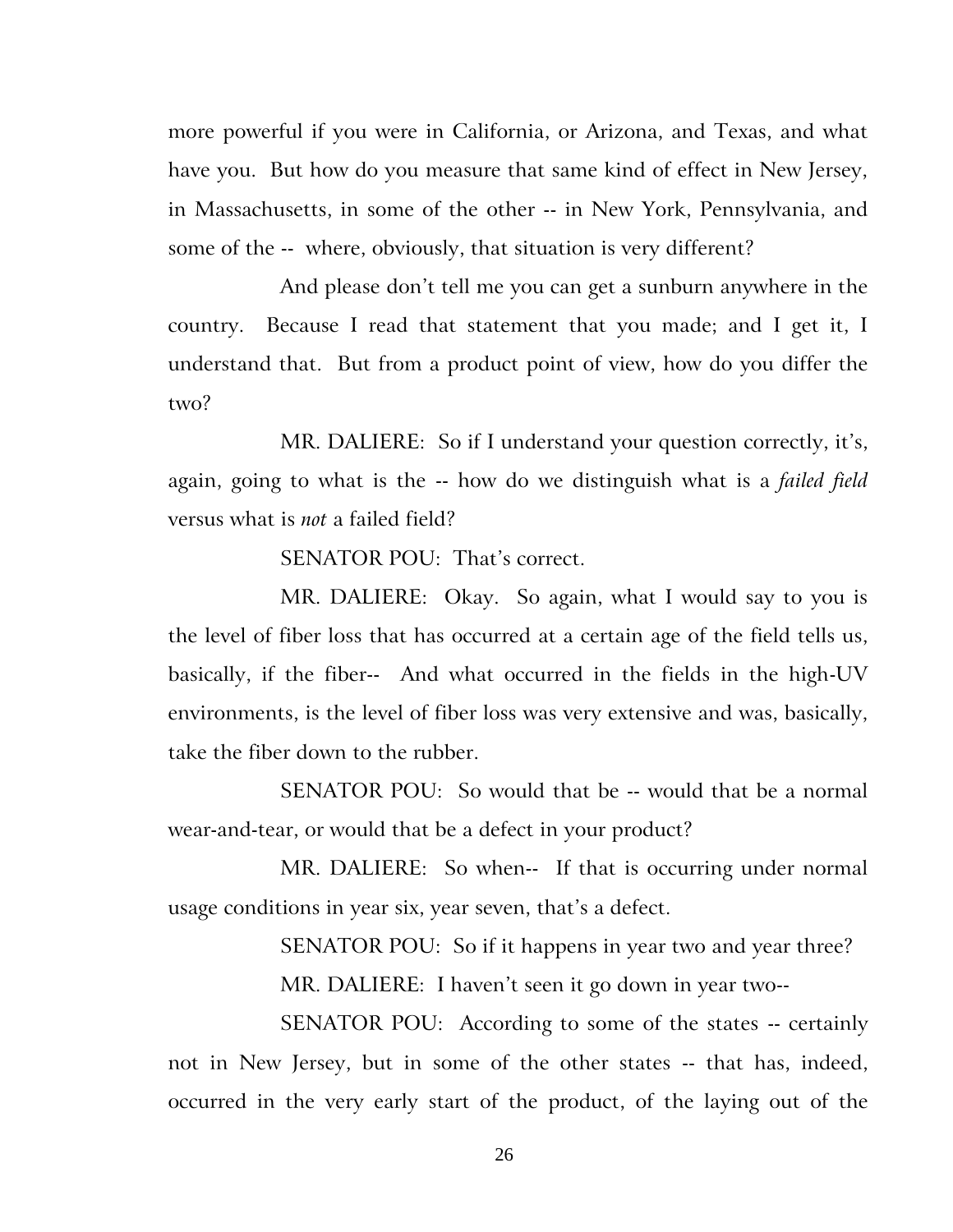more powerful if you were in California, or Arizona, and Texas, and what have you. But how do you measure that same kind of effect in New Jersey, in Massachusetts, in some of the other -- in New York, Pennsylvania, and some of the -- where, obviously, that situation is very different?

And please don't tell me you can get a sunburn anywhere in the country. Because I read that statement that you made; and I get it, I understand that. But from a product point of view, how do you differ the two?

MR. DALIERE: So if I understand your question correctly, it's, again, going to what is the -- how do we distinguish what is a *failed field* versus what is *not* a failed field?

SENATOR POU: That's correct.

MR. DALIERE: Okay. So again, what I would say to you is the level of fiber loss that has occurred at a certain age of the field tells us, basically, if the fiber-- And what occurred in the fields in the high-UV environments, is the level of fiber loss was very extensive and was, basically, take the fiber down to the rubber.

SENATOR POU: So would that be -- would that be a normal wear-and-tear, or would that be a defect in your product?

MR. DALIERE: So when-- If that is occurring under normal usage conditions in year six, year seven, that's a defect.

SENATOR POU: So if it happens in year two and year three?

MR. DALIERE: I haven't seen it go down in year two--

SENATOR POU: According to some of the states -- certainly not in New Jersey, but in some of the other states -- that has, indeed, occurred in the very early start of the product, of the laying out of the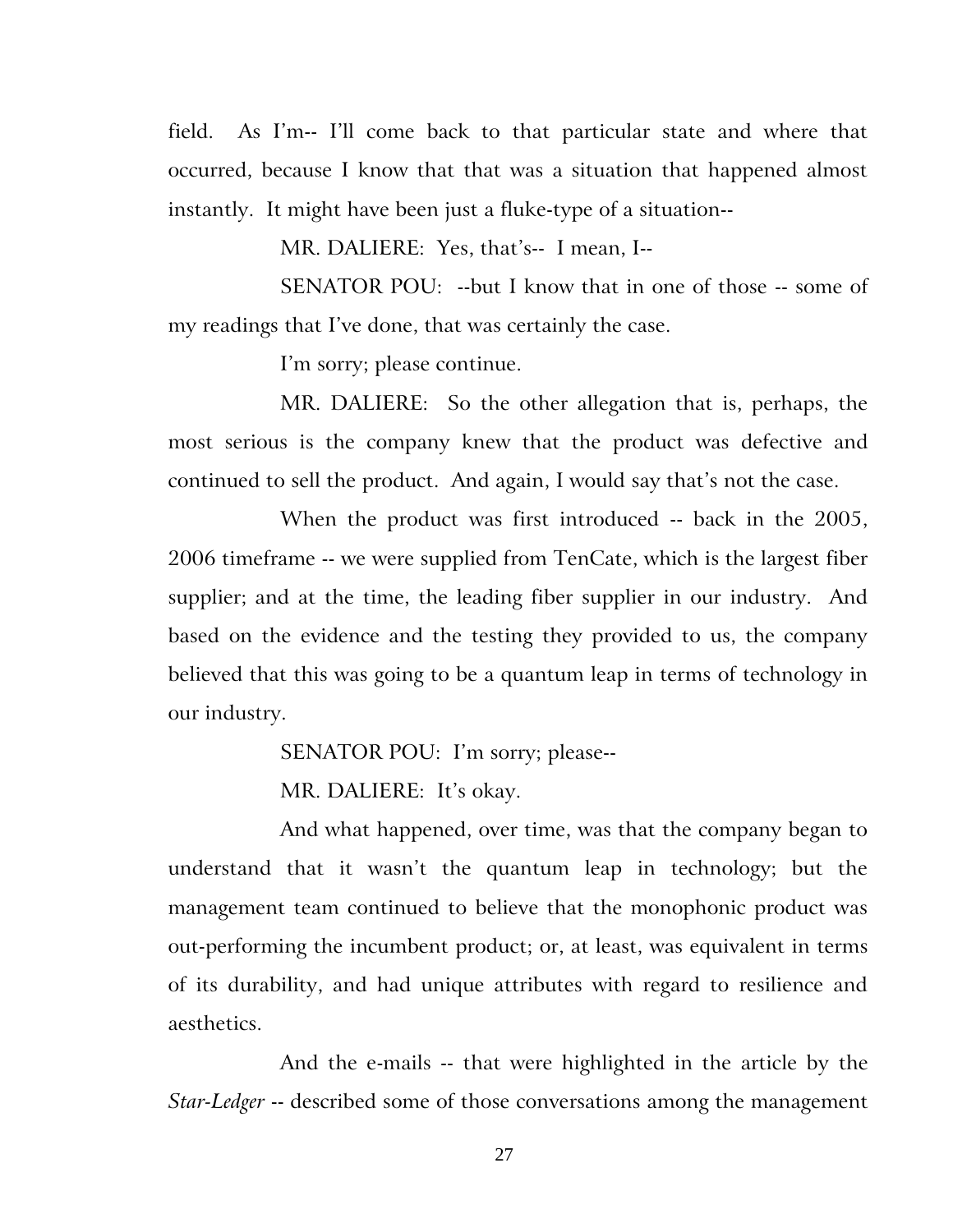field. As I'm-- I'll come back to that particular state and where that occurred, because I know that that was a situation that happened almost instantly. It might have been just a fluke-type of a situation--

MR. DALIERE: Yes, that's-- I mean, I--

SENATOR POU: --but I know that in one of those -- some of my readings that I've done, that was certainly the case.

I'm sorry; please continue.

MR. DALIERE: So the other allegation that is, perhaps, the most serious is the company knew that the product was defective and continued to sell the product. And again, I would say that's not the case.

When the product was first introduced -- back in the 2005, 2006 timeframe -- we were supplied from TenCate, which is the largest fiber supplier; and at the time, the leading fiber supplier in our industry. And based on the evidence and the testing they provided to us, the company believed that this was going to be a quantum leap in terms of technology in our industry.

SENATOR POU: I'm sorry; please--

MR. DALIERE: It's okay.

And what happened, over time, was that the company began to understand that it wasn't the quantum leap in technology; but the management team continued to believe that the monophonic product was out-performing the incumbent product; or, at least, was equivalent in terms of its durability, and had unique attributes with regard to resilience and aesthetics.

And the e-mails -- that were highlighted in the article by the *Star-Ledger* -- described some of those conversations among the management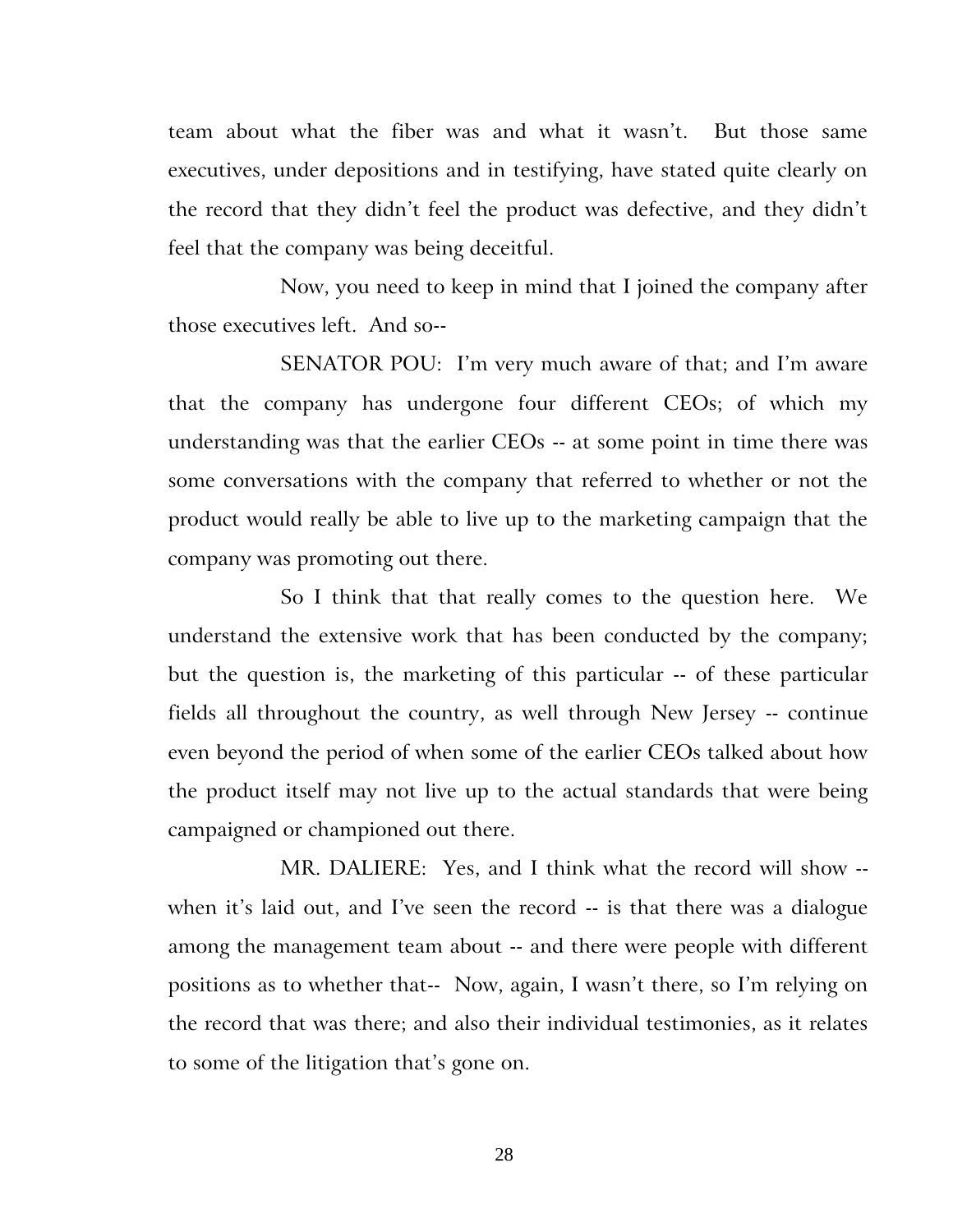team about what the fiber was and what it wasn't. But those same executives, under depositions and in testifying, have stated quite clearly on the record that they didn't feel the product was defective, and they didn't feel that the company was being deceitful.

Now, you need to keep in mind that I joined the company after those executives left. And so--

SENATOR POU: I'm very much aware of that; and I'm aware that the company has undergone four different CEOs; of which my understanding was that the earlier CEOs -- at some point in time there was some conversations with the company that referred to whether or not the product would really be able to live up to the marketing campaign that the company was promoting out there.

So I think that that really comes to the question here. We understand the extensive work that has been conducted by the company; but the question is, the marketing of this particular -- of these particular fields all throughout the country, as well through New Jersey -- continue even beyond the period of when some of the earlier CEOs talked about how the product itself may not live up to the actual standards that were being campaigned or championed out there.

MR. DALIERE: Yes, and I think what the record will show -- when it's laid out, and I've seen the record -- is that there was a dialogue among the management team about -- and there were people with different positions as to whether that-- Now, again, I wasn't there, so I'm relying on the record that was there; and also their individual testimonies, as it relates to some of the litigation that's gone on.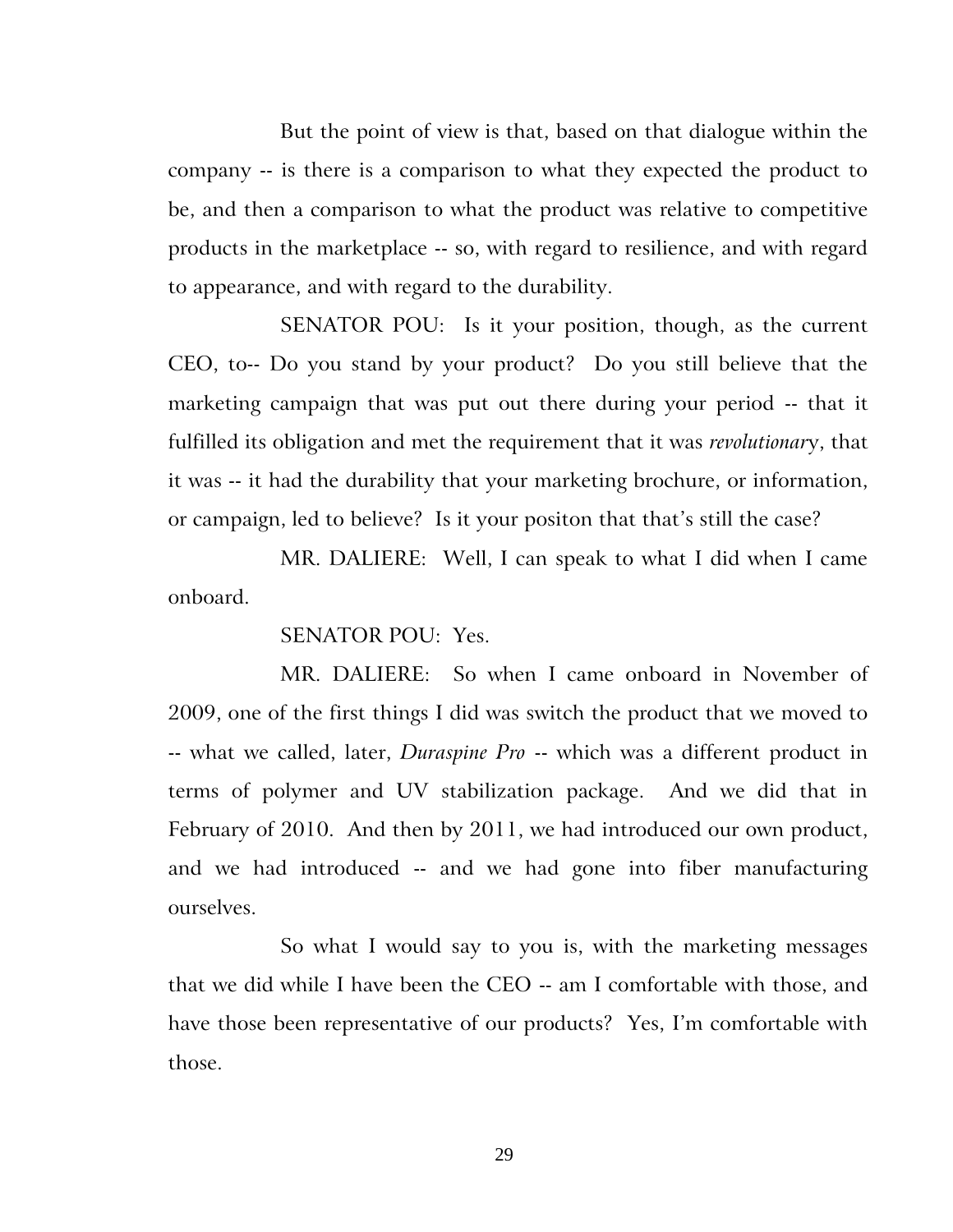But the point of view is that, based on that dialogue within the company -- is there is a comparison to what they expected the product to be, and then a comparison to what the product was relative to competitive products in the marketplace -- so, with regard to resilience, and with regard to appearance, and with regard to the durability.

SENATOR POU: Is it your position, though, as the current CEO, to-- Do you stand by your product? Do you still believe that the marketing campaign that was put out there during your period -- that it fulfilled its obligation and met the requirement that it was *revolutionar*y, that it was -- it had the durability that your marketing brochure, or information, or campaign, led to believe? Is it your positon that that's still the case?

MR. DALIERE: Well, I can speak to what I did when I came onboard.

SENATOR POU: Yes.

MR. DALIERE: So when I came onboard in November of 2009, one of the first things I did was switch the product that we moved to -- what we called, later, *Duraspine Pro* -- which was a different product in terms of polymer and UV stabilization package. And we did that in February of 2010. And then by 2011, we had introduced our own product, and we had introduced -- and we had gone into fiber manufacturing ourselves.

So what I would say to you is, with the marketing messages that we did while I have been the CEO -- am I comfortable with those, and have those been representative of our products? Yes, I'm comfortable with those.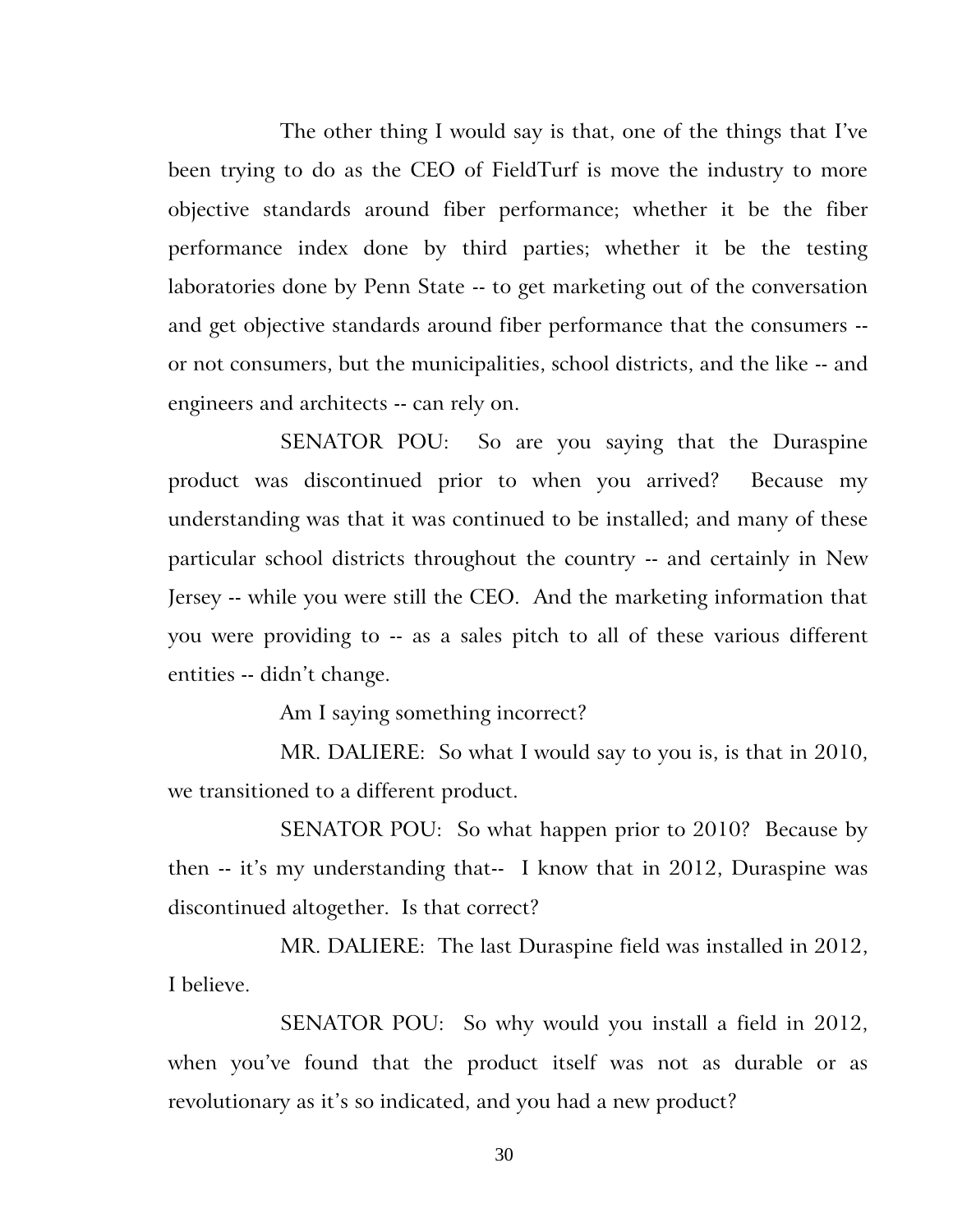The other thing I would say is that, one of the things that I've been trying to do as the CEO of FieldTurf is move the industry to more objective standards around fiber performance; whether it be the fiber performance index done by third parties; whether it be the testing laboratories done by Penn State -- to get marketing out of the conversation and get objective standards around fiber performance that the consumers -- or not consumers, but the municipalities, school districts, and the like -- and engineers and architects -- can rely on.

SENATOR POU: So are you saying that the Duraspine product was discontinued prior to when you arrived? Because my understanding was that it was continued to be installed; and many of these particular school districts throughout the country -- and certainly in New Jersey -- while you were still the CEO. And the marketing information that you were providing to -- as a sales pitch to all of these various different entities -- didn't change.

Am I saying something incorrect?

MR. DALIERE: So what I would say to you is, is that in 2010, we transitioned to a different product.

SENATOR POU: So what happen prior to 2010? Because by then -- it's my understanding that-- I know that in 2012, Duraspine was discontinued altogether. Is that correct?

MR. DALIERE: The last Duraspine field was installed in 2012, I believe.

SENATOR POU: So why would you install a field in 2012, when you've found that the product itself was not as durable or as revolutionary as it's so indicated, and you had a new product?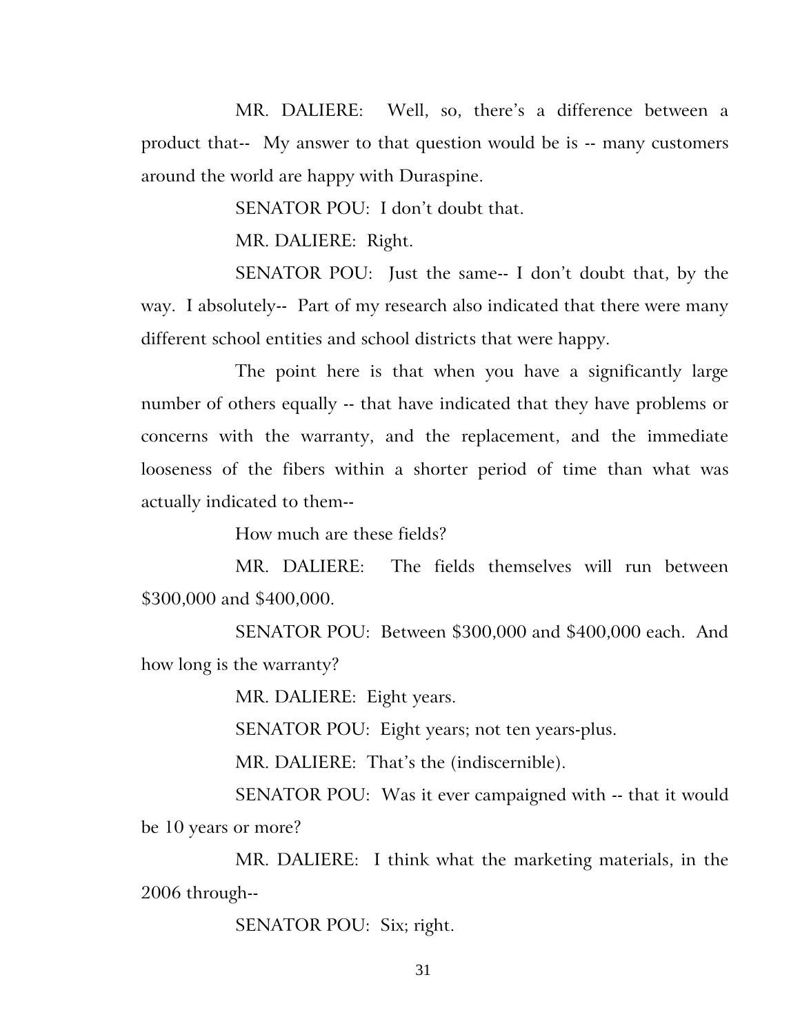MR. DALIERE: Well, so, there's a difference between a product that-- My answer to that question would be is -- many customers around the world are happy with Duraspine.

SENATOR POU: I don't doubt that.

MR. DALIERE: Right.

SENATOR POU: Just the same-- I don't doubt that, by the way. I absolutely-- Part of my research also indicated that there were many different school entities and school districts that were happy.

The point here is that when you have a significantly large number of others equally -- that have indicated that they have problems or concerns with the warranty, and the replacement, and the immediate looseness of the fibers within a shorter period of time than what was actually indicated to them--

How much are these fields?

MR. DALIERE: The fields themselves will run between $300,000 and $400,000.

SENATOR POU: Between $300,000 and $400,000 each. And how long is the warranty?

MR. DALIERE: Eight years.

SENATOR POU: Eight years; not ten years-plus.

MR. DALIERE: That's the (indiscernible).

SENATOR POU: Was it ever campaigned with -- that it would be 10 years or more?

MR. DALIERE: I think what the marketing materials, in the 2006 through--

SENATOR POU: Six; right.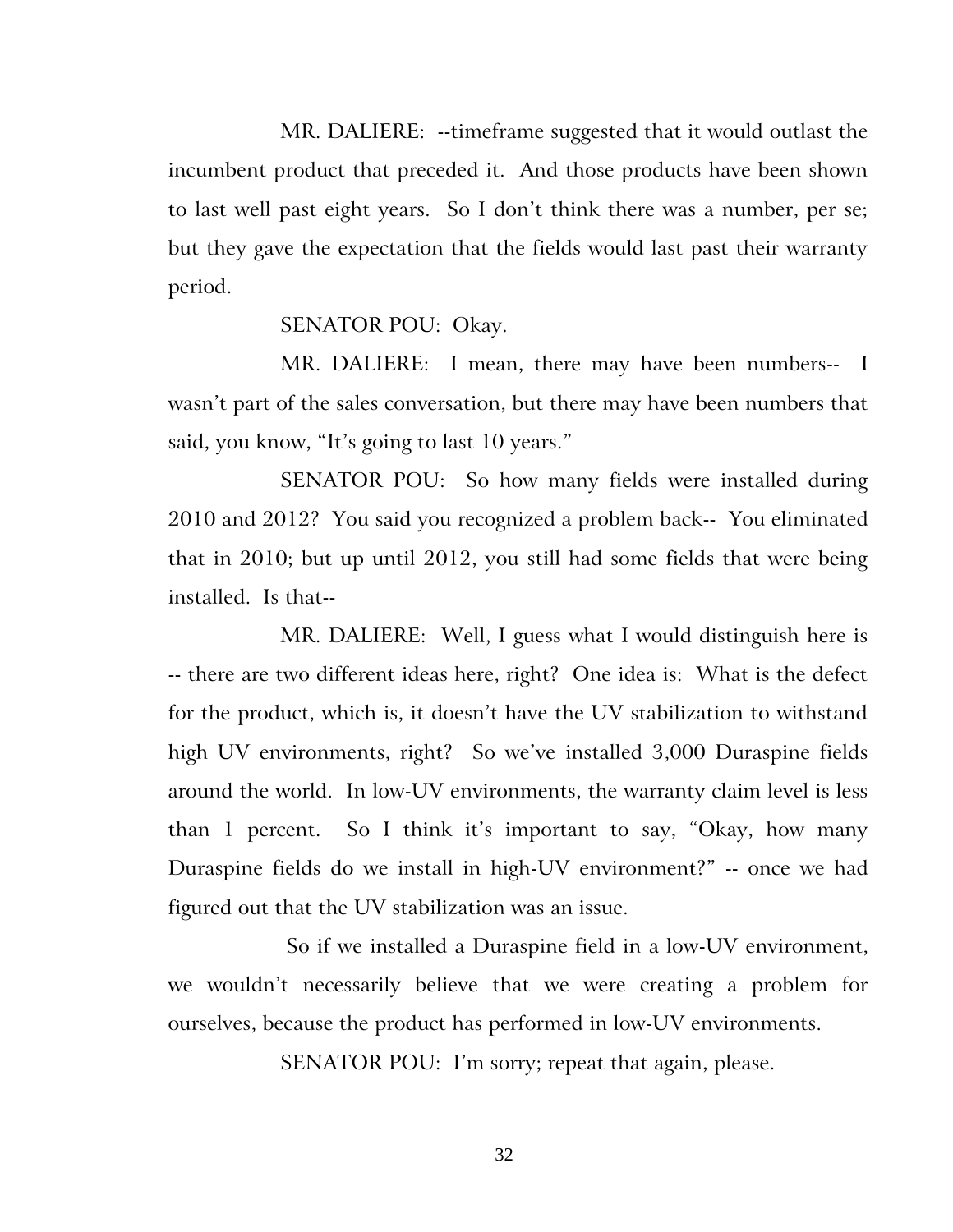MR. DALIERE: --timeframe suggested that it would outlast the incumbent product that preceded it. And those products have been shown to last well past eight years. So I don't think there was a number, per se; but they gave the expectation that the fields would last past their warranty period.

SENATOR POU: Okay.

MR. DALIERE: I mean, there may have been numbers-- I wasn't part of the sales conversation, but there may have been numbers that said, you know, "It's going to last 10 years."

SENATOR POU: So how many fields were installed during 2010 and 2012? You said you recognized a problem back-- You eliminated that in 2010; but up until 2012, you still had some fields that were being installed. Is that--

MR. DALIERE: Well, I guess what I would distinguish here is -- there are two different ideas here, right? One idea is: What is the defect for the product, which is, it doesn't have the UV stabilization to withstand high UV environments, right? So we've installed 3,000 Duraspine fields around the world. In low-UV environments, the warranty claim level is less than 1 percent. So I think it's important to say, "Okay, how many Duraspine fields do we install in high-UV environment?" -- once we had figured out that the UV stabilization was an issue.

So if we installed a Duraspine field in a low-UV environment, we wouldn't necessarily believe that we were creating a problem for ourselves, because the product has performed in low-UV environments.

SENATOR POU: I'm sorry; repeat that again, please.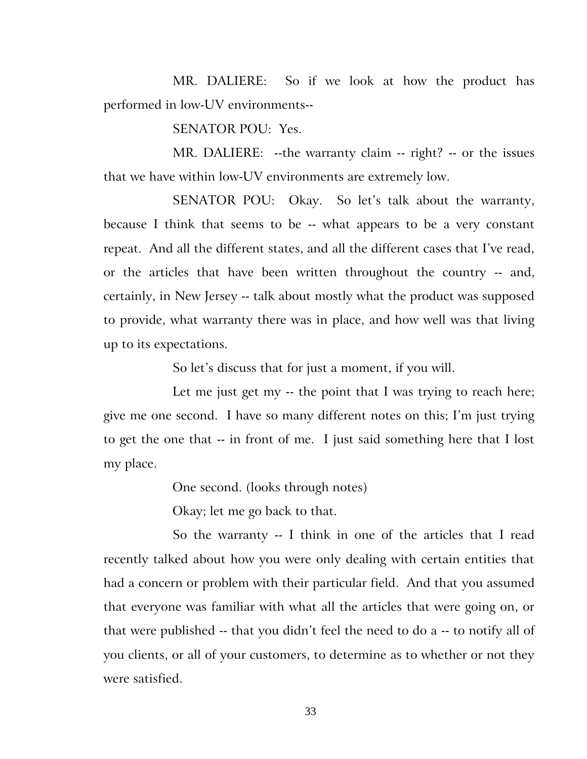MR. DALIERE: So if we look at how the product has performed in low-UV environments--

SENATOR POU: Yes.

MR. DALIERE: --the warranty claim -- right? -- or the issues that we have within low-UV environments are extremely low.

SENATOR POU: Okay. So let's talk about the warranty, because I think that seems to be -- what appears to be a very constant repeat. And all the different states, and all the different cases that I've read, or the articles that have been written throughout the country -- and, certainly, in New Jersey -- talk about mostly what the product was supposed to provide, what warranty there was in place, and how well was that living up to its expectations.

So let's discuss that for just a moment, if you will.

Let me just get my -- the point that I was trying to reach here; give me one second. I have so many different notes on this; I'm just trying to get the one that -- in front of me. I just said something here that I lost my place.

One second. (looks through notes)

Okay; let me go back to that.

So the warranty -- I think in one of the articles that I read recently talked about how you were only dealing with certain entities that had a concern or problem with their particular field. And that you assumed that everyone was familiar with what all the articles that were going on, or that were published -- that you didn't feel the need to do a -- to notify all of you clients, or all of your customers, to determine as to whether or not they were satisfied.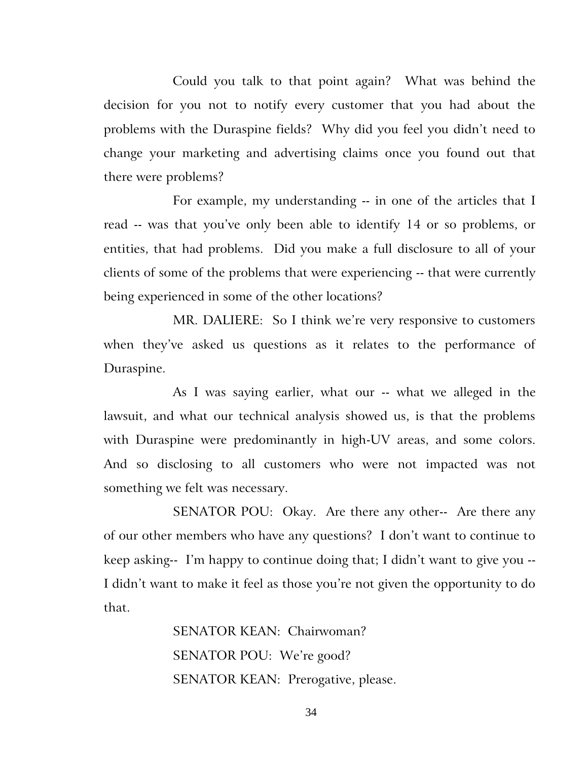Could you talk to that point again? What was behind the decision for you not to notify every customer that you had about the problems with the Duraspine fields? Why did you feel you didn't need to change your marketing and advertising claims once you found out that there were problems?

For example, my understanding -- in one of the articles that I read -- was that you've only been able to identify 14 or so problems, or entities, that had problems. Did you make a full disclosure to all of your clients of some of the problems that were experiencing -- that were currently being experienced in some of the other locations?

MR. DALIERE: So I think we're very responsive to customers when they've asked us questions as it relates to the performance of Duraspine.

As I was saying earlier, what our -- what we alleged in the lawsuit, and what our technical analysis showed us, is that the problems with Duraspine were predominantly in high-UV areas, and some colors. And so disclosing to all customers who were not impacted was not something we felt was necessary.

SENATOR POU: Okay. Are there any other-- Are there any of our other members who have any questions? I don't want to continue to keep asking-- I'm happy to continue doing that; I didn't want to give you -- I didn't want to make it feel as those you're not given the opportunity to do that.

SENATOR KEAN: Chairwoman?

SENATOR POU: We're good?

SENATOR KEAN: Prerogative, please.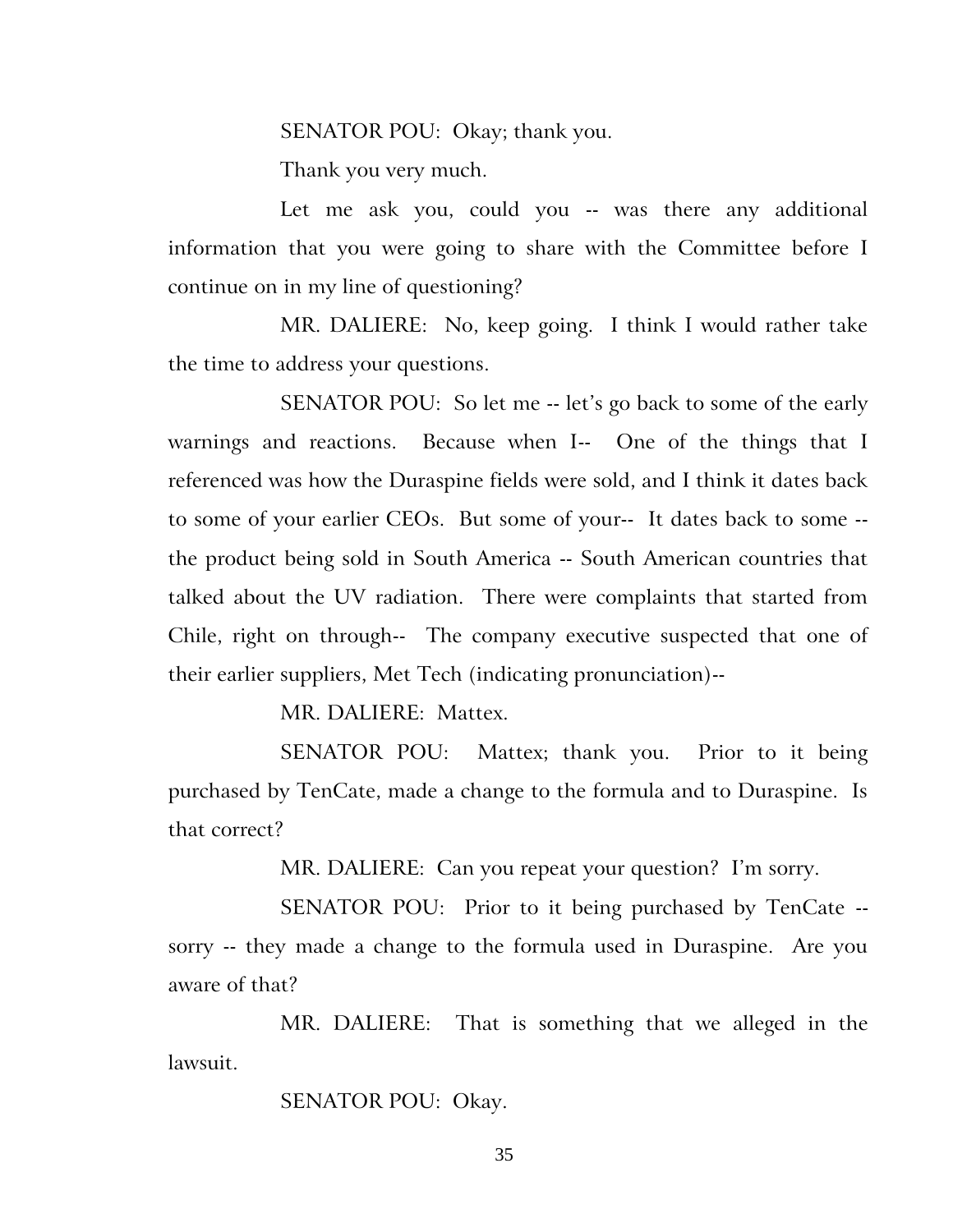SENATOR POU: Okay; thank you.

Thank you very much.

Let me ask you, could you -- was there any additional information that you were going to share with the Committee before I continue on in my line of questioning?

MR. DALIERE: No, keep going. I think I would rather take the time to address your questions.

SENATOR POU: So let me -- let's go back to some of the early warnings and reactions. Because when I-- One of the things that I referenced was how the Duraspine fields were sold, and I think it dates back to some of your earlier CEOs. But some of your-- It dates back to some -- the product being sold in South America -- South American countries that talked about the UV radiation. There were complaints that started from Chile, right on through-- The company executive suspected that one of their earlier suppliers, Met Tech (indicating pronunciation)--

MR. DALIERE: Mattex.

SENATOR POU: Mattex; thank you. Prior to it being purchased by TenCate, made a change to the formula and to Duraspine. Is that correct?

MR. DALIERE: Can you repeat your question? I'm sorry.

SENATOR POU: Prior to it being purchased by TenCate -- sorry -- they made a change to the formula used in Duraspine. Are you aware of that?

MR. DALIERE: That is something that we alleged in the lawsuit.

SENATOR POU: Okay.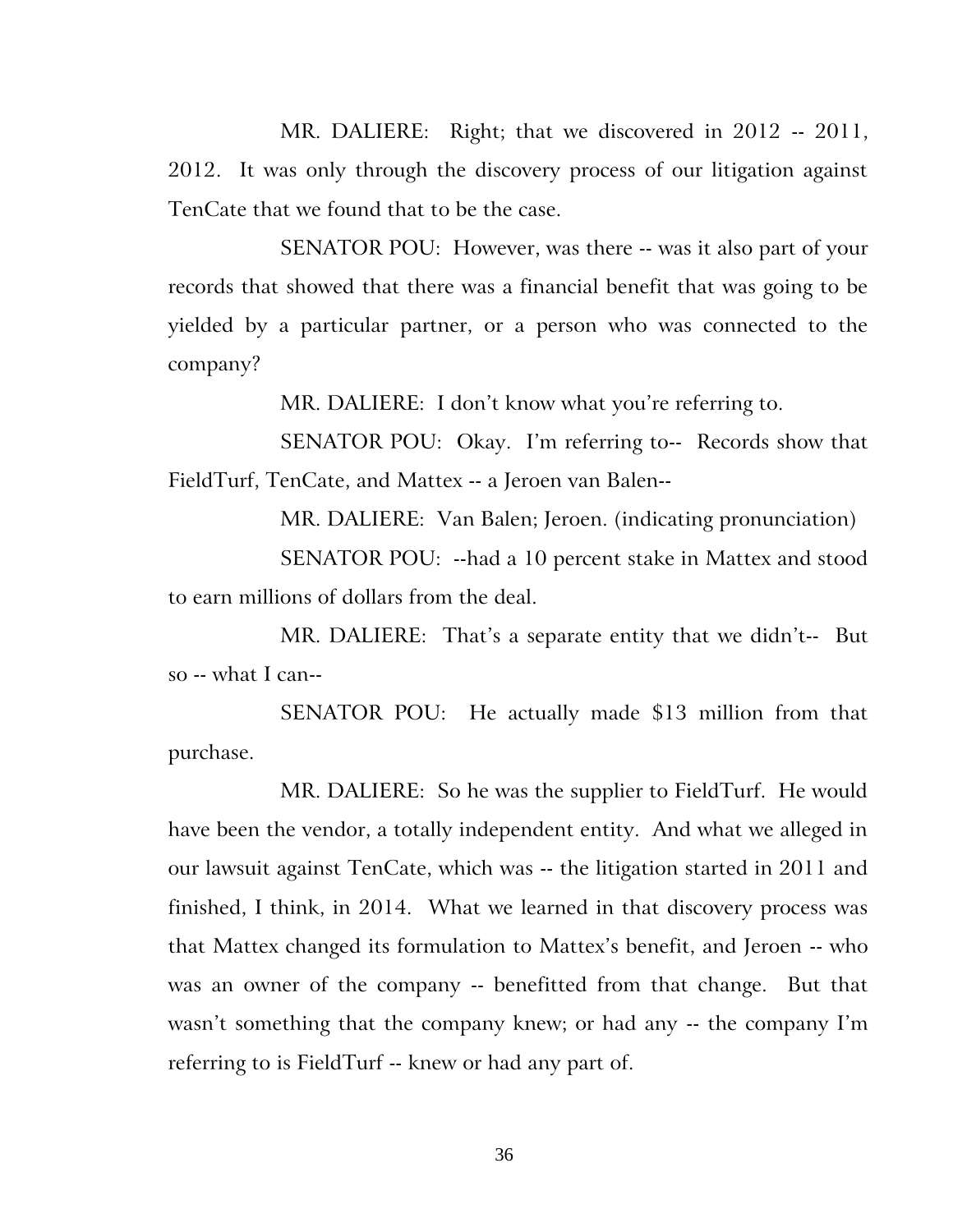MR. DALIERE: Right; that we discovered in 2012 -- 2011, 2012. It was only through the discovery process of our litigation against TenCate that we found that to be the case.

SENATOR POU: However, was there -- was it also part of your records that showed that there was a financial benefit that was going to be yielded by a particular partner, or a person who was connected to the company?

MR. DALIERE: I don't know what you're referring to.

SENATOR POU: Okay. I'm referring to-- Records show that FieldTurf, TenCate, and Mattex -- a Jeroen van Balen--

MR. DALIERE: Van Balen; Jeroen. (indicating pronunciation)

SENATOR POU: --had a 10 percent stake in Mattex and stood to earn millions of dollars from the deal.

MR. DALIERE: That's a separate entity that we didn't-- But so -- what I can--

SENATOR POU: He actually made $13 million from that purchase.

MR. DALIERE: So he was the supplier to FieldTurf. He would have been the vendor, a totally independent entity. And what we alleged in our lawsuit against TenCate, which was -- the litigation started in 2011 and finished, I think, in 2014. What we learned in that discovery process was that Mattex changed its formulation to Mattex's benefit, and Jeroen -- who was an owner of the company -- benefitted from that change. But that wasn't something that the company knew; or had any -- the company I'm referring to is FieldTurf -- knew or had any part of.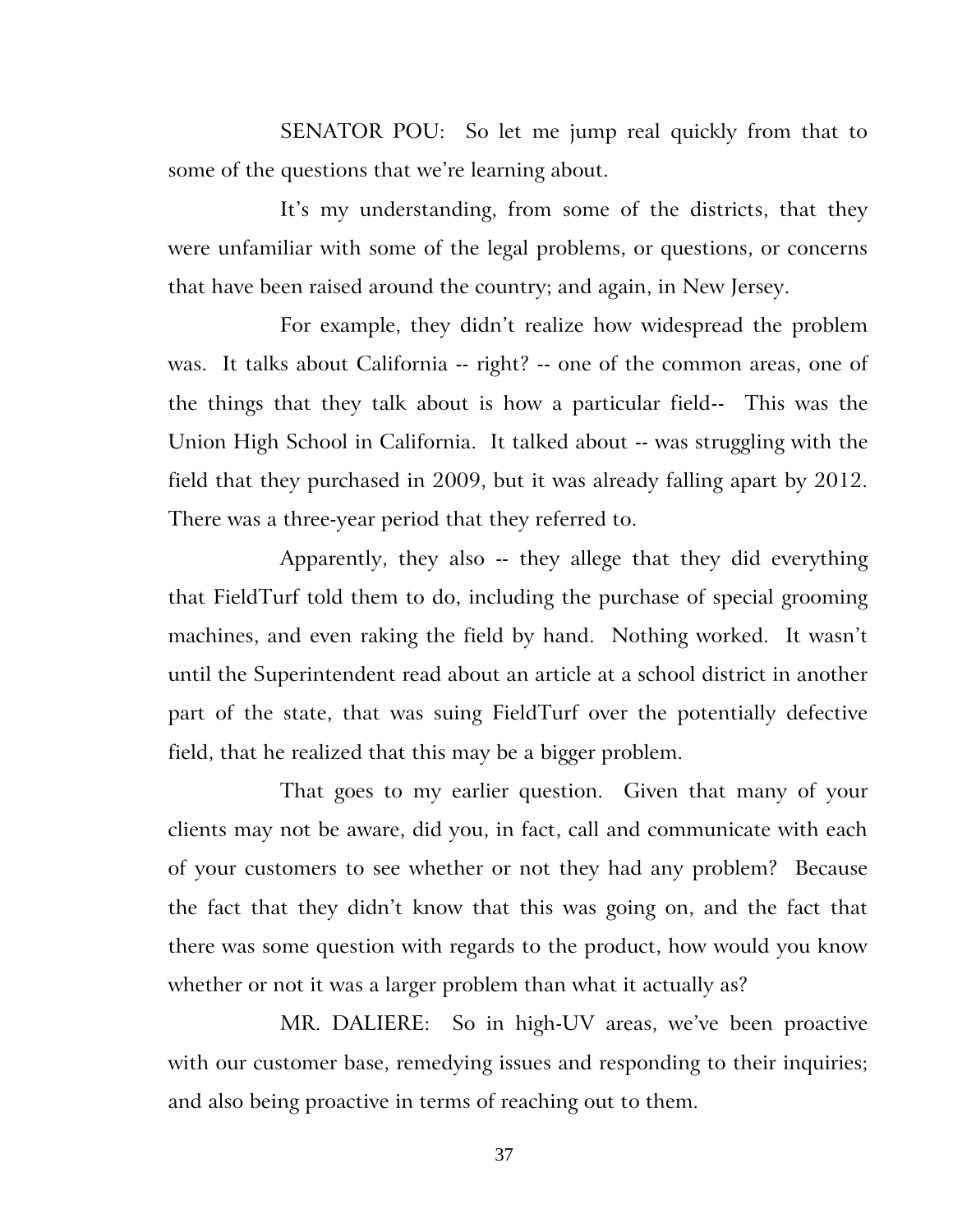SENATOR POU: So let me jump real quickly from that to some of the questions that we're learning about.

It's my understanding, from some of the districts, that they were unfamiliar with some of the legal problems, or questions, or concerns that have been raised around the country; and again, in New Jersey.

For example, they didn't realize how widespread the problem was. It talks about California -- right? -- one of the common areas, one of the things that they talk about is how a particular field-- This was the Union High School in California. It talked about -- was struggling with the field that they purchased in 2009, but it was already falling apart by 2012. There was a three-year period that they referred to.

Apparently, they also -- they allege that they did everything that FieldTurf told them to do, including the purchase of special grooming machines, and even raking the field by hand. Nothing worked. It wasn't until the Superintendent read about an article at a school district in another part of the state, that was suing FieldTurf over the potentially defective field, that he realized that this may be a bigger problem.

That goes to my earlier question. Given that many of your clients may not be aware, did you, in fact, call and communicate with each of your customers to see whether or not they had any problem? Because the fact that they didn't know that this was going on, and the fact that there was some question with regards to the product, how would you know whether or not it was a larger problem than what it actually as?

MR. DALIERE: So in high-UV areas, we've been proactive with our customer base, remedying issues and responding to their inquiries; and also being proactive in terms of reaching out to them.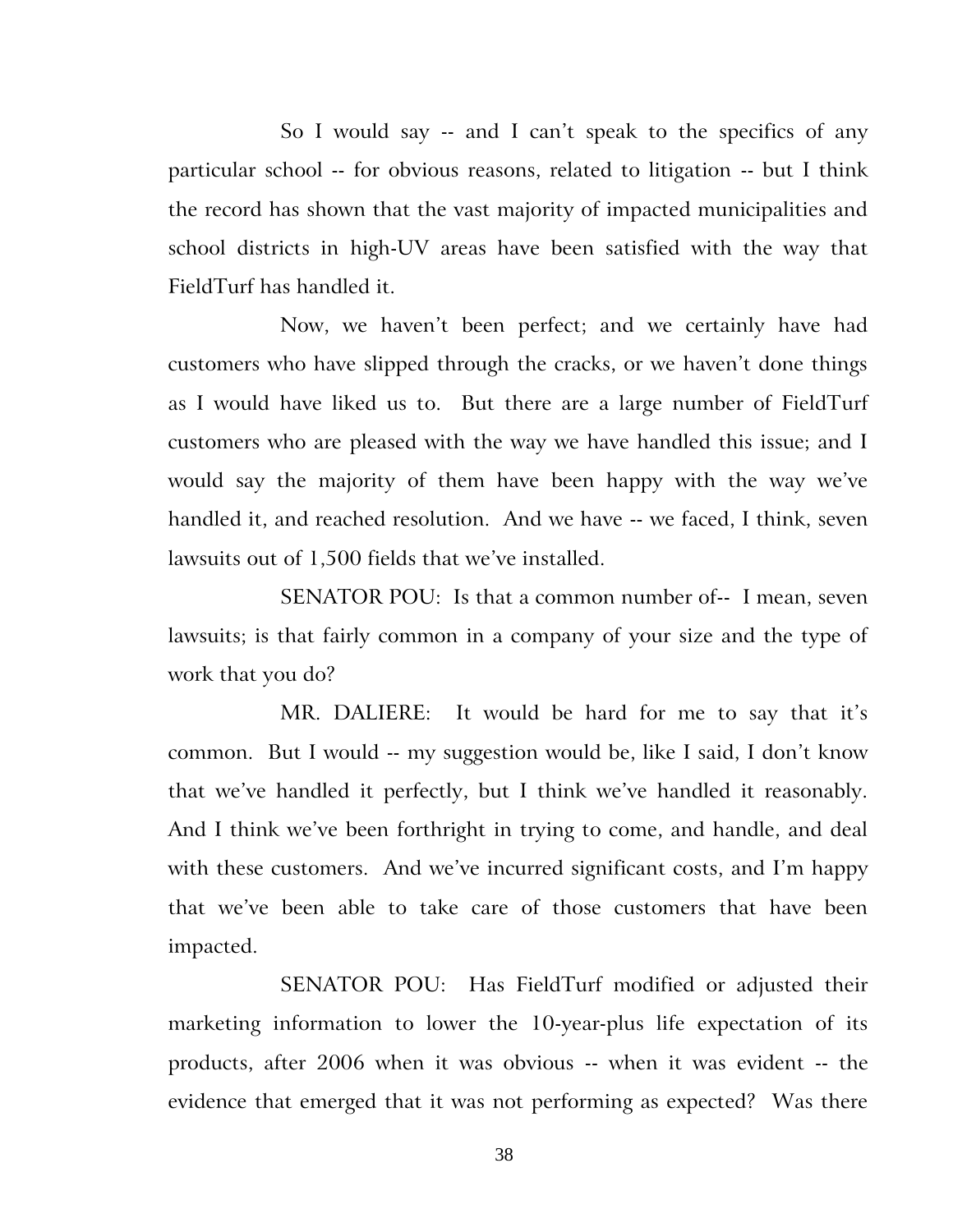So I would say -- and I can't speak to the specifics of any particular school -- for obvious reasons, related to litigation -- but I think the record has shown that the vast majority of impacted municipalities and school districts in high-UV areas have been satisfied with the way that FieldTurf has handled it.

Now, we haven't been perfect; and we certainly have had customers who have slipped through the cracks, or we haven't done things as I would have liked us to. But there are a large number of FieldTurf customers who are pleased with the way we have handled this issue; and I would say the majority of them have been happy with the way we've handled it, and reached resolution. And we have -- we faced, I think, seven lawsuits out of 1,500 fields that we've installed.

SENATOR POU: Is that a common number of-- I mean, seven lawsuits; is that fairly common in a company of your size and the type of work that you do?

MR. DALIERE: It would be hard for me to say that it's common. But I would -- my suggestion would be, like I said, I don't know that we've handled it perfectly, but I think we've handled it reasonably. And I think we've been forthright in trying to come, and handle, and deal with these customers. And we've incurred significant costs, and I'm happy that we've been able to take care of those customers that have been impacted.

SENATOR POU: Has FieldTurf modified or adjusted their marketing information to lower the 10-year-plus life expectation of its products, after 2006 when it was obvious -- when it was evident -- the evidence that emerged that it was not performing as expected? Was there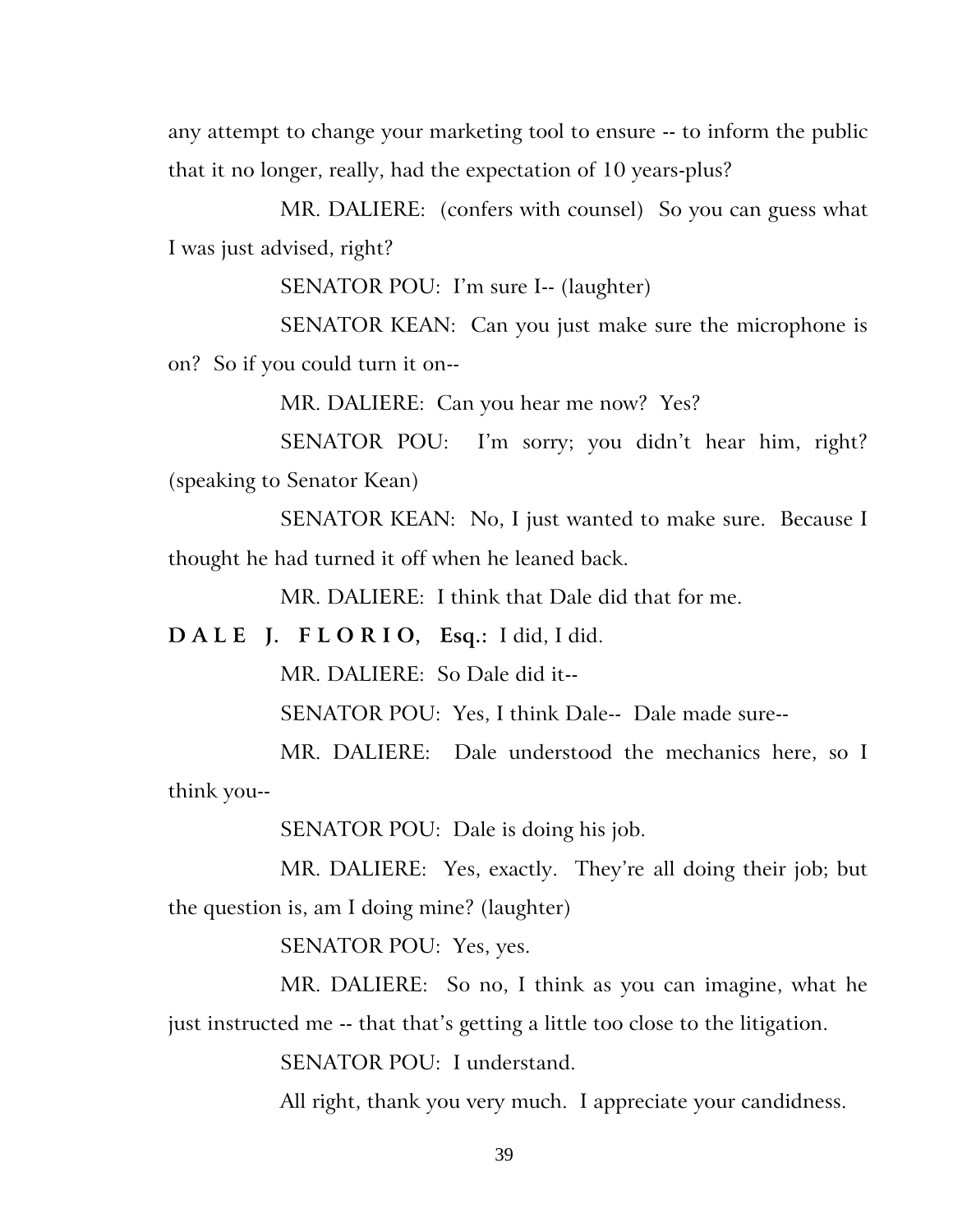any attempt to change your marketing tool to ensure -- to inform the public that it no longer, really, had the expectation of 10 years-plus?

MR. DALIERE: (confers with counsel) So you can guess what I was just advised, right?

SENATOR POU: I'm sure I-- (laughter)

SENATOR KEAN: Can you just make sure the microphone is on? So if you could turn it on--

MR. DALIERE: Can you hear me now? Yes?

SENATOR POU: I'm sorry; you didn't hear him, right? (speaking to Senator Kean)

SENATOR KEAN: No, I just wanted to make sure. Because I thought he had turned it off when he leaned back.

MR. DALIERE: I think that Dale did that for me.

**D A L E J. F L O R I O, Esq.:** I did, I did.

MR. DALIERE: So Dale did it--

SENATOR POU: Yes, I think Dale-- Dale made sure--

MR. DALIERE: Dale understood the mechanics here, so I think you--

SENATOR POU: Dale is doing his job.

MR. DALIERE: Yes, exactly. They're all doing their job; but the question is, am I doing mine? (laughter)

SENATOR POU: Yes, yes.

MR. DALIERE: So no, I think as you can imagine, what he just instructed me -- that that's getting a little too close to the litigation.

SENATOR POU: I understand.

All right, thank you very much. I appreciate your candidness.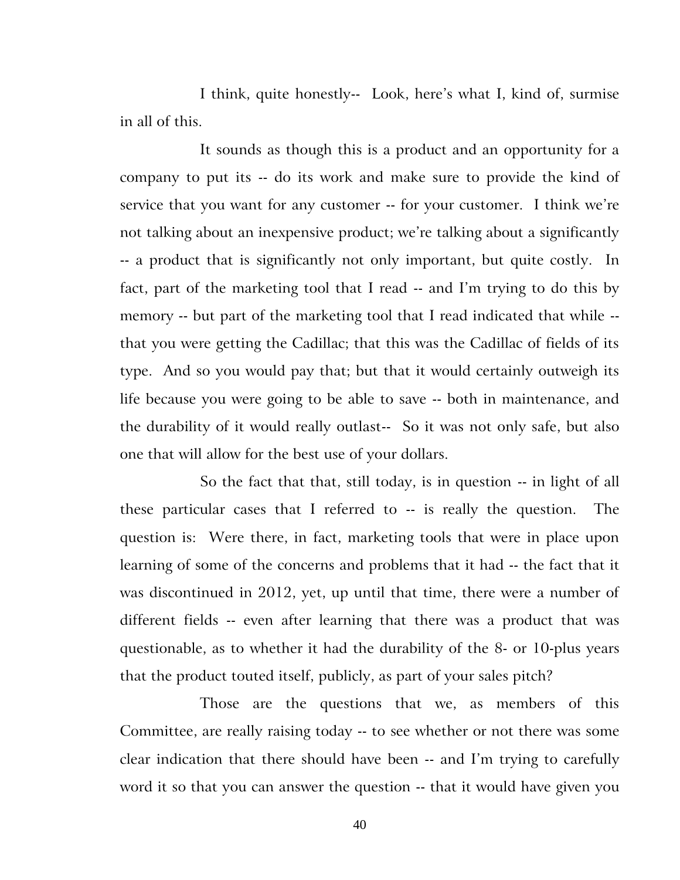I think, quite honestly-- Look, here's what I, kind of, surmise in all of this.

It sounds as though this is a product and an opportunity for a company to put its -- do its work and make sure to provide the kind of service that you want for any customer -- for your customer. I think we're not talking about an inexpensive product; we're talking about a significantly -- a product that is significantly not only important, but quite costly. In fact, part of the marketing tool that I read -- and I'm trying to do this by memory -- but part of the marketing tool that I read indicated that while -- that you were getting the Cadillac; that this was the Cadillac of fields of its type. And so you would pay that; but that it would certainly outweigh its life because you were going to be able to save -- both in maintenance, and the durability of it would really outlast-- So it was not only safe, but also one that will allow for the best use of your dollars.

So the fact that that, still today, is in question -- in light of all these particular cases that I referred to -- is really the question. The question is: Were there, in fact, marketing tools that were in place upon learning of some of the concerns and problems that it had -- the fact that it was discontinued in 2012, yet, up until that time, there were a number of different fields -- even after learning that there was a product that was questionable, as to whether it had the durability of the 8- or 10-plus years that the product touted itself, publicly, as part of your sales pitch?

Those are the questions that we, as members of this Committee, are really raising today -- to see whether or not there was some clear indication that there should have been -- and I'm trying to carefully word it so that you can answer the question -- that it would have given you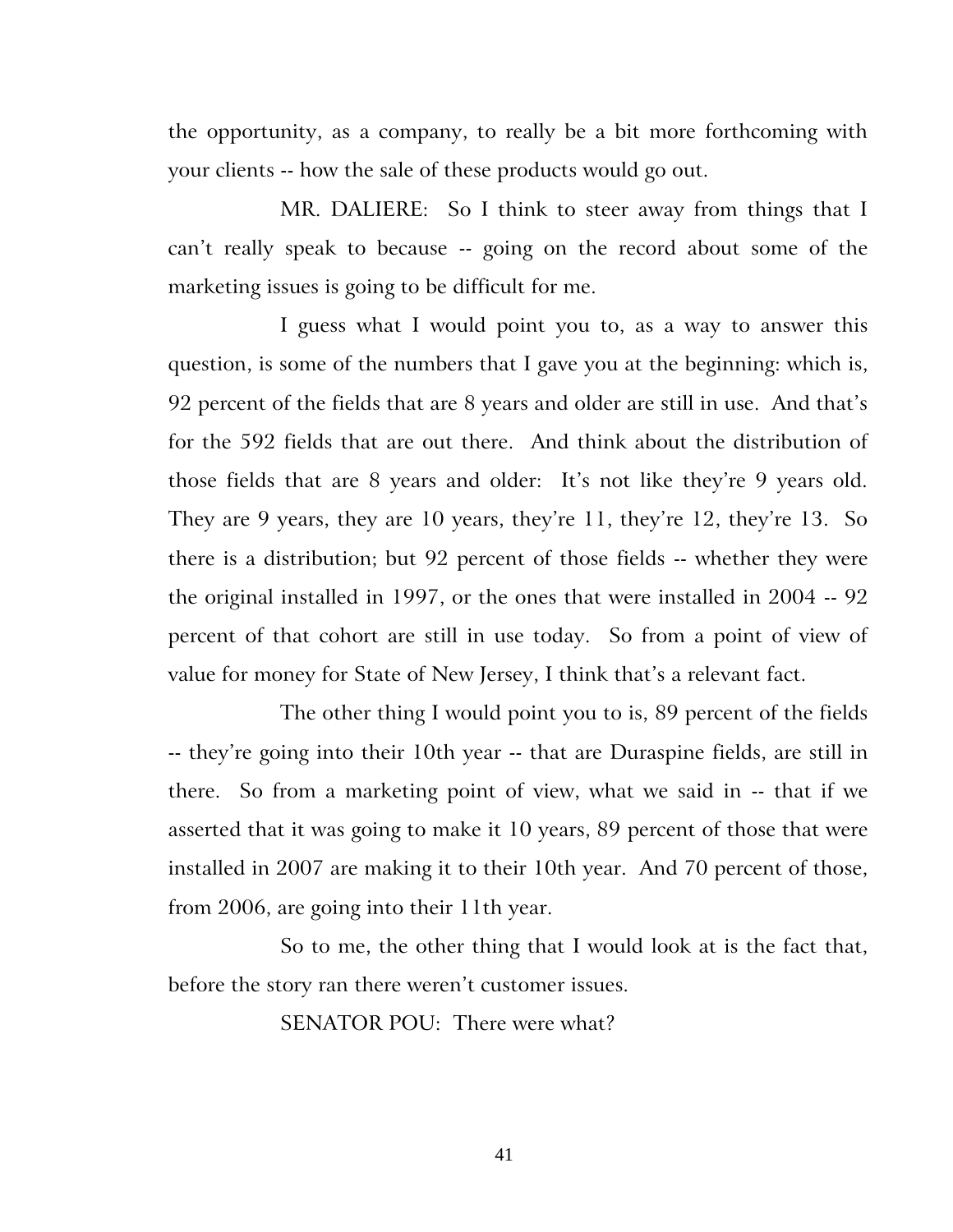the opportunity, as a company, to really be a bit more forthcoming with your clients -- how the sale of these products would go out.

MR. DALIERE: So I think to steer away from things that I can't really speak to because -- going on the record about some of the marketing issues is going to be difficult for me.

I guess what I would point you to, as a way to answer this question, is some of the numbers that I gave you at the beginning: which is, 92 percent of the fields that are 8 years and older are still in use. And that's for the 592 fields that are out there. And think about the distribution of those fields that are 8 years and older: It's not like they're 9 years old. They are 9 years, they are 10 years, they're 11, they're 12, they're 13. So there is a distribution; but 92 percent of those fields -- whether they were the original installed in 1997, or the ones that were installed in 2004 -- 92 percent of that cohort are still in use today. So from a point of view of value for money for State of New Jersey, I think that's a relevant fact.

The other thing I would point you to is, 89 percent of the fields -- they're going into their 10th year -- that are Duraspine fields, are still in there. So from a marketing point of view, what we said in -- that if we asserted that it was going to make it 10 years, 89 percent of those that were installed in 2007 are making it to their 10th year. And 70 percent of those, from 2006, are going into their 11th year.

So to me, the other thing that I would look at is the fact that, before the story ran there weren't customer issues.

SENATOR POU: There were what?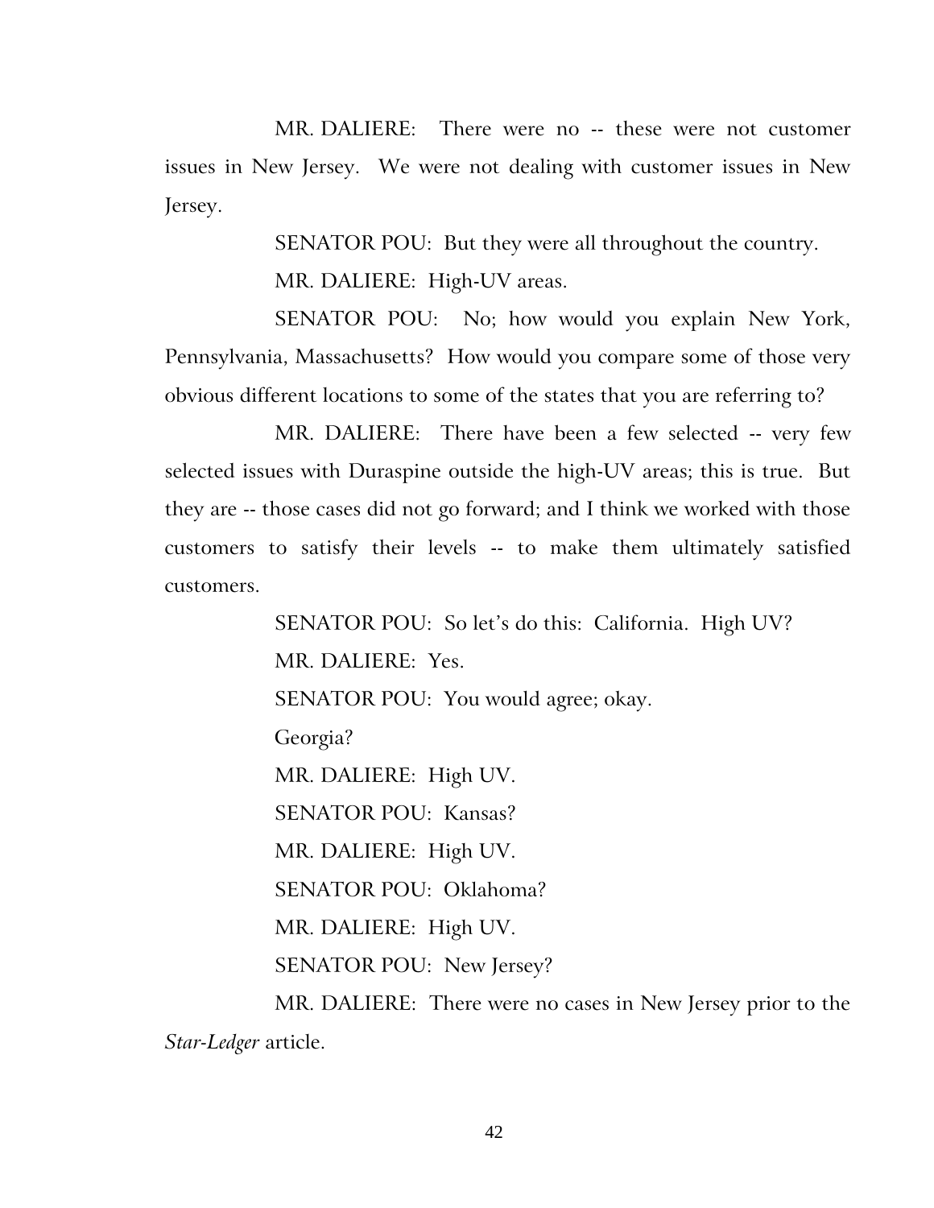MR. DALIERE: There were no -- these were not customer issues in New Jersey. We were not dealing with customer issues in New Jersey.

SENATOR POU: But they were all throughout the country.

MR. DALIERE: High-UV areas.

SENATOR POU: No; how would you explain New York, Pennsylvania, Massachusetts? How would you compare some of those very obvious different locations to some of the states that you are referring to?

MR. DALIERE: There have been a few selected -- very few selected issues with Duraspine outside the high-UV areas; this is true. But they are -- those cases did not go forward; and I think we worked with those customers to satisfy their levels -- to make them ultimately satisfied customers.

SENATOR POU: So let's do this: California. High UV?

MR. DALIERE: Yes.

SENATOR POU: You would agree; okay.

Georgia?

MR. DALIERE: High UV.

SENATOR POU: Kansas?

MR. DALIERE: High UV.

SENATOR POU: Oklahoma?

MR. DALIERE: High UV.

SENATOR POU: New Jersey?

MR. DALIERE: There were no cases in New Jersey prior to the *Star-Ledger* article.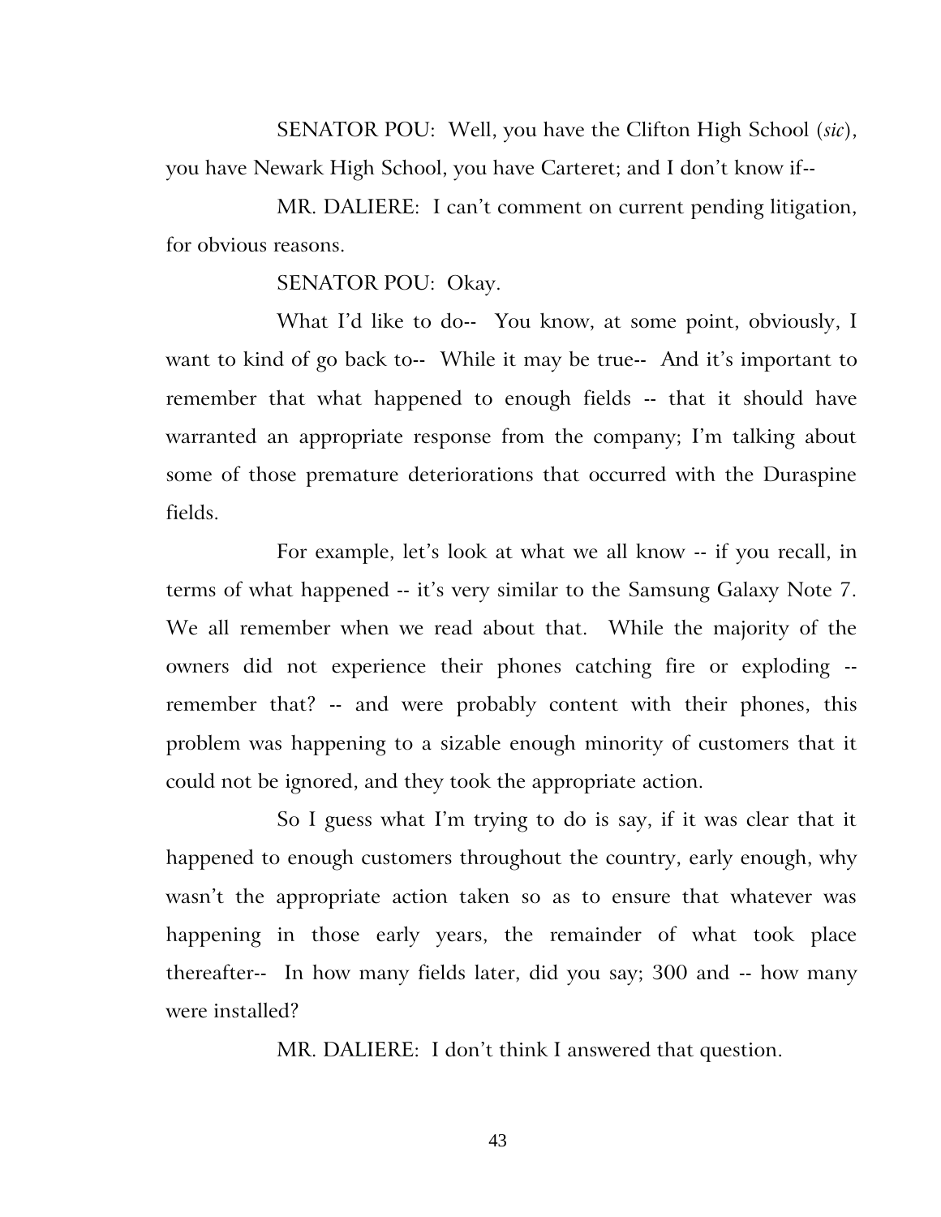SENATOR POU: Well, you have the Clifton High School (*sic*), you have Newark High School, you have Carteret; and I don't know if--

MR. DALIERE: I can't comment on current pending litigation, for obvious reasons.

SENATOR POU: Okay.

What I'd like to do-- You know, at some point, obviously, I want to kind of go back to-- While it may be true-- And it's important to remember that what happened to enough fields -- that it should have warranted an appropriate response from the company; I'm talking about some of those premature deteriorations that occurred with the Duraspine fields.

For example, let's look at what we all know -- if you recall, in terms of what happened -- it's very similar to the Samsung Galaxy Note 7. We all remember when we read about that. While the majority of the owners did not experience their phones catching fire or exploding -- remember that? -- and were probably content with their phones, this problem was happening to a sizable enough minority of customers that it could not be ignored, and they took the appropriate action.

So I guess what I'm trying to do is say, if it was clear that it happened to enough customers throughout the country, early enough, why wasn't the appropriate action taken so as to ensure that whatever was happening in those early years, the remainder of what took place thereafter-- In how many fields later, did you say; 300 and -- how many were installed?

MR. DALIERE: I don't think I answered that question.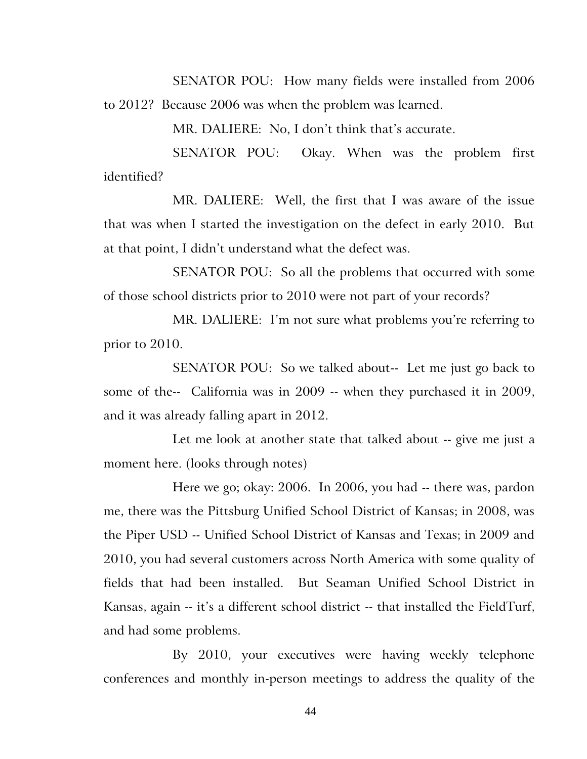SENATOR POU: How many fields were installed from 2006 to 2012? Because 2006 was when the problem was learned.

MR. DALIERE: No, I don't think that's accurate.

SENATOR POU: Okay. When was the problem first identified?

MR. DALIERE: Well, the first that I was aware of the issue that was when I started the investigation on the defect in early 2010. But at that point, I didn't understand what the defect was.

SENATOR POU: So all the problems that occurred with some of those school districts prior to 2010 were not part of your records?

MR. DALIERE: I'm not sure what problems you're referring to prior to 2010.

SENATOR POU: So we talked about-- Let me just go back to some of the-- California was in 2009 -- when they purchased it in 2009, and it was already falling apart in 2012.

Let me look at another state that talked about -- give me just a moment here. (looks through notes)

Here we go; okay: 2006. In 2006, you had -- there was, pardon me, there was the Pittsburg Unified School District of Kansas; in 2008, was the Piper USD -- Unified School District of Kansas and Texas; in 2009 and 2010, you had several customers across North America with some quality of fields that had been installed. But Seaman Unified School District in Kansas, again -- it's a different school district -- that installed the FieldTurf, and had some problems.

By 2010, your executives were having weekly telephone conferences and monthly in-person meetings to address the quality of the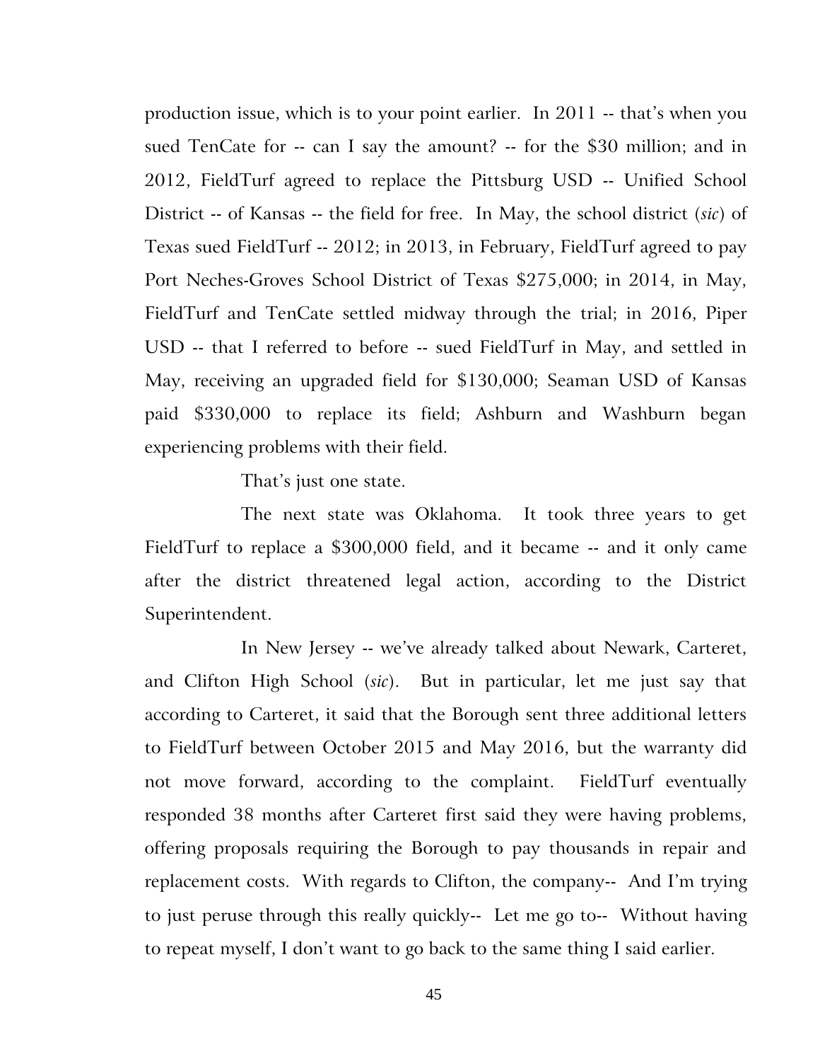production issue, which is to your point earlier. In 2011 -- that's when you sued TenCate for -- can I say the amount? -- for the $30 million; and in 2012, FieldTurf agreed to replace the Pittsburg USD -- Unified School District -- of Kansas -- the field for free. In May, the school district (*sic*) of Texas sued FieldTurf -- 2012; in 2013, in February, FieldTurf agreed to pay Port Neches-Groves School District of Texas $275,000; in 2014, in May, FieldTurf and TenCate settled midway through the trial; in 2016, Piper USD -- that I referred to before -- sued FieldTurf in May, and settled in May, receiving an upgraded field for $130,000; Seaman USD of Kansas paid $330,000 to replace its field; Ashburn and Washburn began experiencing problems with their field.

That's just one state.

The next state was Oklahoma. It took three years to get FieldTurf to replace a $300,000 field, and it became -- and it only came after the district threatened legal action, according to the District Superintendent.

In New Jersey -- we've already talked about Newark, Carteret, and Clifton High School (*sic*). But in particular, let me just say that according to Carteret, it said that the Borough sent three additional letters to FieldTurf between October 2015 and May 2016, but the warranty did not move forward, according to the complaint. FieldTurf eventually responded 38 months after Carteret first said they were having problems, offering proposals requiring the Borough to pay thousands in repair and replacement costs. With regards to Clifton, the company-- And I'm trying to just peruse through this really quickly-- Let me go to-- Without having to repeat myself, I don't want to go back to the same thing I said earlier.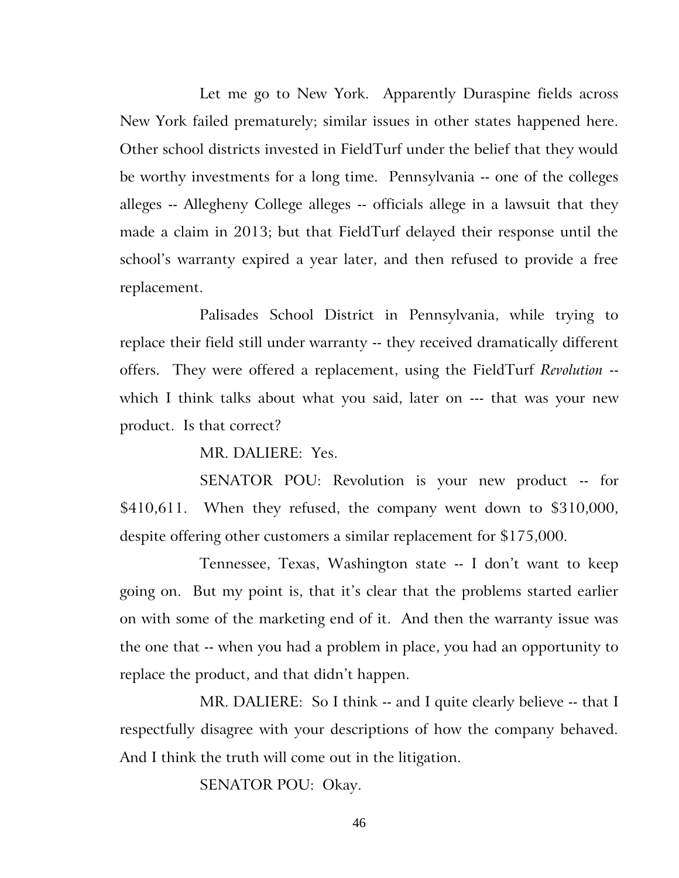Let me go to New York. Apparently Duraspine fields across New York failed prematurely; similar issues in other states happened here. Other school districts invested in FieldTurf under the belief that they would be worthy investments for a long time. Pennsylvania -- one of the colleges alleges -- Allegheny College alleges -- officials allege in a lawsuit that they made a claim in 2013; but that FieldTurf delayed their response until the school's warranty expired a year later, and then refused to provide a free replacement.

Palisades School District in Pennsylvania, while trying to replace their field still under warranty -- they received dramatically different offers. They were offered a replacement, using the FieldTurf *Revolution* -- which I think talks about what you said, later on --- that was your new product. Is that correct?

MR. DALIERE: Yes.

SENATOR POU: Revolution is your new product -- for $410,611. When they refused, the company went down to $310,000, despite offering other customers a similar replacement for $175,000.

Tennessee, Texas, Washington state -- I don't want to keep going on. But my point is, that it's clear that the problems started earlier on with some of the marketing end of it. And then the warranty issue was the one that -- when you had a problem in place, you had an opportunity to replace the product, and that didn't happen.

MR. DALIERE: So I think -- and I quite clearly believe -- that I respectfully disagree with your descriptions of how the company behaved. And I think the truth will come out in the litigation.

SENATOR POU: Okay.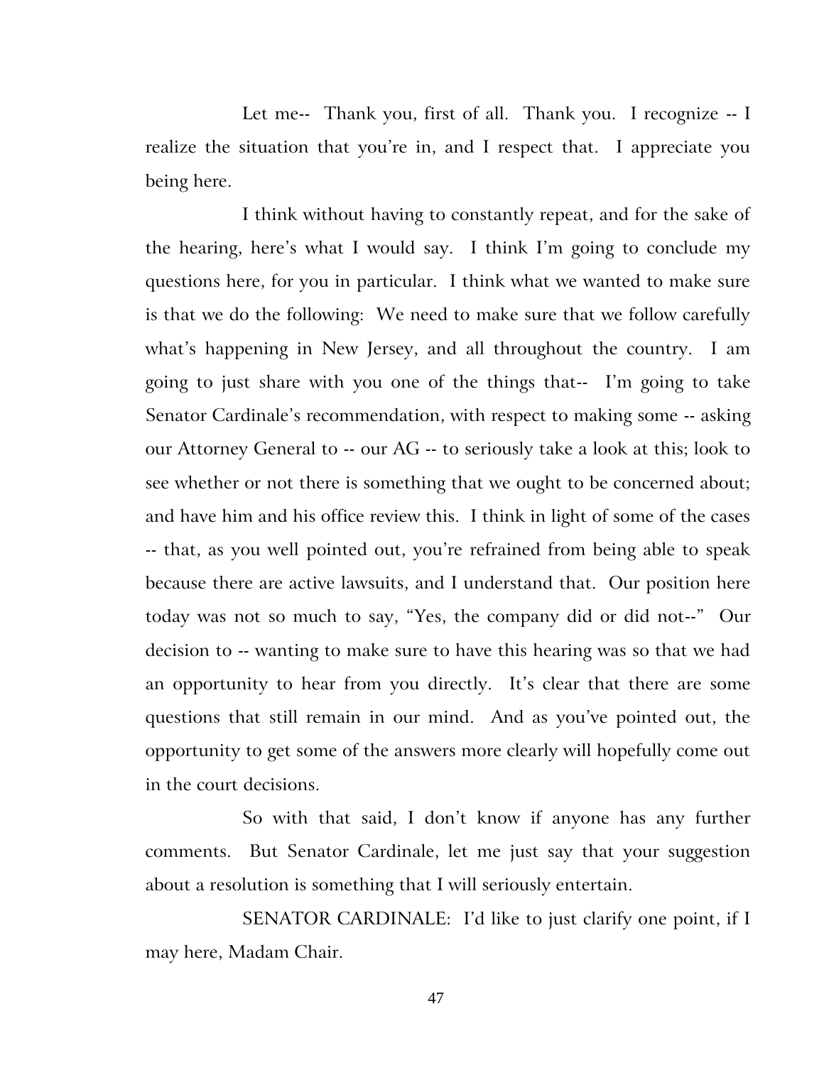Let me-- Thank you, first of all. Thank you. I recognize -- I realize the situation that you're in, and I respect that. I appreciate you being here.

I think without having to constantly repeat, and for the sake of the hearing, here's what I would say. I think I'm going to conclude my questions here, for you in particular. I think what we wanted to make sure is that we do the following: We need to make sure that we follow carefully what's happening in New Jersey, and all throughout the country. I am going to just share with you one of the things that-- I'm going to take Senator Cardinale's recommendation, with respect to making some -- asking our Attorney General to -- our AG -- to seriously take a look at this; look to see whether or not there is something that we ought to be concerned about; and have him and his office review this. I think in light of some of the cases -- that, as you well pointed out, you're refrained from being able to speak because there are active lawsuits, and I understand that. Our position here today was not so much to say, "Yes, the company did or did not--" Our decision to -- wanting to make sure to have this hearing was so that we had an opportunity to hear from you directly. It's clear that there are some questions that still remain in our mind. And as you've pointed out, the opportunity to get some of the answers more clearly will hopefully come out in the court decisions.

So with that said, I don't know if anyone has any further comments. But Senator Cardinale, let me just say that your suggestion about a resolution is something that I will seriously entertain.

SENATOR CARDINALE: I'd like to just clarify one point, if I may here, Madam Chair.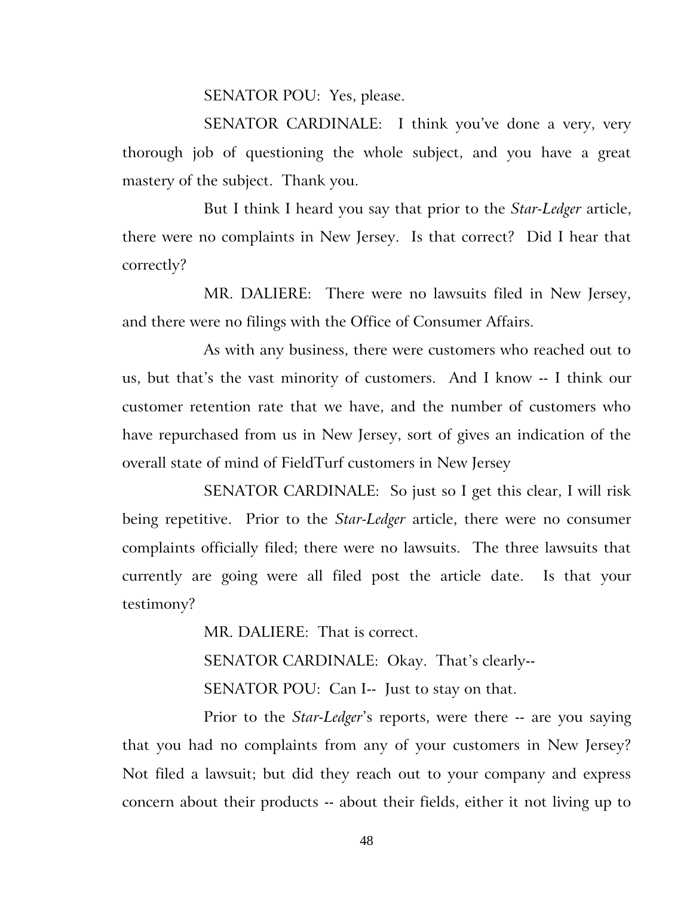SENATOR POU: Yes, please.

SENATOR CARDINALE: I think you've done a very, very thorough job of questioning the whole subject, and you have a great mastery of the subject. Thank you.

But I think I heard you say that prior to the *Star-Ledger* article, there were no complaints in New Jersey. Is that correct? Did I hear that correctly?

MR. DALIERE: There were no lawsuits filed in New Jersey, and there were no filings with the Office of Consumer Affairs.

As with any business, there were customers who reached out to us, but that's the vast minority of customers. And I know -- I think our customer retention rate that we have, and the number of customers who have repurchased from us in New Jersey, sort of gives an indication of the overall state of mind of FieldTurf customers in New Jersey

SENATOR CARDINALE: So just so I get this clear, I will risk being repetitive. Prior to the *Star-Ledger* article, there were no consumer complaints officially filed; there were no lawsuits. The three lawsuits that currently are going were all filed post the article date. Is that your testimony?

MR. DALIERE: That is correct.

SENATOR CARDINALE: Okay. That's clearly--

SENATOR POU: Can I-- Just to stay on that.

Prior to the *Star-Ledger*'s reports, were there -- are you saying that you had no complaints from any of your customers in New Jersey? Not filed a lawsuit; but did they reach out to your company and express concern about their products -- about their fields, either it not living up to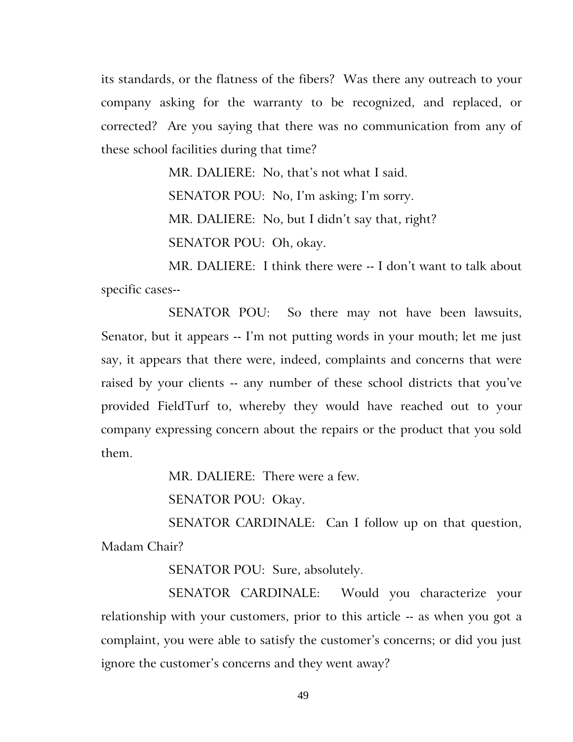its standards, or the flatness of the fibers? Was there any outreach to your company asking for the warranty to be recognized, and replaced, or corrected? Are you saying that there was no communication from any of these school facilities during that time?

MR. DALIERE: No, that's not what I said.

SENATOR POU: No, I'm asking; I'm sorry.

MR. DALIERE: No, but I didn't say that, right?

SENATOR POU: Oh, okay.

MR. DALIERE: I think there were -- I don't want to talk about specific cases--

SENATOR POU: So there may not have been lawsuits, Senator, but it appears -- I'm not putting words in your mouth; let me just say, it appears that there were, indeed, complaints and concerns that were raised by your clients -- any number of these school districts that you've provided FieldTurf to, whereby they would have reached out to your company expressing concern about the repairs or the product that you sold them.

MR. DALIERE: There were a few.

SENATOR POU: Okay.

SENATOR CARDINALE: Can I follow up on that question, Madam Chair?

SENATOR POU: Sure, absolutely.

SENATOR CARDINALE: Would you characterize your relationship with your customers, prior to this article -- as when you got a complaint, you were able to satisfy the customer's concerns; or did you just ignore the customer's concerns and they went away?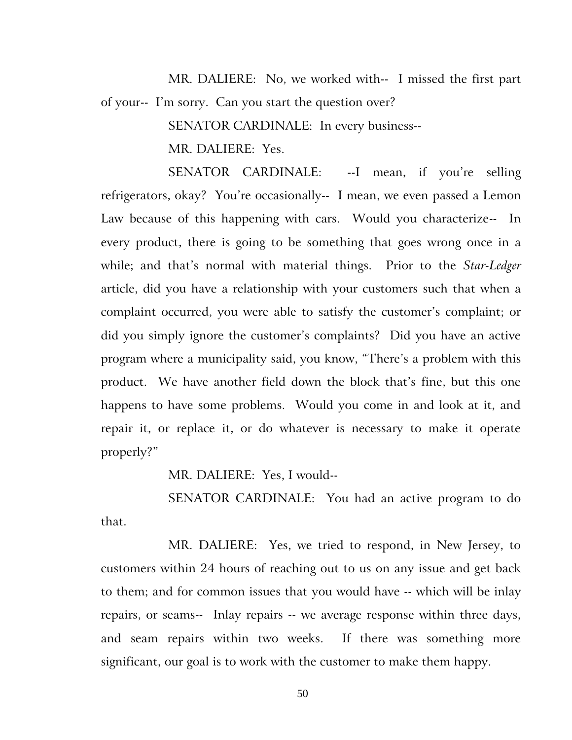MR. DALIERE: No, we worked with-- I missed the first part of your-- I'm sorry. Can you start the question over?

SENATOR CARDINALE: In every business--

MR. DALIERE: Yes.

SENATOR CARDINALE: --I mean, if you're selling refrigerators, okay? You're occasionally-- I mean, we even passed a Lemon Law because of this happening with cars. Would you characterize-- In every product, there is going to be something that goes wrong once in a while; and that's normal with material things. Prior to the *Star-Ledger* article, did you have a relationship with your customers such that when a complaint occurred, you were able to satisfy the customer's complaint; or did you simply ignore the customer's complaints? Did you have an active program where a municipality said, you know, "There's a problem with this product. We have another field down the block that's fine, but this one happens to have some problems. Would you come in and look at it, and repair it, or replace it, or do whatever is necessary to make it operate properly?"

MR. DALIERE: Yes, I would--

SENATOR CARDINALE: You had an active program to do that.

MR. DALIERE: Yes, we tried to respond, in New Jersey, to customers within 24 hours of reaching out to us on any issue and get back to them; and for common issues that you would have -- which will be inlay repairs, or seams-- Inlay repairs -- we average response within three days, and seam repairs within two weeks. If there was something more significant, our goal is to work with the customer to make them happy.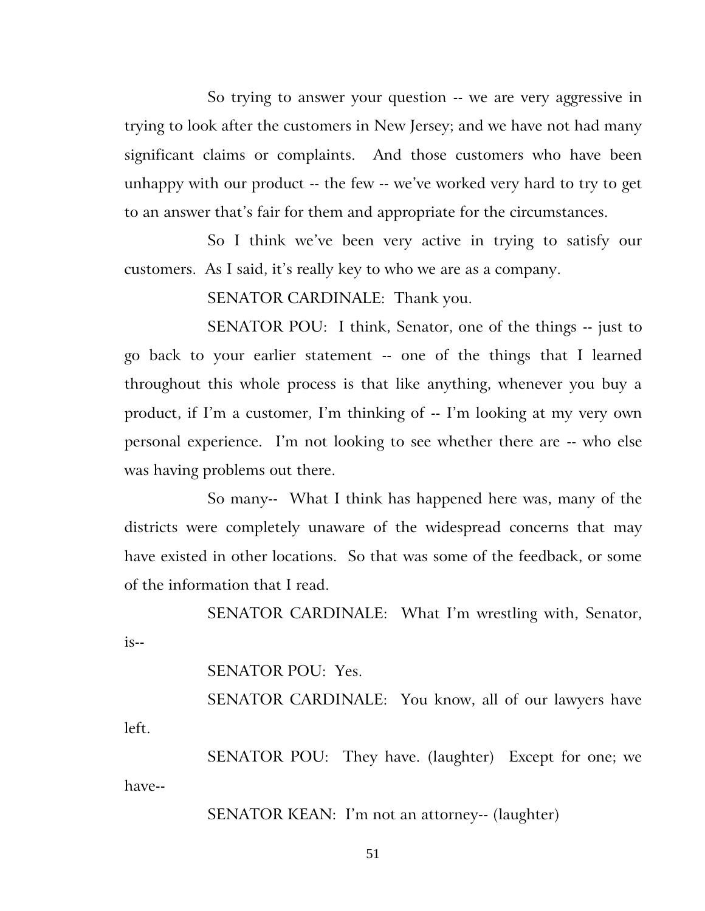So trying to answer your question -- we are very aggressive in trying to look after the customers in New Jersey; and we have not had many significant claims or complaints. And those customers who have been unhappy with our product -- the few -- we've worked very hard to try to get to an answer that's fair for them and appropriate for the circumstances.

So I think we've been very active in trying to satisfy our customers. As I said, it's really key to who we are as a company.

SENATOR CARDINALE: Thank you.

SENATOR POU: I think, Senator, one of the things -- just to go back to your earlier statement -- one of the things that I learned throughout this whole process is that like anything, whenever you buy a product, if I'm a customer, I'm thinking of -- I'm looking at my very own personal experience. I'm not looking to see whether there are -- who else was having problems out there.

So many-- What I think has happened here was, many of the districts were completely unaware of the widespread concerns that may have existed in other locations. So that was some of the feedback, or some of the information that I read.

SENATOR CARDINALE: What I'm wrestling with, Senator, is--

SENATOR POU: Yes.

SENATOR CARDINALE: You know, all of our lawyers have left.

SENATOR POU: They have. (laughter) Except for one; we have--

SENATOR KEAN: I'm not an attorney-- (laughter)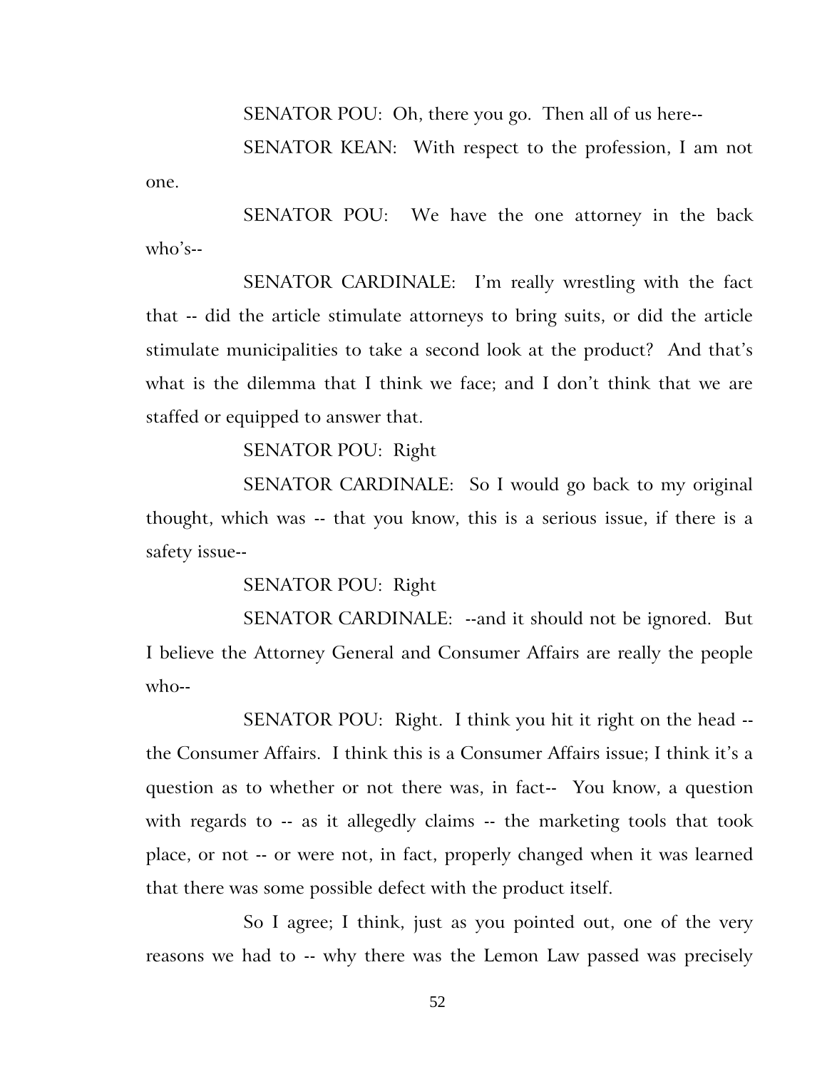SENATOR POU: Oh, there you go. Then all of us here--

SENATOR KEAN: With respect to the profession, I am not one.

SENATOR POU: We have the one attorney in the back who's--

SENATOR CARDINALE: I'm really wrestling with the fact that -- did the article stimulate attorneys to bring suits, or did the article stimulate municipalities to take a second look at the product? And that's what is the dilemma that I think we face; and I don't think that we are staffed or equipped to answer that.

SENATOR POU: Right

SENATOR CARDINALE: So I would go back to my original thought, which was -- that you know, this is a serious issue, if there is a safety issue--

SENATOR POU: Right

SENATOR CARDINALE: --and it should not be ignored. But I believe the Attorney General and Consumer Affairs are really the people who--

SENATOR POU: Right. I think you hit it right on the head -- the Consumer Affairs. I think this is a Consumer Affairs issue; I think it's a question as to whether or not there was, in fact-- You know, a question with regards to -- as it allegedly claims -- the marketing tools that took place, or not -- or were not, in fact, properly changed when it was learned that there was some possible defect with the product itself.

So I agree; I think, just as you pointed out, one of the very reasons we had to -- why there was the Lemon Law passed was precisely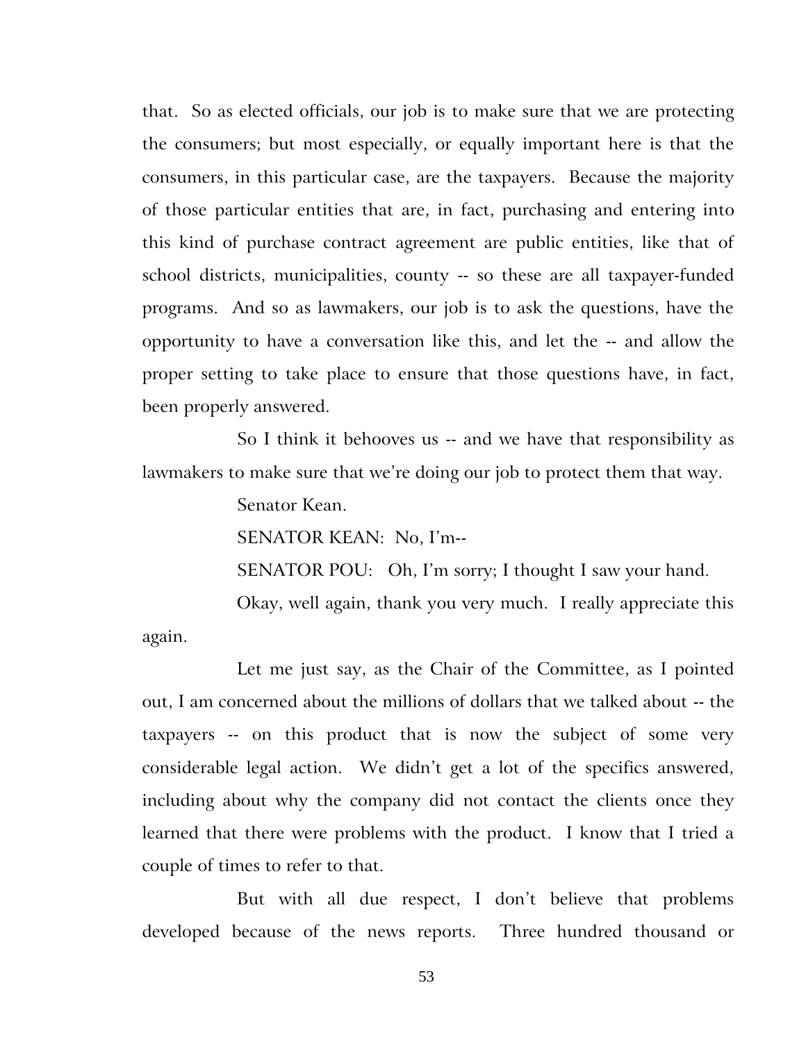that. So as elected officials, our job is to make sure that we are protecting the consumers; but most especially, or equally important here is that the consumers, in this particular case, are the taxpayers. Because the majority of those particular entities that are, in fact, purchasing and entering into this kind of purchase contract agreement are public entities, like that of school districts, municipalities, county -- so these are all taxpayer-funded programs. And so as lawmakers, our job is to ask the questions, have the opportunity to have a conversation like this, and let the -- and allow the proper setting to take place to ensure that those questions have, in fact, been properly answered.

So I think it behooves us -- and we have that responsibility as lawmakers to make sure that we're doing our job to protect them that way.

Senator Kean.

SENATOR KEAN: No, I'm--

SENATOR POU: Oh, I'm sorry; I thought I saw your hand.

Okay, well again, thank you very much. I really appreciate this again.

Let me just say, as the Chair of the Committee, as I pointed out, I am concerned about the millions of dollars that we talked about -- the taxpayers -- on this product that is now the subject of some very considerable legal action. We didn't get a lot of the specifics answered, including about why the company did not contact the clients once they learned that there were problems with the product. I know that I tried a couple of times to refer to that.

But with all due respect, I don't believe that problems developed because of the news reports. Three hundred thousand or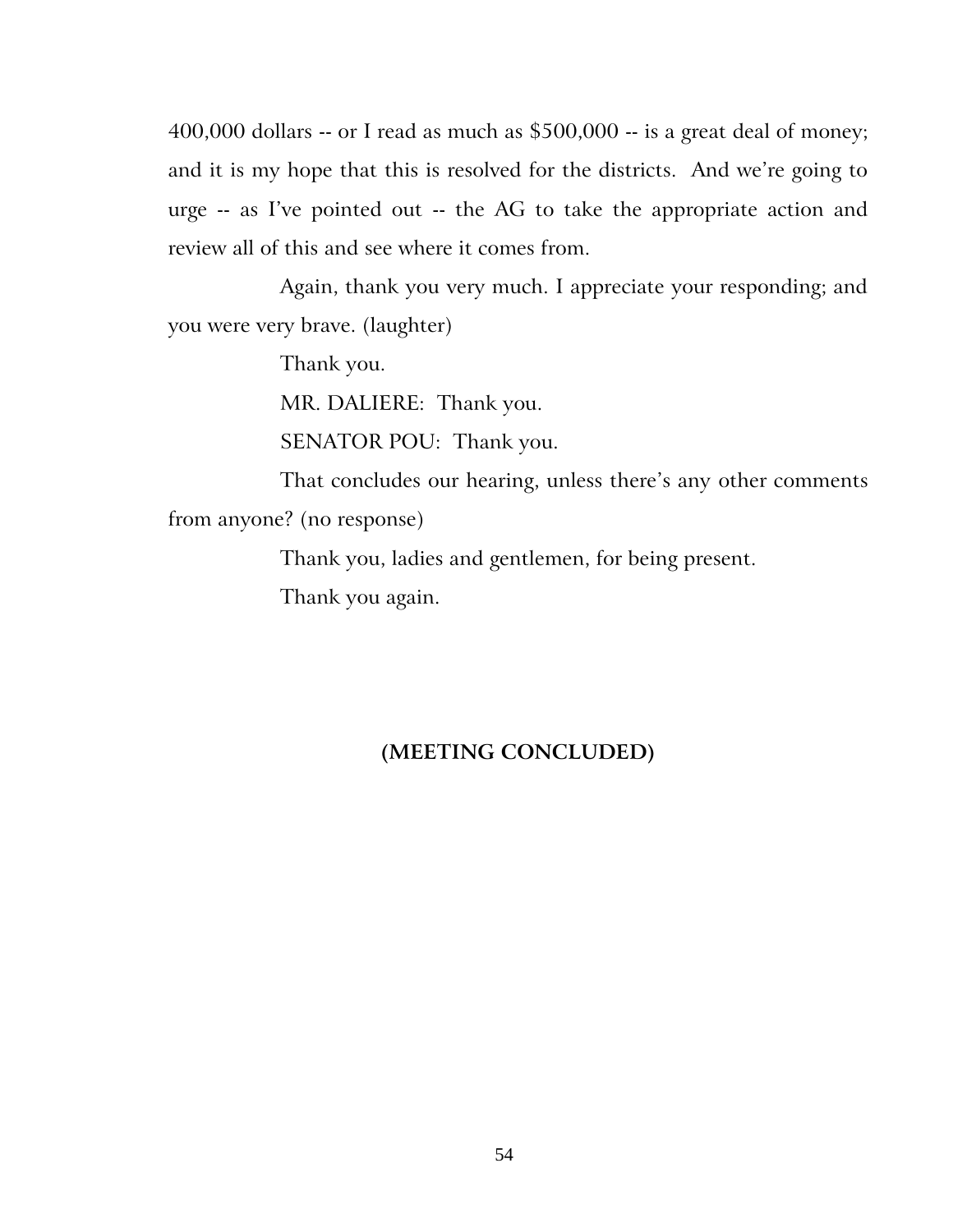400,000 dollars -- or I read as much as $500,000 -- is a great deal of money; and it is my hope that this is resolved for the districts. And we're going to urge -- as I've pointed out -- the AG to take the appropriate action and review all of this and see where it comes from.

Again, thank you very much. I appreciate your responding; and you were very brave. (laughter)

Thank you.

MR. DALIERE: Thank you.

SENATOR POU: Thank you.

That concludes our hearing, unless there's any other comments from anyone? (no response)

Thank you, ladies and gentlemen, for being present.

Thank you again.

**(MEETING CONCLUDED)**